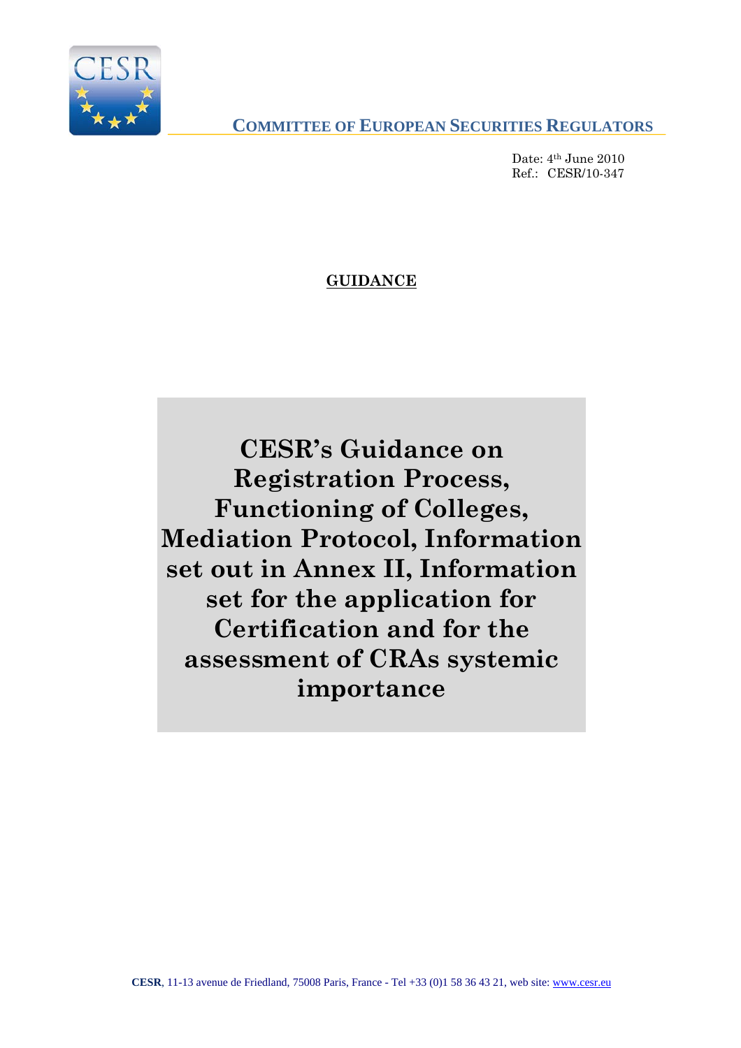**COMMITTEE OF EUROPEAN SECURITIES REGULATORS**

Date: 4th June 2010
Ref.: CESR/10-347

**GUIDANCE**

# CESR's Guidance on Registration Process, Functioning of Colleges, Mediation Protocol, Information set out in Annex II, Information set for the application for Certification and for the assessment of CRAs systemic importance

**CESR**, 11-13 avenue de Friedland, 75008 Paris, France - Tel +33 (0)1 58 36 43 21, web site: www.cesr.eu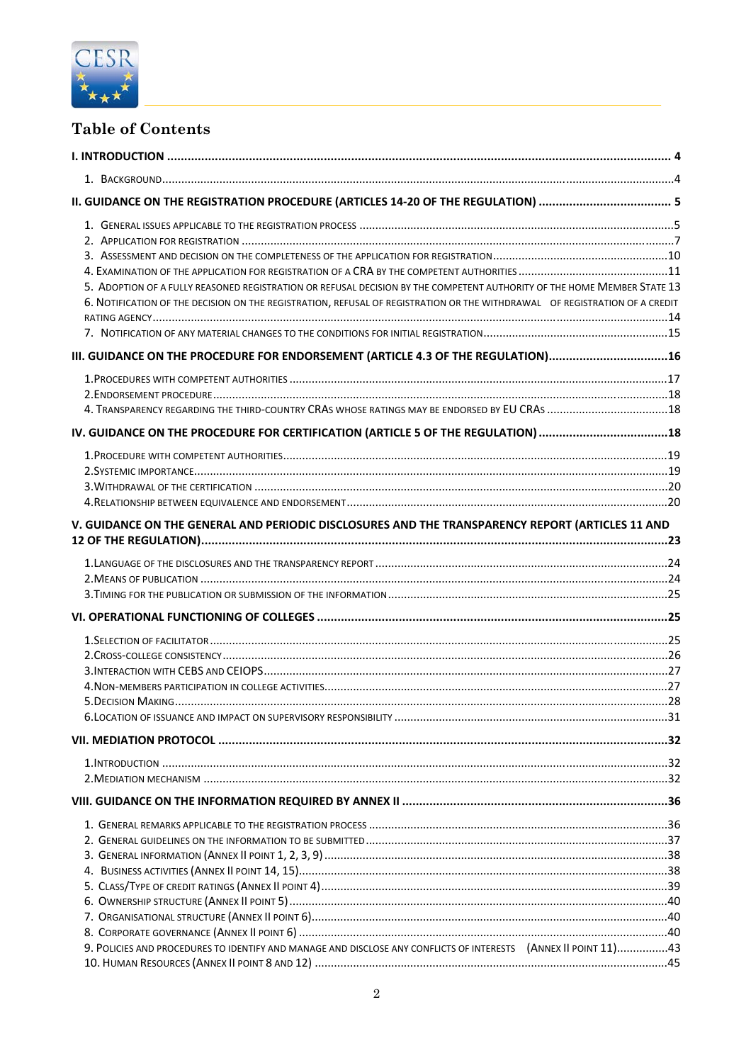# Table of Contents

**I. INTRODUCTION ... 4**

1. BACKGROUND ... 4

**II. GUIDANCE ON THE REGISTRATION PROCEDURE (ARTICLES 14-20 OF THE REGULATION) ... 5**

1. GENERAL ISSUES APPLICABLE TO THE REGISTRATION PROCESS ... 5
2. APPLICATION FOR REGISTRATION ... 7
3. ASSESSMENT AND DECISION ON THE COMPLETENESS OF THE APPLICATION FOR REGISTRATION ... 10
4. EXAMINATION OF THE APPLICATION FOR REGISTRATION OF A CRA BY THE COMPETENT AUTHORITIES ... 11
5. ADOPTION OF A FULLY REASONED REGISTRATION OR REFUSAL DECISION BY THE COMPETENT AUTHORITY OF THE HOME MEMBER STATE 13
6. NOTIFICATION OF THE DECISION ON THE REGISTRATION, REFUSAL OF REGISTRATION OR THE WITHDRAWAL OF REGISTRATION OF A CREDIT RATING AGENCY ... 14
7. NOTIFICATION OF ANY MATERIAL CHANGES TO THE CONDITIONS FOR INITIAL REGISTRATION ... 15

**III. GUIDANCE ON THE PROCEDURE FOR ENDORSEMENT (ARTICLE 4.3 OF THE REGULATION) ... 16**

1. PROCEDURES WITH COMPETENT AUTHORITIES ... 17
2. ENDORSEMENT PROCEDURE ... 18
4. TRANSPARENCY REGARDING THE THIRD-COUNTRY CRAS WHOSE RATINGS MAY BE ENDORSED BY EU CRAS ... 18

**IV. GUIDANCE ON THE PROCEDURE FOR CERTIFICATION (ARTICLE 5 OF THE REGULATION) ... 18**

1. PROCEDURE WITH COMPETENT AUTHORITIES ... 19
2. SYSTEMIC IMPORTANCE ... 19
3. WITHDRAWAL OF THE CERTIFICATION ... 20
4. RELATIONSHIP BETWEEN EQUIVALENCE AND ENDORSEMENT ... 20

**V. GUIDANCE ON THE GENERAL AND PERIODIC DISCLOSURES AND THE TRANSPARENCY REPORT (ARTICLES 11 AND 12 OF THE REGULATION) ... 23**

1. LANGUAGE OF THE DISCLOSURES AND THE TRANSPARENCY REPORT ... 24
2. MEANS OF PUBLICATION ... 24
3. TIMING FOR THE PUBLICATION OR SUBMISSION OF THE INFORMATION ... 25

**VI. OPERATIONAL FUNCTIONING OF COLLEGES ... 25**

1. SELECTION OF FACILITATOR ... 25
2. CROSS-COLLEGE CONSISTENCY ... 26
3. INTERACTION WITH CEBS AND CEIOPS ... 27
4. NON-MEMBERS PARTICIPATION IN COLLEGE ACTIVITIES ... 27
5. DECISION MAKING ... 28
6. LOCATION OF ISSUANCE AND IMPACT ON SUPERVISORY RESPONSIBILITY ... 31

**VII. MEDIATION PROTOCOL ... 32**

1. INTRODUCTION ... 32
2. MEDIATION MECHANISM ... 32

**VIII. GUIDANCE ON THE INFORMATION REQUIRED BY ANNEX II ... 36**

1. GENERAL REMARKS APPLICABLE TO THE REGISTRATION PROCESS ... 36
2. GENERAL GUIDELINES ON THE INFORMATION TO BE SUBMITTED ... 37
3. GENERAL INFORMATION (ANNEX II POINT 1, 2, 3, 9) ... 38
4. BUSINESS ACTIVITIES (ANNEX II POINT 14, 15) ... 38
5. CLASS/TYPE OF CREDIT RATINGS (ANNEX II POINT 4) ... 39
6. OWNERSHIP STRUCTURE (ANNEX II POINT 5) ... 40
7. ORGANISATIONAL STRUCTURE (ANNEX II POINT 6) ... 40
8. CORPORATE GOVERNANCE (ANNEX II POINT 6) ... 40
9. POLICIES AND PROCEDURES TO IDENTIFY AND MANAGE AND DISCLOSE ANY CONFLICTS OF INTERESTS (ANNEX II POINT 11) ... 43
10. HUMAN RESOURCES (ANNEX II POINT 8 AND 12) ... 45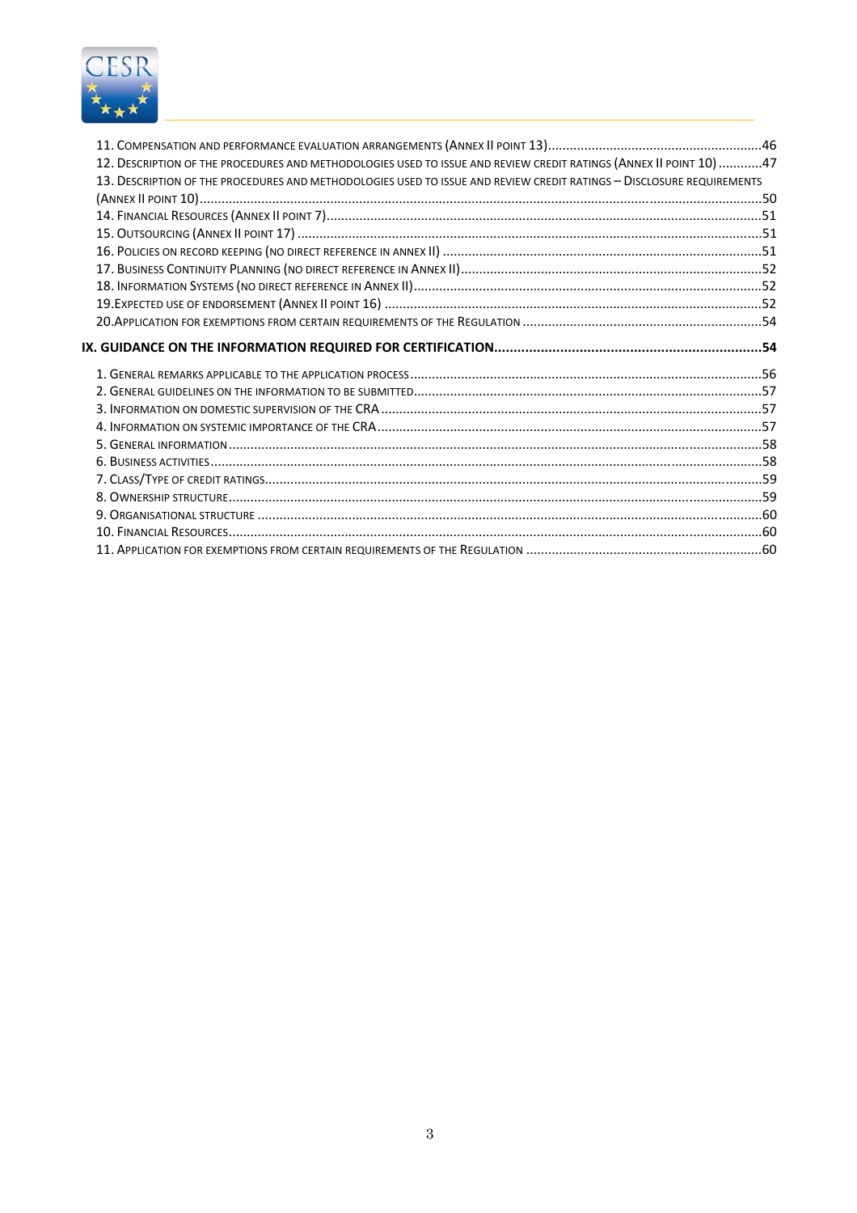11. Compensation and performance evaluation arrangements (Annex II point 13) .....46
12. Description of the procedures and methodologies used to issue and review credit ratings (Annex II point 10) .....47
13. Description of the procedures and methodologies used to issue and review credit ratings – Disclosure requirements (Annex II point 10) .....50
14. Financial Resources (Annex II point 7) .....51
15. Outsourcing (Annex II point 17) .....51
16. Policies on record keeping (no direct reference in annex II) .....51
17. Business Continuity Planning (no direct reference in Annex II) .....52
18. Information Systems (no direct reference in Annex II) .....52
19. Expected use of endorsement (Annex II point 16) .....52
20. Application for exemptions from certain requirements of the Regulation .....54

**IX. GUIDANCE ON THE INFORMATION REQUIRED FOR CERTIFICATION .....54**

1. General remarks applicable to the application process .....56
2. General guidelines on the information to be submitted .....57
3. Information on domestic supervision of the CRA .....57
4. Information on systemic importance of the CRA .....57
5. General information .....58
6. Business activities .....58
7. Class/Type of credit ratings .....59
8. Ownership structure .....59
9. Organisational structure .....60
10. Financial Resources .....60
11. Application for exemptions from certain requirements of the Regulation .....60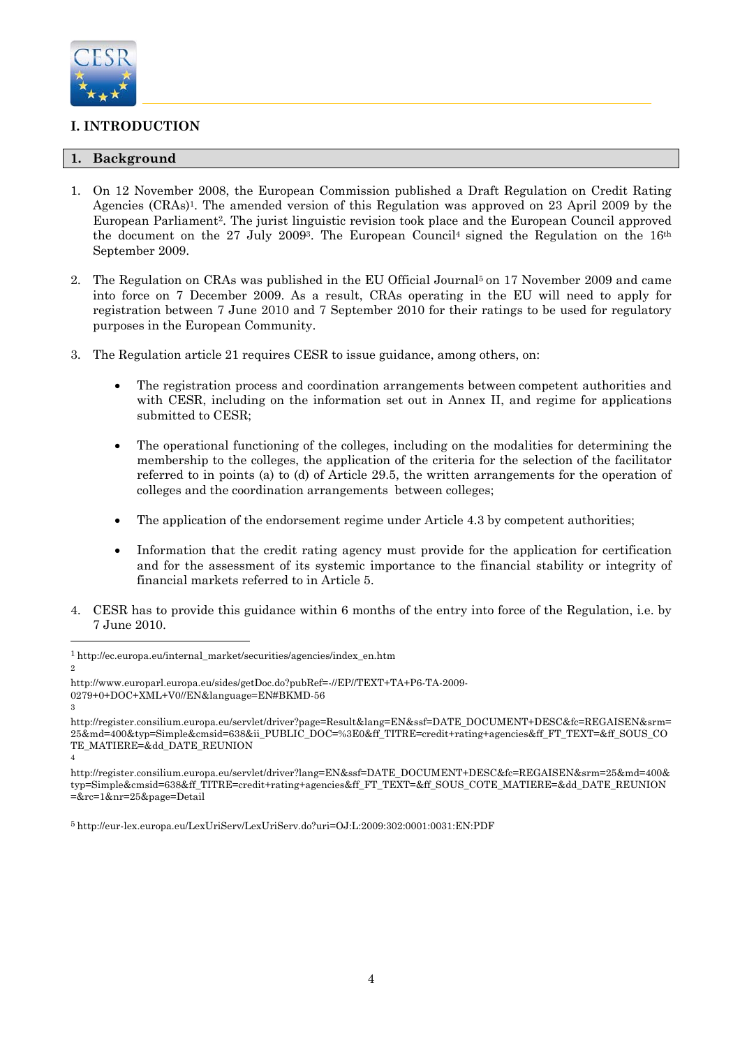# I. INTRODUCTION

## 1. Background

1. On 12 November 2008, the European Commission published a Draft Regulation on Credit Rating Agencies (CRAs)[1]. The amended version of this Regulation was approved on 23 April 2009 by the European Parliament[2]. The jurist linguistic revision took place and the European Council approved the document on the 27 July 2009[3]. The European Council[4] signed the Regulation on the 16th September 2009.

2. The Regulation on CRAs was published in the EU Official Journal[5] on 17 November 2009 and came into force on 7 December 2009. As a result, CRAs operating in the EU will need to apply for registration between 7 June 2010 and 7 September 2010 for their ratings to be used for regulatory purposes in the European Community.

3. The Regulation article 21 requires CESR to issue guidance, among others, on:

   - The registration process and coordination arrangements between competent authorities and with CESR, including on the information set out in Annex II, and regime for applications submitted to CESR;

   - The operational functioning of the colleges, including on the modalities for determining the membership to the colleges, the application of the criteria for the selection of the facilitator referred to in points (a) to (d) of Article 29.5, the written arrangements for the operation of colleges and the coordination arrangements between colleges;

   - The application of the endorsement regime under Article 4.3 by competent authorities;

   - Information that the credit rating agency must provide for the application for certification and for the assessment of its systemic importance to the financial stability or integrity of financial markets referred to in Article 5.

4. CESR has to provide this guidance within 6 months of the entry into force of the Regulation, i.e. by 7 June 2010.

---

[1] http://ec.europa.eu/internal_market/securities/agencies/index_en.htm

[2] http://www.europarl.europa.eu/sides/getDoc.do?pubRef=-//EP//TEXT+TA+P6-TA-2009-0279+0+DOC+XML+V0//EN&language=EN#BKMD-56

[3] http://register.consilium.europa.eu/servlet/driver?page=Result&lang=EN&ssf=DATE_DOCUMENT+DESC&fc=REGAISEN&srm=25&md=400&typ=Simple&cmsid=638&ii_PUBLIC_DOC=%3E0&ff_TITRE=credit+rating+agencies&ff_FT_TEXT=&ff_SOUS_COTE_MATIERE=&dd_DATE_REUNION

[4] http://register.consilium.europa.eu/servlet/driver?lang=EN&ssf=DATE_DOCUMENT+DESC&fc=REGAISEN&srm=25&md=400&typ=Simple&cmsid=638&ff_TITRE=credit+rating+agencies&ff_FT_TEXT=&ff_SOUS_COTE_MATIERE=&dd_DATE_REUNION=&rc=1&nr=25&page=Detail

[5] http://eur-lex.europa.eu/LexUriServ/LexUriServ.do?uri=OJ:L:2009:302:0001:0031:EN:PDF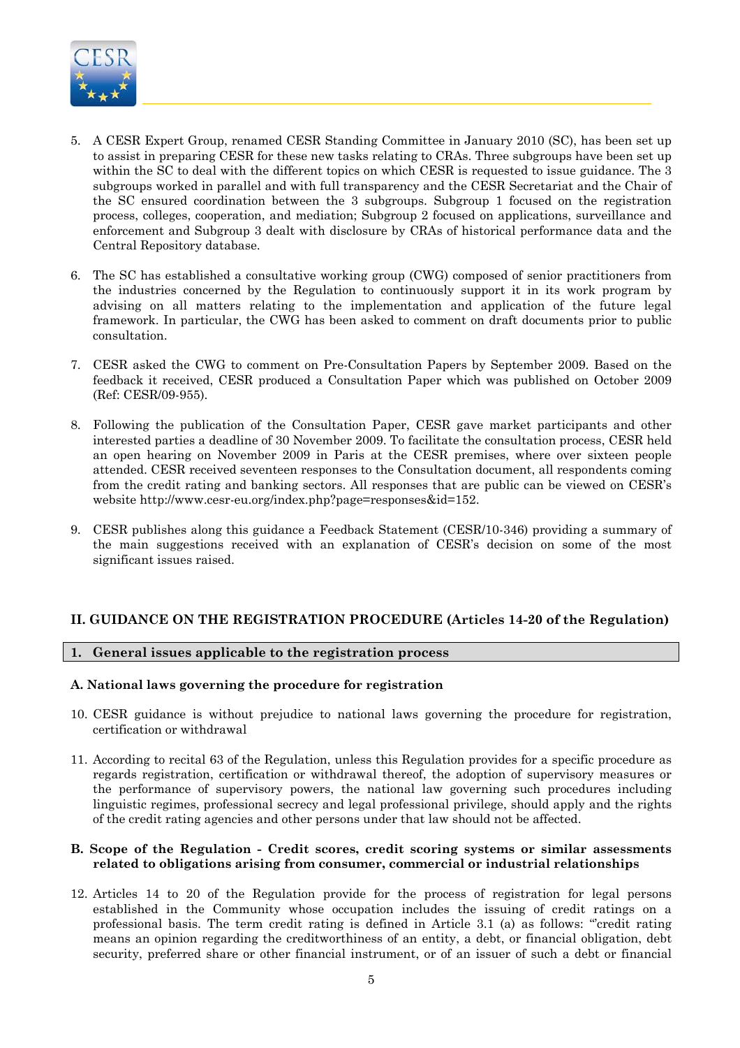5. A CESR Expert Group, renamed CESR Standing Committee in January 2010 (SC), has been set up to assist in preparing CESR for these new tasks relating to CRAs. Three subgroups have been set up within the SC to deal with the different topics on which CESR is requested to issue guidance. The 3 subgroups worked in parallel and with full transparency and the CESR Secretariat and the Chair of the SC ensured coordination between the 3 subgroups. Subgroup 1 focused on the registration process, colleges, cooperation, and mediation; Subgroup 2 focused on applications, surveillance and enforcement and Subgroup 3 dealt with disclosure by CRAs of historical performance data and the Central Repository database.

6. The SC has established a consultative working group (CWG) composed of senior practitioners from the industries concerned by the Regulation to continuously support it in its work program by advising on all matters relating to the implementation and application of the future legal framework. In particular, the CWG has been asked to comment on draft documents prior to public consultation.

7. CESR asked the CWG to comment on Pre-Consultation Papers by September 2009. Based on the feedback it received, CESR produced a Consultation Paper which was published on October 2009 (Ref: CESR/09-955).

8. Following the publication of the Consultation Paper, CESR gave market participants and other interested parties a deadline of 30 November 2009. To facilitate the consultation process, CESR held an open hearing on November 2009 in Paris at the CESR premises, where over sixteen people attended. CESR received seventeen responses to the Consultation document, all respondents coming from the credit rating and banking sectors. All responses that are public can be viewed on CESR's website http://www.cesr-eu.org/index.php?page=responses&id=152.

9. CESR publishes along this guidance a Feedback Statement (CESR/10-346) providing a summary of the main suggestions received with an explanation of CESR's decision on some of the most significant issues raised.

## II. GUIDANCE ON THE REGISTRATION PROCEDURE (Articles 14-20 of the Regulation)

### 1. General issues applicable to the registration process

#### A. National laws governing the procedure for registration

10. CESR guidance is without prejudice to national laws governing the procedure for registration, certification or withdrawal

11. According to recital 63 of the Regulation, unless this Regulation provides for a specific procedure as regards registration, certification or withdrawal thereof, the adoption of supervisory measures or the performance of supervisory powers, the national law governing such procedures including linguistic regimes, professional secrecy and legal professional privilege, should apply and the rights of the credit rating agencies and other persons under that law should not be affected.

#### B. Scope of the Regulation - Credit scores, credit scoring systems or similar assessments related to obligations arising from consumer, commercial or industrial relationships

12. Articles 14 to 20 of the Regulation provide for the process of registration for legal persons established in the Community whose occupation includes the issuing of credit ratings on a professional basis. The term credit rating is defined in Article 3.1 (a) as follows: "'credit rating means an opinion regarding the creditworthiness of an entity, a debt, or financial obligation, debt security, preferred share or other financial instrument, or of an issuer of such a debt or financial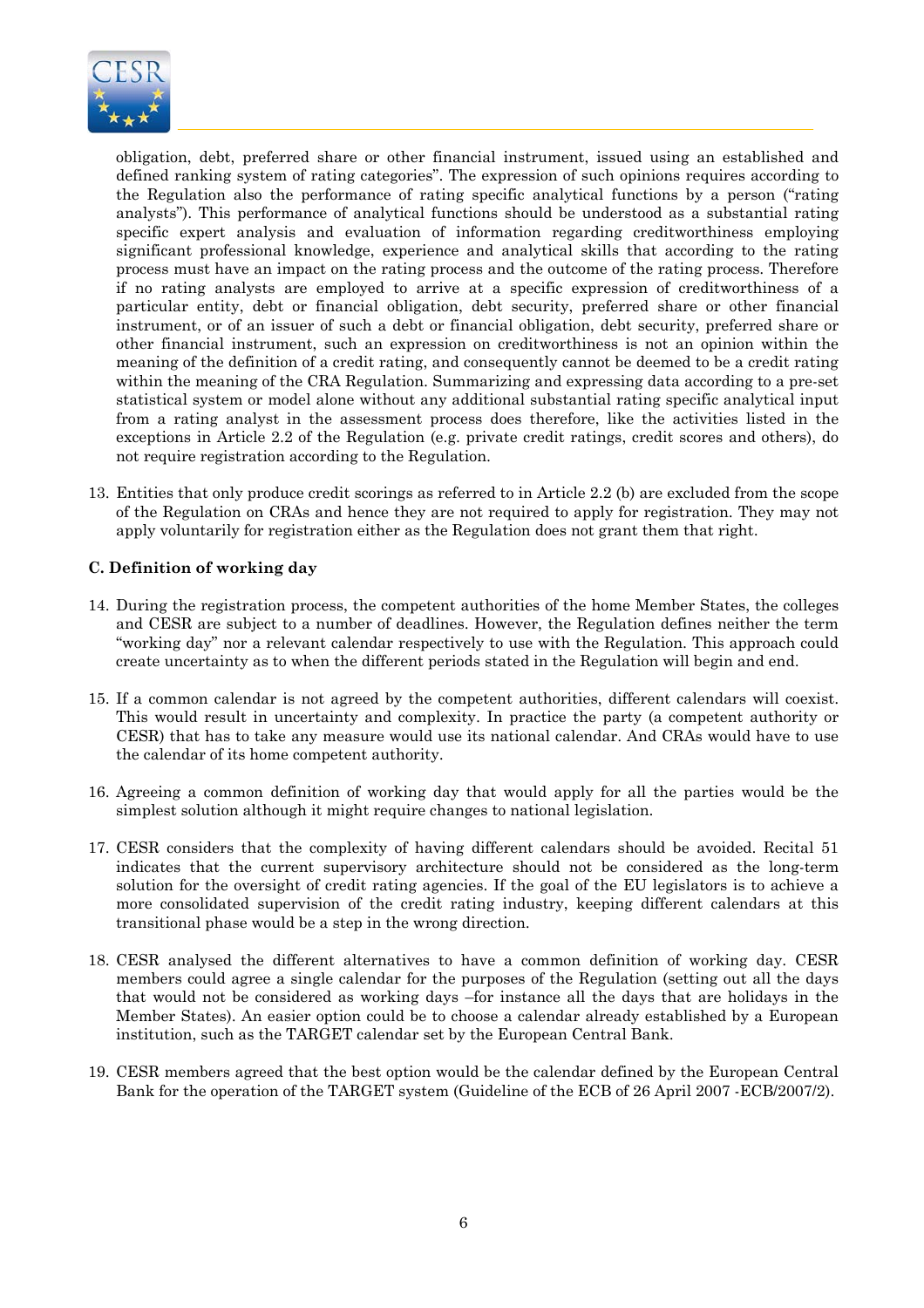obligation, debt, preferred share or other financial instrument, issued using an established and defined ranking system of rating categories". The expression of such opinions requires according to the Regulation also the performance of rating specific analytical functions by a person ("rating analysts"). This performance of analytical functions should be understood as a substantial rating specific expert analysis and evaluation of information regarding creditworthiness employing significant professional knowledge, experience and analytical skills that according to the rating process must have an impact on the rating process and the outcome of the rating process. Therefore if no rating analysts are employed to arrive at a specific expression of creditworthiness of a particular entity, debt or financial obligation, debt security, preferred share or other financial instrument, or of an issuer of such a debt or financial obligation, debt security, preferred share or other financial instrument, such an expression on creditworthiness is not an opinion within the meaning of the definition of a credit rating, and consequently cannot be deemed to be a credit rating within the meaning of the CRA Regulation. Summarizing and expressing data according to a pre-set statistical system or model alone without any additional substantial rating specific analytical input from a rating analyst in the assessment process does therefore, like the activities listed in the exceptions in Article 2.2 of the Regulation (e.g. private credit ratings, credit scores and others), do not require registration according to the Regulation.

13. Entities that only produce credit scorings as referred to in Article 2.2 (b) are excluded from the scope of the Regulation on CRAs and hence they are not required to apply for registration. They may not apply voluntarily for registration either as the Regulation does not grant them that right.

### C. Definition of working day

14. During the registration process, the competent authorities of the home Member States, the colleges and CESR are subject to a number of deadlines. However, the Regulation defines neither the term "working day" nor a relevant calendar respectively to use with the Regulation. This approach could create uncertainty as to when the different periods stated in the Regulation will begin and end.

15. If a common calendar is not agreed by the competent authorities, different calendars will coexist. This would result in uncertainty and complexity. In practice the party (a competent authority or CESR) that has to take any measure would use its national calendar. And CRAs would have to use the calendar of its home competent authority.

16. Agreeing a common definition of working day that would apply for all the parties would be the simplest solution although it might require changes to national legislation.

17. CESR considers that the complexity of having different calendars should be avoided. Recital 51 indicates that the current supervisory architecture should not be considered as the long-term solution for the oversight of credit rating agencies. If the goal of the EU legislators is to achieve a more consolidated supervision of the credit rating industry, keeping different calendars at this transitional phase would be a step in the wrong direction.

18. CESR analysed the different alternatives to have a common definition of working day. CESR members could agree a single calendar for the purposes of the Regulation (setting out all the days that would not be considered as working days –for instance all the days that are holidays in the Member States). An easier option could be to choose a calendar already established by a European institution, such as the TARGET calendar set by the European Central Bank.

19. CESR members agreed that the best option would be the calendar defined by the European Central Bank for the operation of the TARGET system (Guideline of the ECB of 26 April 2007 -ECB/2007/2).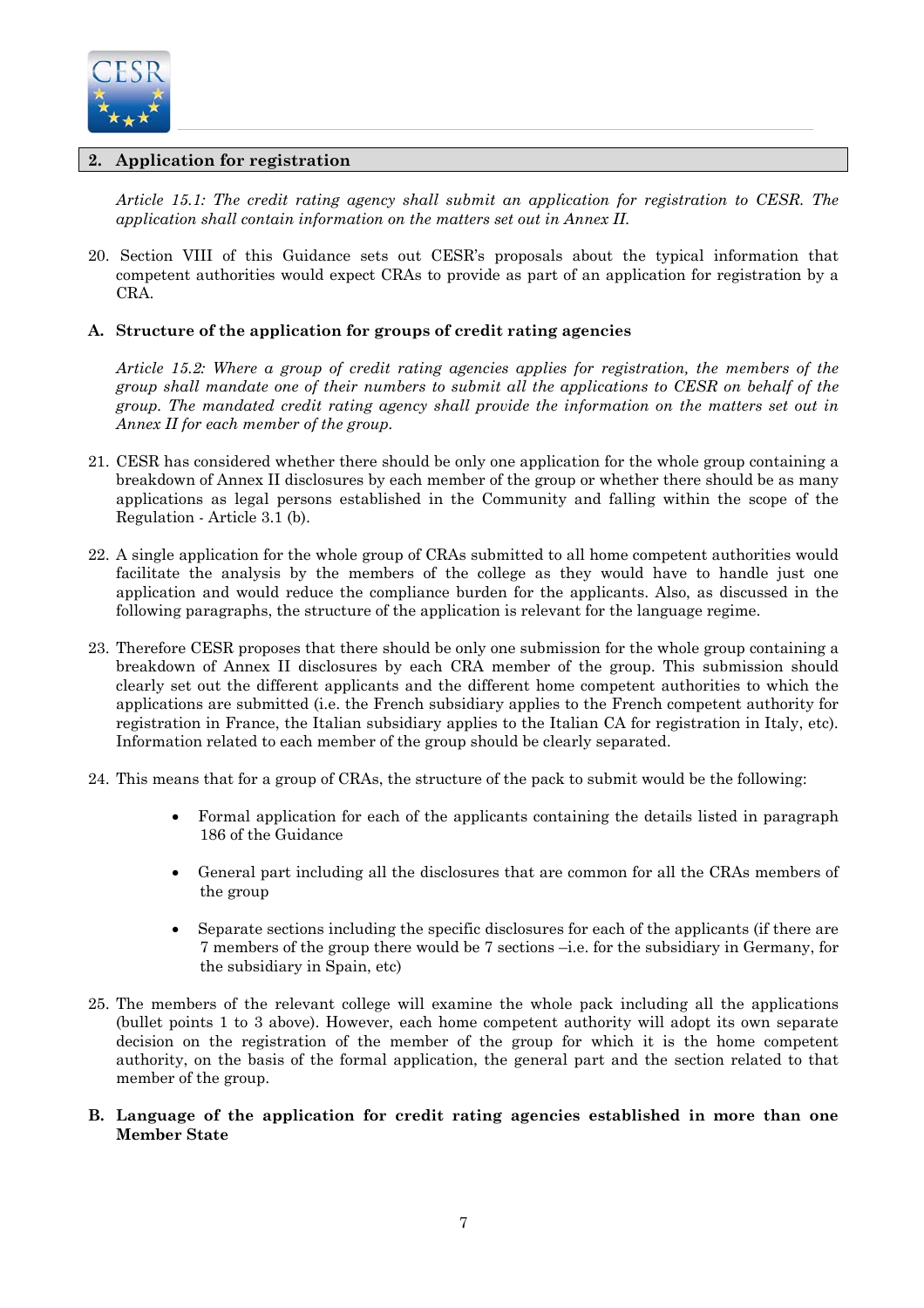## 2. Application for registration

*Article 15.1: The credit rating agency shall submit an application for registration to CESR. The application shall contain information on the matters set out in Annex II.*

20. Section VIII of this Guidance sets out CESR's proposals about the typical information that competent authorities would expect CRAs to provide as part of an application for registration by a CRA.

### A. Structure of the application for groups of credit rating agencies

*Article 15.2: Where a group of credit rating agencies applies for registration, the members of the group shall mandate one of their numbers to submit all the applications to CESR on behalf of the group. The mandated credit rating agency shall provide the information on the matters set out in Annex II for each member of the group.*

21. CESR has considered whether there should be only one application for the whole group containing a breakdown of Annex II disclosures by each member of the group or whether there should be as many applications as legal persons established in the Community and falling within the scope of the Regulation - Article 3.1 (b).

22. A single application for the whole group of CRAs submitted to all home competent authorities would facilitate the analysis by the members of the college as they would have to handle just one application and would reduce the compliance burden for the applicants. Also, as discussed in the following paragraphs, the structure of the application is relevant for the language regime.

23. Therefore CESR proposes that there should be only one submission for the whole group containing a breakdown of Annex II disclosures by each CRA member of the group. This submission should clearly set out the different applicants and the different home competent authorities to which the applications are submitted (i.e. the French subsidiary applies to the French competent authority for registration in France, the Italian subsidiary applies to the Italian CA for registration in Italy, etc). Information related to each member of the group should be clearly separated.

24. This means that for a group of CRAs, the structure of the pack to submit would be the following:

    - Formal application for each of the applicants containing the details listed in paragraph 186 of the Guidance
    - General part including all the disclosures that are common for all the CRAs members of the group
    - Separate sections including the specific disclosures for each of the applicants (if there are 7 members of the group there would be 7 sections –i.e. for the subsidiary in Germany, for the subsidiary in Spain, etc)

25. The members of the relevant college will examine the whole pack including all the applications (bullet points 1 to 3 above). However, each home competent authority will adopt its own separate decision on the registration of the member of the group for which it is the home competent authority, on the basis of the formal application, the general part and the section related to that member of the group.

### B. Language of the application for credit rating agencies established in more than one Member State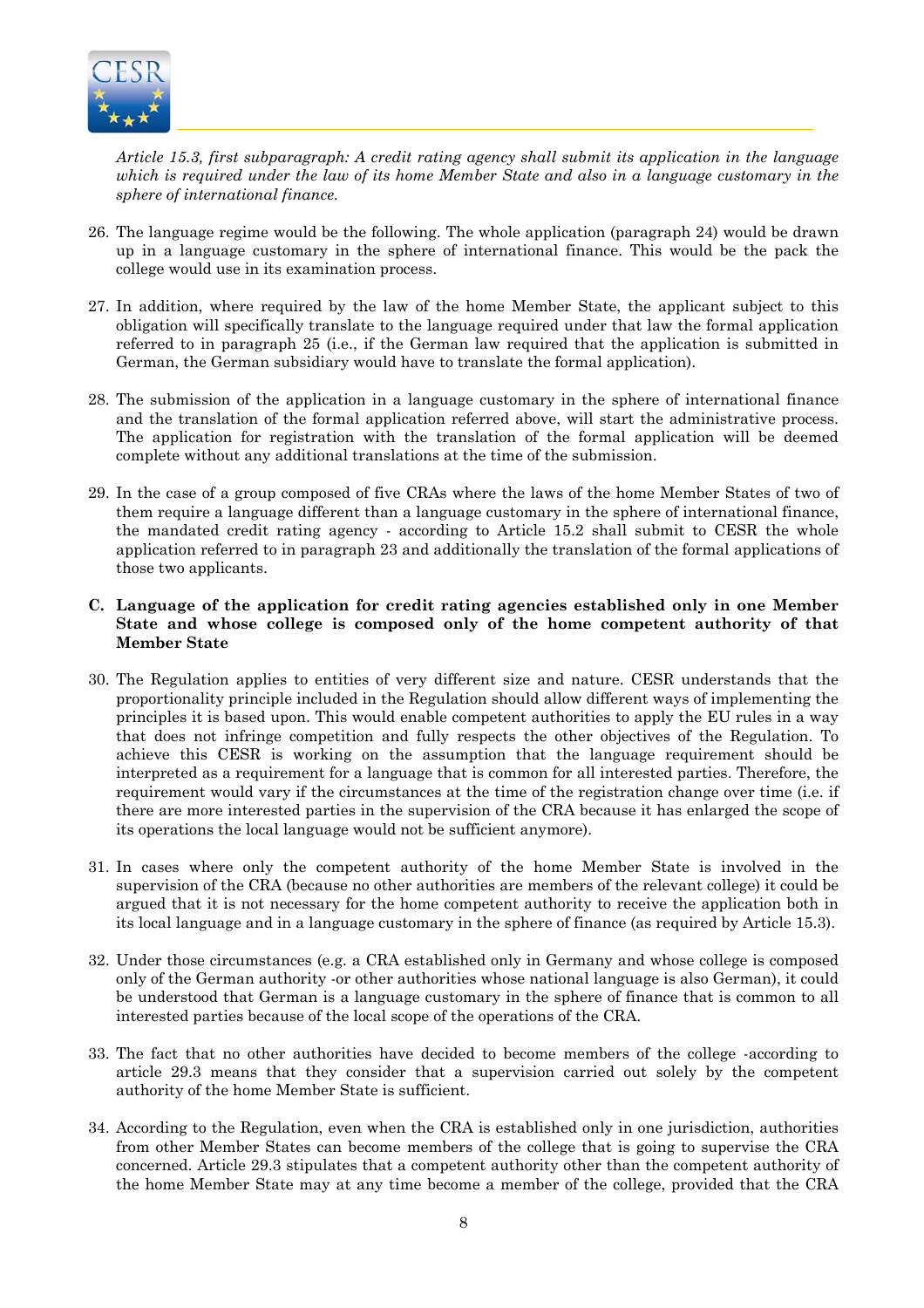*Article 15.3, first subparagraph: A credit rating agency shall submit its application in the language which is required under the law of its home Member State and also in a language customary in the sphere of international finance.*

26. The language regime would be the following. The whole application (paragraph 24) would be drawn up in a language customary in the sphere of international finance. This would be the pack the college would use in its examination process.

27. In addition, where required by the law of the home Member State, the applicant subject to this obligation will specifically translate to the language required under that law the formal application referred to in paragraph 25 (i.e., if the German law required that the application is submitted in German, the German subsidiary would have to translate the formal application).

28. The submission of the application in a language customary in the sphere of international finance and the translation of the formal application referred above, will start the administrative process. The application for registration with the translation of the formal application will be deemed complete without any additional translations at the time of the submission.

29. In the case of a group composed of five CRAs where the laws of the home Member States of two of them require a language different than a language customary in the sphere of international finance, the mandated credit rating agency - according to Article 15.2 shall submit to CESR the whole application referred to in paragraph 23 and additionally the translation of the formal applications of those two applicants.

### C. Language of the application for credit rating agencies established only in one Member State and whose college is composed only of the home competent authority of that Member State

30. The Regulation applies to entities of very different size and nature. CESR understands that the proportionality principle included in the Regulation should allow different ways of implementing the principles it is based upon. This would enable competent authorities to apply the EU rules in a way that does not infringe competition and fully respects the other objectives of the Regulation. To achieve this CESR is working on the assumption that the language requirement should be interpreted as a requirement for a language that is common for all interested parties. Therefore, the requirement would vary if the circumstances at the time of the registration change over time (i.e. if there are more interested parties in the supervision of the CRA because it has enlarged the scope of its operations the local language would not be sufficient anymore).

31. In cases where only the competent authority of the home Member State is involved in the supervision of the CRA (because no other authorities are members of the relevant college) it could be argued that it is not necessary for the home competent authority to receive the application both in its local language and in a language customary in the sphere of finance (as required by Article 15.3).

32. Under those circumstances (e.g. a CRA established only in Germany and whose college is composed only of the German authority -or other authorities whose national language is also German), it could be understood that German is a language customary in the sphere of finance that is common to all interested parties because of the local scope of the operations of the CRA.

33. The fact that no other authorities have decided to become members of the college -according to article 29.3 means that they consider that a supervision carried out solely by the competent authority of the home Member State is sufficient.

34. According to the Regulation, even when the CRA is established only in one jurisdiction, authorities from other Member States can become members of the college that is going to supervise the CRA concerned. Article 29.3 stipulates that a competent authority other than the competent authority of the home Member State may at any time become a member of the college, provided that the CRA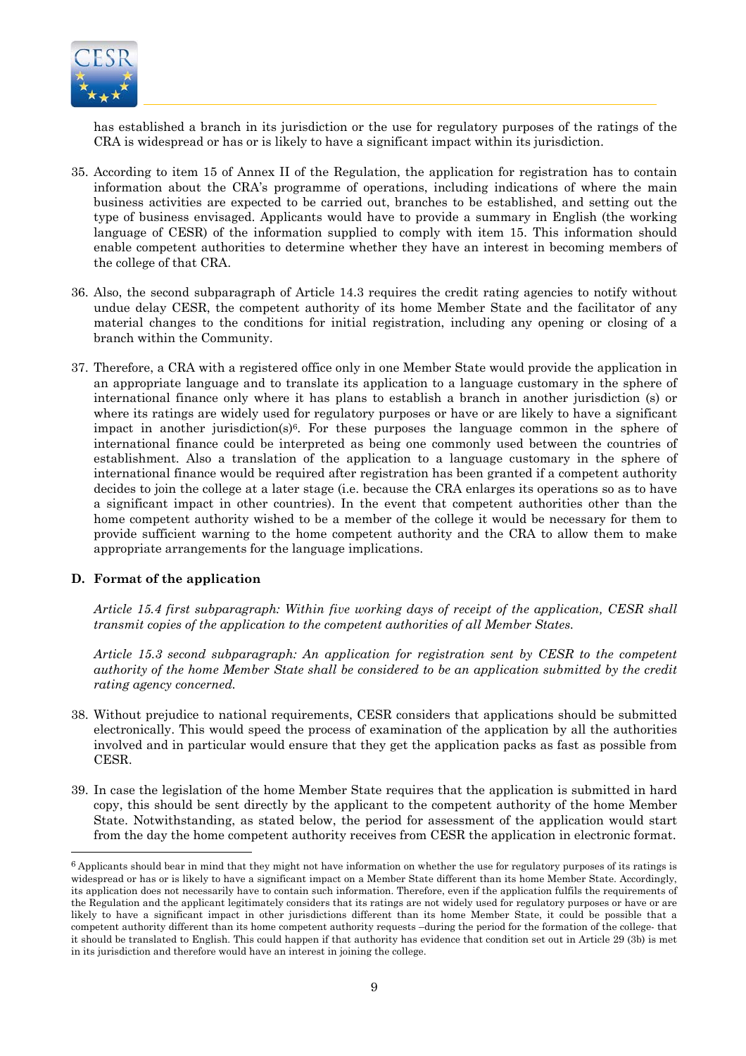has established a branch in its jurisdiction or the use for regulatory purposes of the ratings of the CRA is widespread or has or is likely to have a significant impact within its jurisdiction.

35. According to item 15 of Annex II of the Regulation, the application for registration has to contain information about the CRA's programme of operations, including indications of where the main business activities are expected to be carried out, branches to be established, and setting out the type of business envisaged. Applicants would have to provide a summary in English (the working language of CESR) of the information supplied to comply with item 15. This information should enable competent authorities to determine whether they have an interest in becoming members of the college of that CRA.

36. Also, the second subparagraph of Article 14.3 requires the credit rating agencies to notify without undue delay CESR, the competent authority of its home Member State and the facilitator of any material changes to the conditions for initial registration, including any opening or closing of a branch within the Community.

37. Therefore, a CRA with a registered office only in one Member State would provide the application in an appropriate language and to translate its application to a language customary in the sphere of international finance only where it has plans to establish a branch in another jurisdiction (s) or where its ratings are widely used for regulatory purposes or have or are likely to have a significant impact in another jurisdiction(s)[6]. For these purposes the language common in the sphere of international finance could be interpreted as being one commonly used between the countries of establishment. Also a translation of the application to a language customary in the sphere of international finance would be required after registration has been granted if a competent authority decides to join the college at a later stage (i.e. because the CRA enlarges its operations so as to have a significant impact in other countries). In the event that competent authorities other than the home competent authority wished to be a member of the college it would be necessary for them to provide sufficient warning to the home competent authority and the CRA to allow them to make appropriate arrangements for the language implications.

### D. Format of the application

*Article 15.4 first subparagraph: Within five working days of receipt of the application, CESR shall transmit copies of the application to the competent authorities of all Member States.*

*Article 15.3 second subparagraph: An application for registration sent by CESR to the competent authority of the home Member State shall be considered to be an application submitted by the credit rating agency concerned.*

38. Without prejudice to national requirements, CESR considers that applications should be submitted electronically. This would speed the process of examination of the application by all the authorities involved and in particular would ensure that they get the application packs as fast as possible from CESR.

39. In case the legislation of the home Member State requires that the application is submitted in hard copy, this should be sent directly by the applicant to the competent authority of the home Member State. Notwithstanding, as stated below, the period for assessment of the application would start from the day the home competent authority receives from CESR the application in electronic format.

---

[6] Applicants should bear in mind that they might not have information on whether the use for regulatory purposes of its ratings is widespread or has or is likely to have a significant impact on a Member State different than its home Member State. Accordingly, its application does not necessarily have to contain such information. Therefore, even if the application fulfils the requirements of the Regulation and the applicant legitimately considers that its ratings are not widely used for regulatory purposes or have or are likely to have a significant impact in other jurisdictions different than its home Member State, it could be possible that a competent authority different than its home competent authority requests –during the period for the formation of the college- that it should be translated to English. This could happen if that authority has evidence that condition set out in Article 29 (3b) is met in its jurisdiction and therefore would have an interest in joining the college.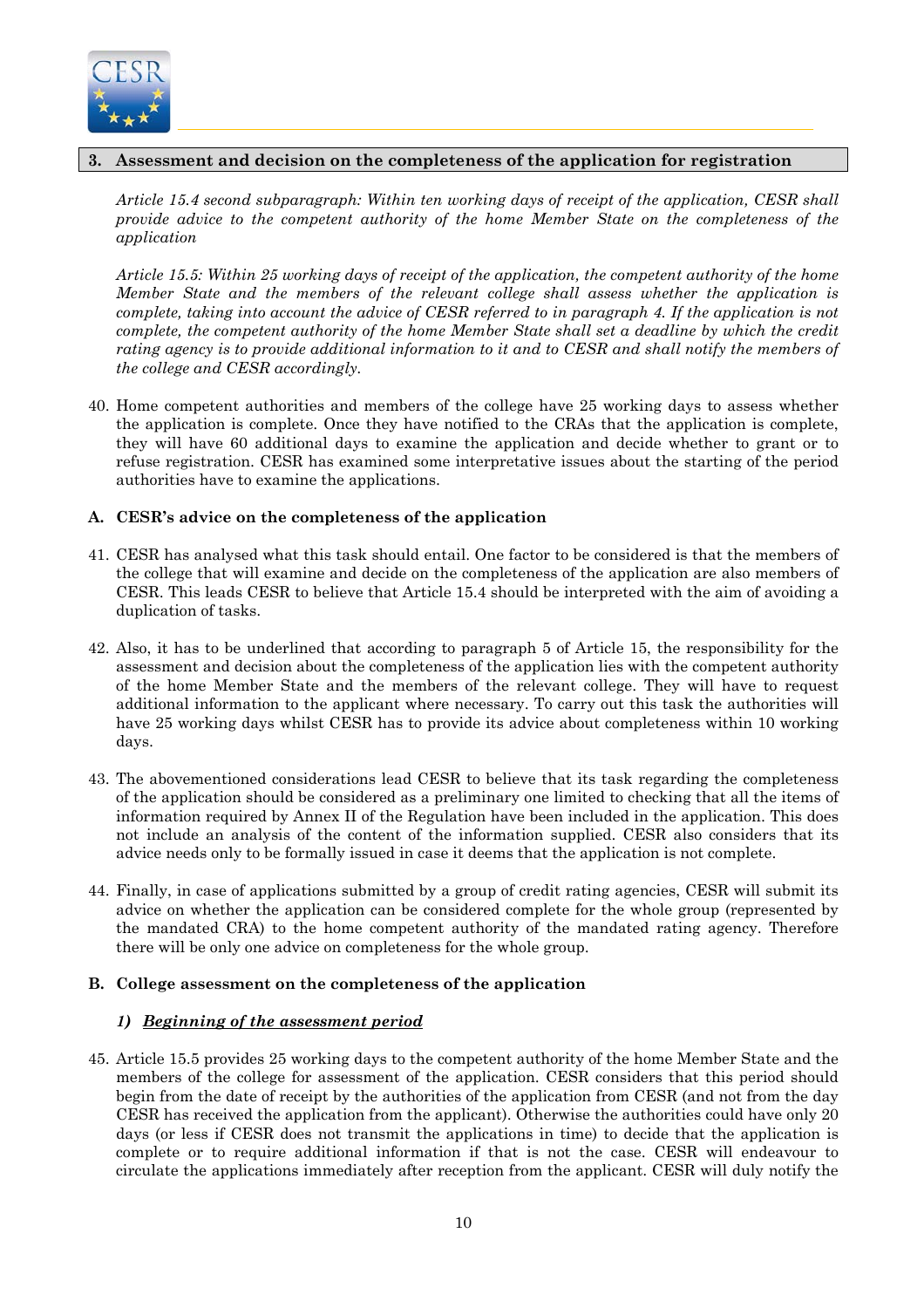## 3. Assessment and decision on the completeness of the application for registration

*Article 15.4 second subparagraph: Within ten working days of receipt of the application, CESR shall provide advice to the competent authority of the home Member State on the completeness of the application*

*Article 15.5: Within 25 working days of receipt of the application, the competent authority of the home Member State and the members of the relevant college shall assess whether the application is complete, taking into account the advice of CESR referred to in paragraph 4. If the application is not complete, the competent authority of the home Member State shall set a deadline by which the credit rating agency is to provide additional information to it and to CESR and shall notify the members of the college and CESR accordingly.*

40. Home competent authorities and members of the college have 25 working days to assess whether the application is complete. Once they have notified to the CRAs that the application is complete, they will have 60 additional days to examine the application and decide whether to grant or to refuse registration. CESR has examined some interpretative issues about the starting of the period authorities have to examine the applications.

### A. CESR's advice on the completeness of the application

41. CESR has analysed what this task should entail. One factor to be considered is that the members of the college that will examine and decide on the completeness of the application are also members of CESR. This leads CESR to believe that Article 15.4 should be interpreted with the aim of avoiding a duplication of tasks.

42. Also, it has to be underlined that according to paragraph 5 of Article 15, the responsibility for the assessment and decision about the completeness of the application lies with the competent authority of the home Member State and the members of the relevant college. They will have to request additional information to the applicant where necessary. To carry out this task the authorities will have 25 working days whilst CESR has to provide its advice about completeness within 10 working days.

43. The abovementioned considerations lead CESR to believe that its task regarding the completeness of the application should be considered as a preliminary one limited to checking that all the items of information required by Annex II of the Regulation have been included in the application. This does not include an analysis of the content of the information supplied. CESR also considers that its advice needs only to be formally issued in case it deems that the application is not complete.

44. Finally, in case of applications submitted by a group of credit rating agencies, CESR will submit its advice on whether the application can be considered complete for the whole group (represented by the mandated CRA) to the home competent authority of the mandated rating agency. Therefore there will be only one advice on completeness for the whole group.

### B. College assessment on the completeness of the application

#### *1) Beginning of the assessment period*

45. Article 15.5 provides 25 working days to the competent authority of the home Member State and the members of the college for assessment of the application. CESR considers that this period should begin from the date of receipt by the authorities of the application from CESR (and not from the day CESR has received the application from the applicant). Otherwise the authorities could have only 20 days (or less if CESR does not transmit the applications in time) to decide that the application is complete or to require additional information if that is not the case. CESR will endeavour to circulate the applications immediately after reception from the applicant. CESR will duly notify the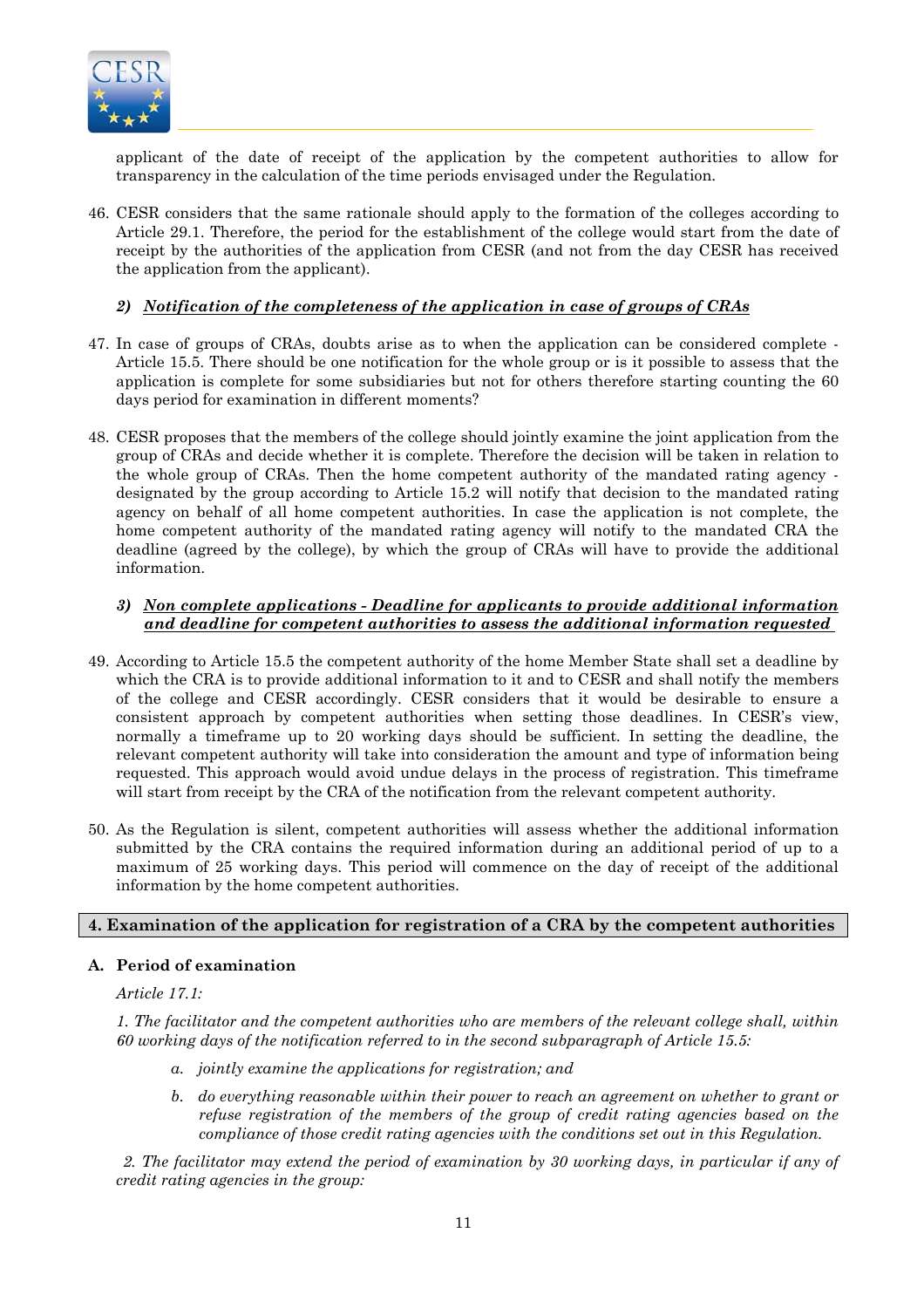applicant of the date of receipt of the application by the competent authorities to allow for transparency in the calculation of the time periods envisaged under the Regulation.

46. CESR considers that the same rationale should apply to the formation of the colleges according to Article 29.1. Therefore, the period for the establishment of the college would start from the date of receipt by the authorities of the application from CESR (and not from the day CESR has received the application from the applicant).

***2) Notification of the completeness of the application in case of groups of CRAs***

47. In case of groups of CRAs, doubts arise as to when the application can be considered complete - Article 15.5. There should be one notification for the whole group or is it possible to assess that the application is complete for some subsidiaries but not for others therefore starting counting the 60 days period for examination in different moments?

48. CESR proposes that the members of the college should jointly examine the joint application from the group of CRAs and decide whether it is complete. Therefore the decision will be taken in relation to the whole group of CRAs. Then the home competent authority of the mandated rating agency - designated by the group according to Article 15.2 will notify that decision to the mandated rating agency on behalf of all home competent authorities. In case the application is not complete, the home competent authority of the mandated rating agency will notify to the mandated CRA the deadline (agreed by the college), by which the group of CRAs will have to provide the additional information.

***3) Non complete applications - Deadline for applicants to provide additional information and deadline for competent authorities to assess the additional information requested***

49. According to Article 15.5 the competent authority of the home Member State shall set a deadline by which the CRA is to provide additional information to it and to CESR and shall notify the members of the college and CESR accordingly. CESR considers that it would be desirable to ensure a consistent approach by competent authorities when setting those deadlines. In CESR's view, normally a timeframe up to 20 working days should be sufficient. In setting the deadline, the relevant competent authority will take into consideration the amount and type of information being requested. This approach would avoid undue delays in the process of registration. This timeframe will start from receipt by the CRA of the notification from the relevant competent authority.

50. As the Regulation is silent, competent authorities will assess whether the additional information submitted by the CRA contains the required information during an additional period of up to a maximum of 25 working days. This period will commence on the day of receipt of the additional information by the home competent authorities.

## 4. Examination of the application for registration of a CRA by the competent authorities

### A. Period of examination

*Article 17.1:*

*1. The facilitator and the competent authorities who are members of the relevant college shall, within 60 working days of the notification referred to in the second subparagraph of Article 15.5:*

- *a. jointly examine the applications for registration; and*
- *b. do everything reasonable within their power to reach an agreement on whether to grant or refuse registration of the members of the group of credit rating agencies based on the compliance of those credit rating agencies with the conditions set out in this Regulation.*

*2. The facilitator may extend the period of examination by 30 working days, in particular if any of credit rating agencies in the group:*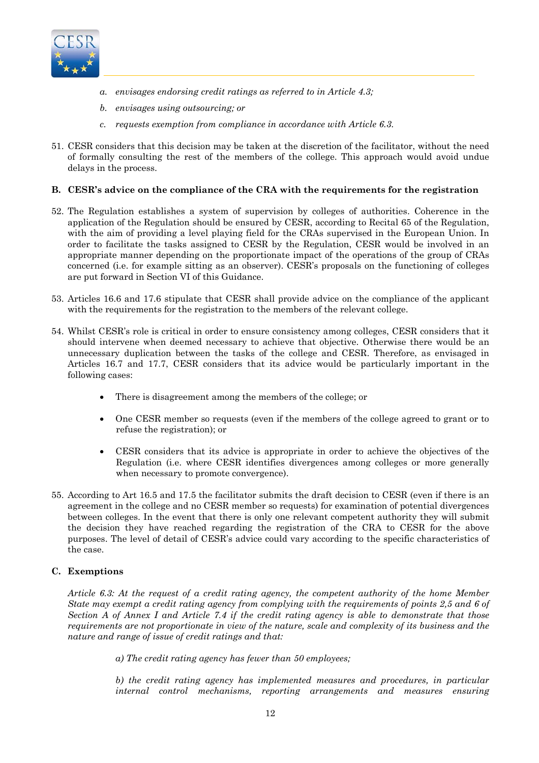*a. envisages endorsing credit ratings as referred to in Article 4.3;*

*b. envisages using outsourcing; or*

*c. requests exemption from compliance in accordance with Article 6.3.*

51. CESR considers that this decision may be taken at the discretion of the facilitator, without the need of formally consulting the rest of the members of the college. This approach would avoid undue delays in the process.

**B. CESR's advice on the compliance of the CRA with the requirements for the registration**

52. The Regulation establishes a system of supervision by colleges of authorities. Coherence in the application of the Regulation should be ensured by CESR, according to Recital 65 of the Regulation, with the aim of providing a level playing field for the CRAs supervised in the European Union. In order to facilitate the tasks assigned to CESR by the Regulation, CESR would be involved in an appropriate manner depending on the proportionate impact of the operations of the group of CRAs concerned (i.e. for example sitting as an observer). CESR's proposals on the functioning of colleges are put forward in Section VI of this Guidance.

53. Articles 16.6 and 17.6 stipulate that CESR shall provide advice on the compliance of the applicant with the requirements for the registration to the members of the relevant college.

54. Whilst CESR's role is critical in order to ensure consistency among colleges, CESR considers that it should intervene when deemed necessary to achieve that objective. Otherwise there would be an unnecessary duplication between the tasks of the college and CESR. Therefore, as envisaged in Articles 16.7 and 17.7, CESR considers that its advice would be particularly important in the following cases:

   - There is disagreement among the members of the college; or
   - One CESR member so requests (even if the members of the college agreed to grant or to refuse the registration); or
   - CESR considers that its advice is appropriate in order to achieve the objectives of the Regulation (i.e. where CESR identifies divergences among colleges or more generally when necessary to promote convergence).

55. According to Art 16.5 and 17.5 the facilitator submits the draft decision to CESR (even if there is an agreement in the college and no CESR member so requests) for examination of potential divergences between colleges. In the event that there is only one relevant competent authority they will submit the decision they have reached regarding the registration of the CRA to CESR for the above purposes. The level of detail of CESR's advice could vary according to the specific characteristics of the case.

**C. Exemptions**

*Article 6.3: At the request of a credit rating agency, the competent authority of the home Member State may exempt a credit rating agency from complying with the requirements of points 2,5 and 6 of Section A of Annex I and Article 7.4 if the credit rating agency is able to demonstrate that those requirements are not proportionate in view of the nature, scale and complexity of its business and the nature and range of issue of credit ratings and that:*

*a) The credit rating agency has fewer than 50 employees;*

*b) the credit rating agency has implemented measures and procedures, in particular internal control mechanisms, reporting arrangements and measures ensuring*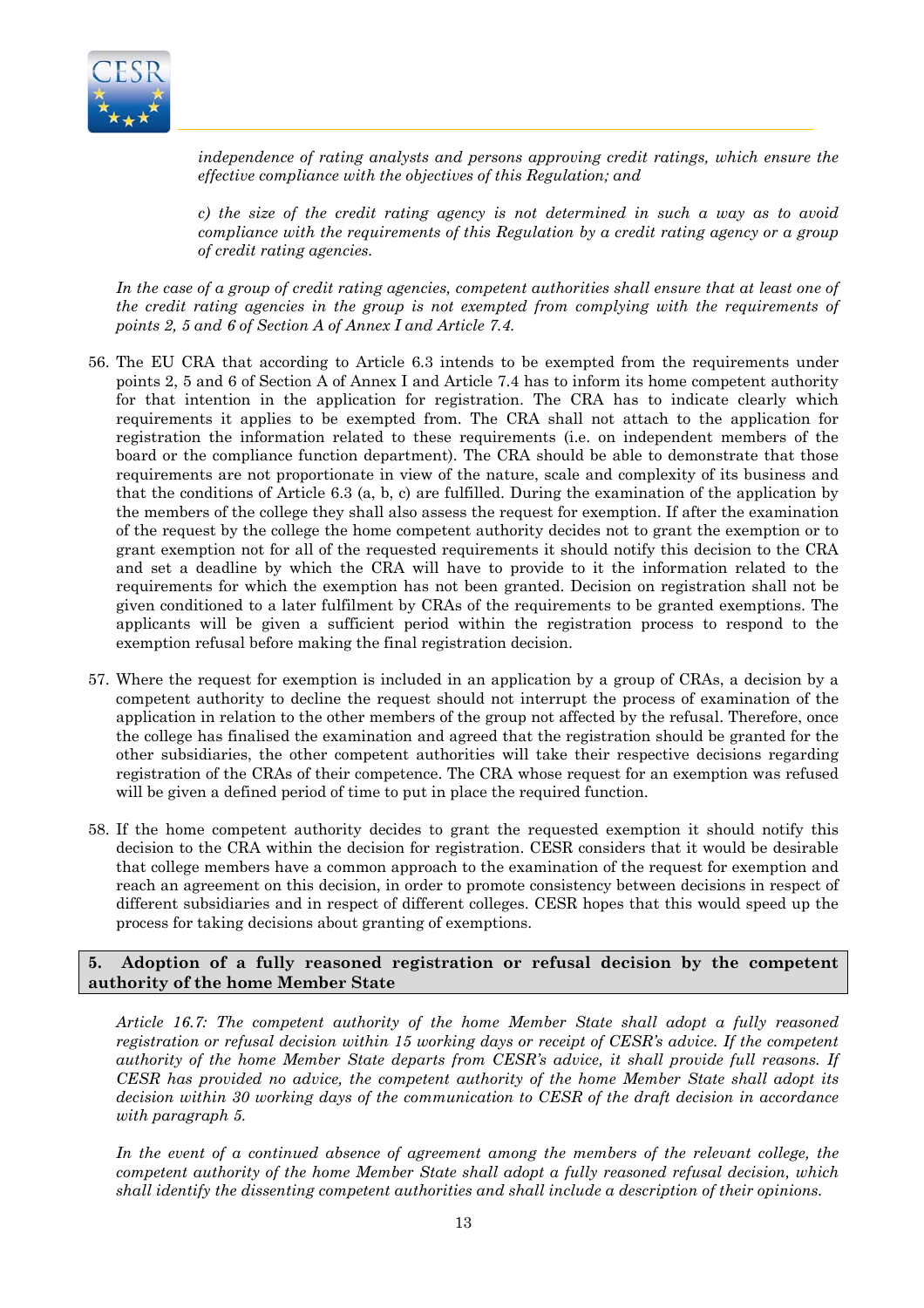*independence of rating analysts and persons approving credit ratings, which ensure the effective compliance with the objectives of this Regulation; and*

*c) the size of the credit rating agency is not determined in such a way as to avoid compliance with the requirements of this Regulation by a credit rating agency or a group of credit rating agencies.*

*In the case of a group of credit rating agencies, competent authorities shall ensure that at least one of the credit rating agencies in the group is not exempted from complying with the requirements of points 2, 5 and 6 of Section A of Annex I and Article 7.4.*

56. The EU CRA that according to Article 6.3 intends to be exempted from the requirements under points 2, 5 and 6 of Section A of Annex I and Article 7.4 has to inform its home competent authority for that intention in the application for registration. The CRA has to indicate clearly which requirements it applies to be exempted from. The CRA shall not attach to the application for registration the information related to these requirements (i.e. on independent members of the board or the compliance function department). The CRA should be able to demonstrate that those requirements are not proportionate in view of the nature, scale and complexity of its business and that the conditions of Article 6.3 (a, b, c) are fulfilled. During the examination of the application by the members of the college they shall also assess the request for exemption. If after the examination of the request by the college the home competent authority decides not to grant the exemption or to grant exemption not for all of the requested requirements it should notify this decision to the CRA and set a deadline by which the CRA will have to provide to it the information related to the requirements for which the exemption has not been granted. Decision on registration shall not be given conditioned to a later fulfilment by CRAs of the requirements to be granted exemptions. The applicants will be given a sufficient period within the registration process to respond to the exemption refusal before making the final registration decision.

57. Where the request for exemption is included in an application by a group of CRAs, a decision by a competent authority to decline the request should not interrupt the process of examination of the application in relation to the other members of the group not affected by the refusal. Therefore, once the college has finalised the examination and agreed that the registration should be granted for the other subsidiaries, the other competent authorities will take their respective decisions regarding registration of the CRAs of their competence. The CRA whose request for an exemption was refused will be given a defined period of time to put in place the required function.

58. If the home competent authority decides to grant the requested exemption it should notify this decision to the CRA within the decision for registration. CESR considers that it would be desirable that college members have a common approach to the examination of the request for exemption and reach an agreement on this decision, in order to promote consistency between decisions in respect of different subsidiaries and in respect of different colleges. CESR hopes that this would speed up the process for taking decisions about granting of exemptions.

## 5. Adoption of a fully reasoned registration or refusal decision by the competent authority of the home Member State

*Article 16.7: The competent authority of the home Member State shall adopt a fully reasoned registration or refusal decision within 15 working days or receipt of CESR's advice. If the competent authority of the home Member State departs from CESR's advice, it shall provide full reasons. If CESR has provided no advice, the competent authority of the home Member State shall adopt its decision within 30 working days of the communication to CESR of the draft decision in accordance with paragraph 5.*

*In the event of a continued absence of agreement among the members of the relevant college, the competent authority of the home Member State shall adopt a fully reasoned refusal decision, which shall identify the dissenting competent authorities and shall include a description of their opinions.*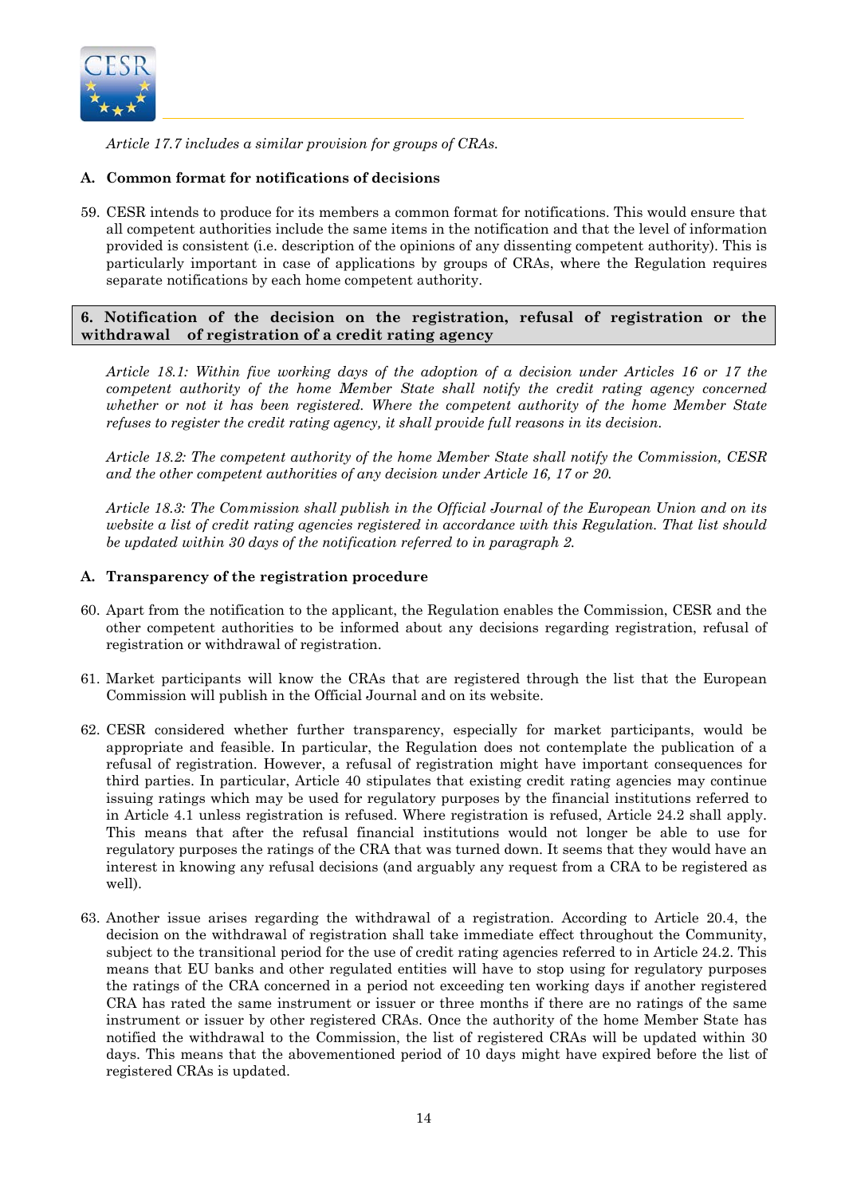*Article 17.7 includes a similar provision for groups of CRAs.*

### A. Common format for notifications of decisions

59. CESR intends to produce for its members a common format for notifications. This would ensure that all competent authorities include the same items in the notification and that the level of information provided is consistent (i.e. description of the opinions of any dissenting competent authority). This is particularly important in case of applications by groups of CRAs, where the Regulation requires separate notifications by each home competent authority.

## 6. Notification of the decision on the registration, refusal of registration or the withdrawal of registration of a credit rating agency

*Article 18.1: Within five working days of the adoption of a decision under Articles 16 or 17 the competent authority of the home Member State shall notify the credit rating agency concerned whether or not it has been registered. Where the competent authority of the home Member State refuses to register the credit rating agency, it shall provide full reasons in its decision.*

*Article 18.2: The competent authority of the home Member State shall notify the Commission, CESR and the other competent authorities of any decision under Article 16, 17 or 20.*

*Article 18.3: The Commission shall publish in the Official Journal of the European Union and on its website a list of credit rating agencies registered in accordance with this Regulation. That list should be updated within 30 days of the notification referred to in paragraph 2.*

### A. Transparency of the registration procedure

60. Apart from the notification to the applicant, the Regulation enables the Commission, CESR and the other competent authorities to be informed about any decisions regarding registration, refusal of registration or withdrawal of registration.

61. Market participants will know the CRAs that are registered through the list that the European Commission will publish in the Official Journal and on its website.

62. CESR considered whether further transparency, especially for market participants, would be appropriate and feasible. In particular, the Regulation does not contemplate the publication of a refusal of registration. However, a refusal of registration might have important consequences for third parties. In particular, Article 40 stipulates that existing credit rating agencies may continue issuing ratings which may be used for regulatory purposes by the financial institutions referred to in Article 4.1 unless registration is refused. Where registration is refused, Article 24.2 shall apply. This means that after the refusal financial institutions would not longer be able to use for regulatory purposes the ratings of the CRA that was turned down. It seems that they would have an interest in knowing any refusal decisions (and arguably any request from a CRA to be registered as well).

63. Another issue arises regarding the withdrawal of a registration. According to Article 20.4, the decision on the withdrawal of registration shall take immediate effect throughout the Community, subject to the transitional period for the use of credit rating agencies referred to in Article 24.2. This means that EU banks and other regulated entities will have to stop using for regulatory purposes the ratings of the CRA concerned in a period not exceeding ten working days if another registered CRA has rated the same instrument or issuer or three months if there are no ratings of the same instrument or issuer by other registered CRAs. Once the authority of the home Member State has notified the withdrawal to the Commission, the list of registered CRAs will be updated within 30 days. This means that the abovementioned period of 10 days might have expired before the list of registered CRAs is updated.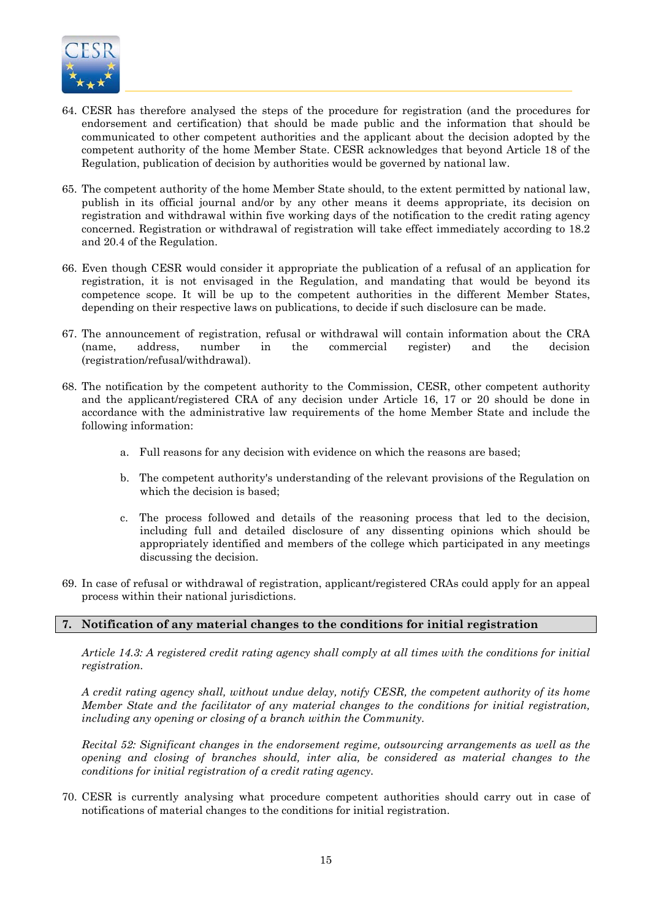64. CESR has therefore analysed the steps of the procedure for registration (and the procedures for endorsement and certification) that should be made public and the information that should be communicated to other competent authorities and the applicant about the decision adopted by the competent authority of the home Member State. CESR acknowledges that beyond Article 18 of the Regulation, publication of decision by authorities would be governed by national law.

65. The competent authority of the home Member State should, to the extent permitted by national law, publish in its official journal and/or by any other means it deems appropriate, its decision on registration and withdrawal within five working days of the notification to the credit rating agency concerned. Registration or withdrawal of registration will take effect immediately according to 18.2 and 20.4 of the Regulation.

66. Even though CESR would consider it appropriate the publication of a refusal of an application for registration, it is not envisaged in the Regulation, and mandating that would be beyond its competence scope. It will be up to the competent authorities in the different Member States, depending on their respective laws on publications, to decide if such disclosure can be made.

67. The announcement of registration, refusal or withdrawal will contain information about the CRA (name, address, number in the commercial register) and the decision (registration/refusal/withdrawal).

68. The notification by the competent authority to the Commission, CESR, other competent authority and the applicant/registered CRA of any decision under Article 16, 17 or 20 should be done in accordance with the administrative law requirements of the home Member State and include the following information:

    a. Full reasons for any decision with evidence on which the reasons are based;

    b. The competent authority's understanding of the relevant provisions of the Regulation on which the decision is based;

    c. The process followed and details of the reasoning process that led to the decision, including full and detailed disclosure of any dissenting opinions which should be appropriately identified and members of the college which participated in any meetings discussing the decision.

69. In case of refusal or withdrawal of registration, applicant/registered CRAs could apply for an appeal process within their national jurisdictions.

## 7. Notification of any material changes to the conditions for initial registration

*Article 14.3: A registered credit rating agency shall comply at all times with the conditions for initial registration.*

*A credit rating agency shall, without undue delay, notify CESR, the competent authority of its home Member State and the facilitator of any material changes to the conditions for initial registration, including any opening or closing of a branch within the Community.*

*Recital 52: Significant changes in the endorsement regime, outsourcing arrangements as well as the opening and closing of branches should, inter alia, be considered as material changes to the conditions for initial registration of a credit rating agency.*

70. CESR is currently analysing what procedure competent authorities should carry out in case of notifications of material changes to the conditions for initial registration.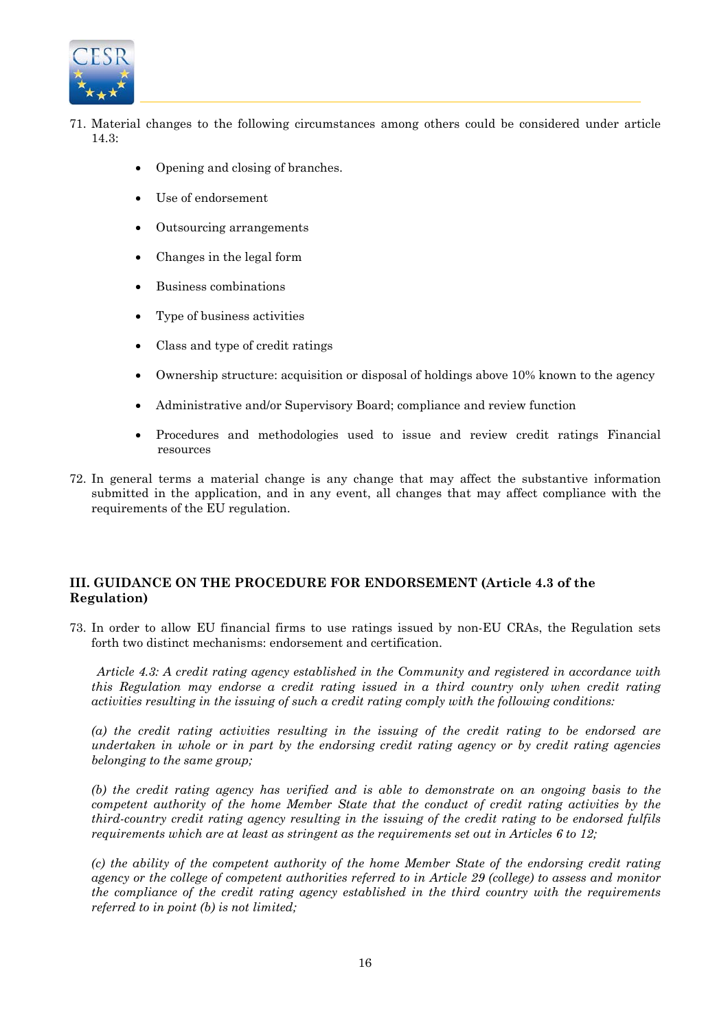71. Material changes to the following circumstances among others could be considered under article 14.3:

    - Opening and closing of branches.
    - Use of endorsement
    - Outsourcing arrangements
    - Changes in the legal form
    - Business combinations
    - Type of business activities
    - Class and type of credit ratings
    - Ownership structure: acquisition or disposal of holdings above 10% known to the agency
    - Administrative and/or Supervisory Board; compliance and review function
    - Procedures and methodologies used to issue and review credit ratings Financial resources

72. In general terms a material change is any change that may affect the substantive information submitted in the application, and in any event, all changes that may affect compliance with the requirements of the EU regulation.

## III. GUIDANCE ON THE PROCEDURE FOR ENDORSEMENT (Article 4.3 of the Regulation)

73. In order to allow EU financial firms to use ratings issued by non-EU CRAs, the Regulation sets forth two distinct mechanisms: endorsement and certification.

    *Article 4.3: A credit rating agency established in the Community and registered in accordance with this Regulation may endorse a credit rating issued in a third country only when credit rating activities resulting in the issuing of such a credit rating comply with the following conditions:*

    *(a) the credit rating activities resulting in the issuing of the credit rating to be endorsed are undertaken in whole or in part by the endorsing credit rating agency or by credit rating agencies belonging to the same group;*

    *(b) the credit rating agency has verified and is able to demonstrate on an ongoing basis to the competent authority of the home Member State that the conduct of credit rating activities by the third-country credit rating agency resulting in the issuing of the credit rating to be endorsed fulfils requirements which are at least as stringent as the requirements set out in Articles 6 to 12;*

    *(c) the ability of the competent authority of the home Member State of the endorsing credit rating agency or the college of competent authorities referred to in Article 29 (college) to assess and monitor the compliance of the credit rating agency established in the third country with the requirements referred to in point (b) is not limited;*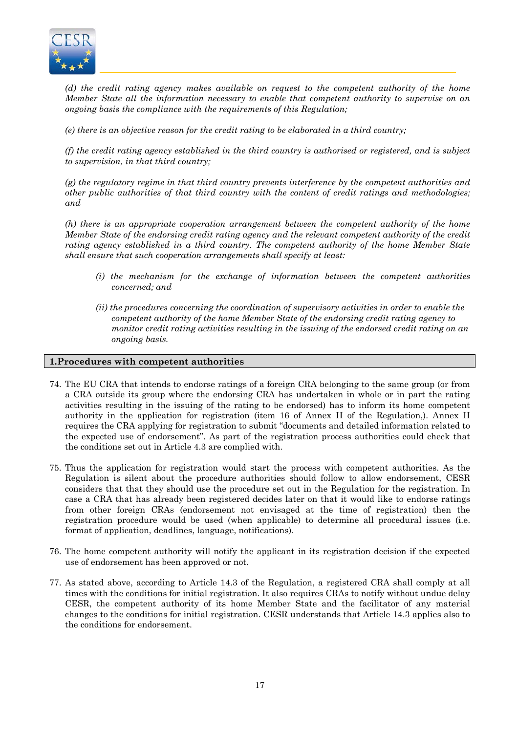*(d) the credit rating agency makes available on request to the competent authority of the home Member State all the information necessary to enable that competent authority to supervise on an ongoing basis the compliance with the requirements of this Regulation;*

*(e) there is an objective reason for the credit rating to be elaborated in a third country;*

*(f) the credit rating agency established in the third country is authorised or registered, and is subject to supervision, in that third country;*

*(g) the regulatory regime in that third country prevents interference by the competent authorities and other public authorities of that third country with the content of credit ratings and methodologies; and*

*(h) there is an appropriate cooperation arrangement between the competent authority of the home Member State of the endorsing credit rating agency and the relevant competent authority of the credit rating agency established in a third country. The competent authority of the home Member State shall ensure that such cooperation arrangements shall specify at least:*

> *(i) the mechanism for the exchange of information between the competent authorities concerned; and*
>
> *(ii) the procedures concerning the coordination of supervisory activities in order to enable the competent authority of the home Member State of the endorsing credit rating agency to monitor credit rating activities resulting in the issuing of the endorsed credit rating on an ongoing basis.*

## 1.Procedures with competent authorities

74. The EU CRA that intends to endorse ratings of a foreign CRA belonging to the same group (or from a CRA outside its group where the endorsing CRA has undertaken in whole or in part the rating activities resulting in the issuing of the rating to be endorsed) has to inform its home competent authority in the application for registration (item 16 of Annex II of the Regulation,). Annex II requires the CRA applying for registration to submit "documents and detailed information related to the expected use of endorsement". As part of the registration process authorities could check that the conditions set out in Article 4.3 are complied with.

75. Thus the application for registration would start the process with competent authorities. As the Regulation is silent about the procedure authorities should follow to allow endorsement, CESR considers that that they should use the procedure set out in the Regulation for the registration. In case a CRA that has already been registered decides later on that it would like to endorse ratings from other foreign CRAs (endorsement not envisaged at the time of registration) then the registration procedure would be used (when applicable) to determine all procedural issues (i.e. format of application, deadlines, language, notifications).

76. The home competent authority will notify the applicant in its registration decision if the expected use of endorsement has been approved or not.

77. As stated above, according to Article 14.3 of the Regulation, a registered CRA shall comply at all times with the conditions for initial registration. It also requires CRAs to notify without undue delay CESR, the competent authority of its home Member State and the facilitator of any material changes to the conditions for initial registration. CESR understands that Article 14.3 applies also to the conditions for endorsement.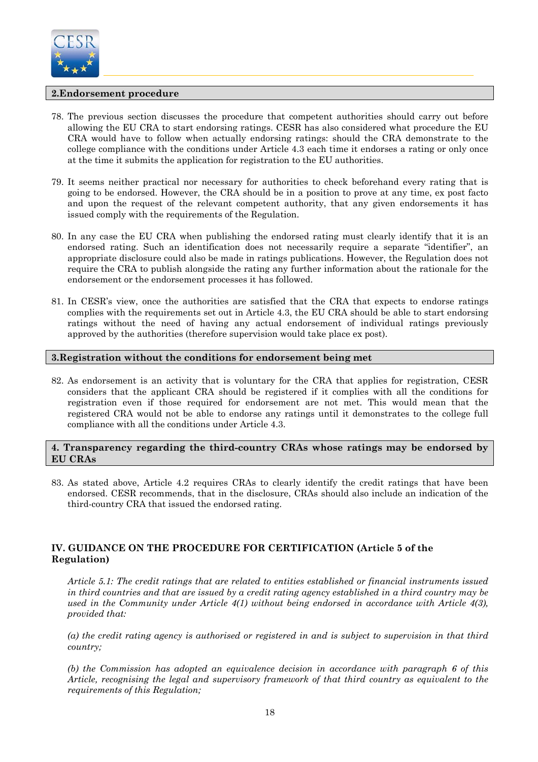### 2.Endorsement procedure

78. The previous section discusses the procedure that competent authorities should carry out before allowing the EU CRA to start endorsing ratings. CESR has also considered what procedure the EU CRA would have to follow when actually endorsing ratings: should the CRA demonstrate to the college compliance with the conditions under Article 4.3 each time it endorses a rating or only once at the time it submits the application for registration to the EU authorities.

79. It seems neither practical nor necessary for authorities to check beforehand every rating that is going to be endorsed. However, the CRA should be in a position to prove at any time, ex post facto and upon the request of the relevant competent authority, that any given endorsements it has issued comply with the requirements of the Regulation.

80. In any case the EU CRA when publishing the endorsed rating must clearly identify that it is an endorsed rating. Such an identification does not necessarily require a separate "identifier", an appropriate disclosure could also be made in ratings publications. However, the Regulation does not require the CRA to publish alongside the rating any further information about the rationale for the endorsement or the endorsement processes it has followed.

81. In CESR's view, once the authorities are satisfied that the CRA that expects to endorse ratings complies with the requirements set out in Article 4.3, the EU CRA should be able to start endorsing ratings without the need of having any actual endorsement of individual ratings previously approved by the authorities (therefore supervision would take place ex post).

### 3.Registration without the conditions for endorsement being met

82. As endorsement is an activity that is voluntary for the CRA that applies for registration, CESR considers that the applicant CRA should be registered if it complies with all the conditions for registration even if those required for endorsement are not met. This would mean that the registered CRA would not be able to endorse any ratings until it demonstrates to the college full compliance with all the conditions under Article 4.3.

### 4. Transparency regarding the third-country CRAs whose ratings may be endorsed by EU CRAs

83. As stated above, Article 4.2 requires CRAs to clearly identify the credit ratings that have been endorsed. CESR recommends, that in the disclosure, CRAs should also include an indication of the third-country CRA that issued the endorsed rating.

## IV. GUIDANCE ON THE PROCEDURE FOR CERTIFICATION (Article 5 of the Regulation)

*Article 5.1: The credit ratings that are related to entities established or financial instruments issued in third countries and that are issued by a credit rating agency established in a third country may be used in the Community under Article 4(1) without being endorsed in accordance with Article 4(3), provided that:*

*(a) the credit rating agency is authorised or registered in and is subject to supervision in that third country;*

*(b) the Commission has adopted an equivalence decision in accordance with paragraph 6 of this Article, recognising the legal and supervisory framework of that third country as equivalent to the requirements of this Regulation;*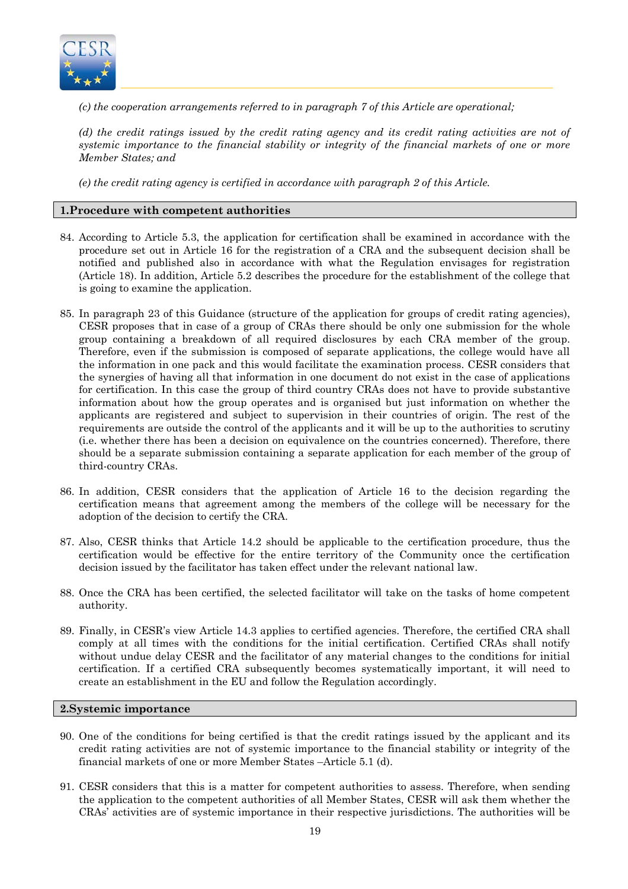*(c) the cooperation arrangements referred to in paragraph 7 of this Article are operational;*

*(d) the credit ratings issued by the credit rating agency and its credit rating activities are not of systemic importance to the financial stability or integrity of the financial markets of one or more Member States; and*

*(e) the credit rating agency is certified in accordance with paragraph 2 of this Article.*

## 1.Procedure with competent authorities

84. According to Article 5.3, the application for certification shall be examined in accordance with the procedure set out in Article 16 for the registration of a CRA and the subsequent decision shall be notified and published also in accordance with what the Regulation envisages for registration (Article 18). In addition, Article 5.2 describes the procedure for the establishment of the college that is going to examine the application.

85. In paragraph 23 of this Guidance (structure of the application for groups of credit rating agencies), CESR proposes that in case of a group of CRAs there should be only one submission for the whole group containing a breakdown of all required disclosures by each CRA member of the group. Therefore, even if the submission is composed of separate applications, the college would have all the information in one pack and this would facilitate the examination process. CESR considers that the synergies of having all that information in one document do not exist in the case of applications for certification. In this case the group of third country CRAs does not have to provide substantive information about how the group operates and is organised but just information on whether the applicants are registered and subject to supervision in their countries of origin. The rest of the requirements are outside the control of the applicants and it will be up to the authorities to scrutiny (i.e. whether there has been a decision on equivalence on the countries concerned). Therefore, there should be a separate submission containing a separate application for each member of the group of third-country CRAs.

86. In addition, CESR considers that the application of Article 16 to the decision regarding the certification means that agreement among the members of the college will be necessary for the adoption of the decision to certify the CRA.

87. Also, CESR thinks that Article 14.2 should be applicable to the certification procedure, thus the certification would be effective for the entire territory of the Community once the certification decision issued by the facilitator has taken effect under the relevant national law.

88. Once the CRA has been certified, the selected facilitator will take on the tasks of home competent authority.

89. Finally, in CESR's view Article 14.3 applies to certified agencies. Therefore, the certified CRA shall comply at all times with the conditions for the initial certification. Certified CRAs shall notify without undue delay CESR and the facilitator of any material changes to the conditions for initial certification. If a certified CRA subsequently becomes systematically important, it will need to create an establishment in the EU and follow the Regulation accordingly.

## 2.Systemic importance

90. One of the conditions for being certified is that the credit ratings issued by the applicant and its credit rating activities are not of systemic importance to the financial stability or integrity of the financial markets of one or more Member States –Article 5.1 (d).

91. CESR considers that this is a matter for competent authorities to assess. Therefore, when sending the application to the competent authorities of all Member States, CESR will ask them whether the CRAs' activities are of systemic importance in their respective jurisdictions. The authorities will be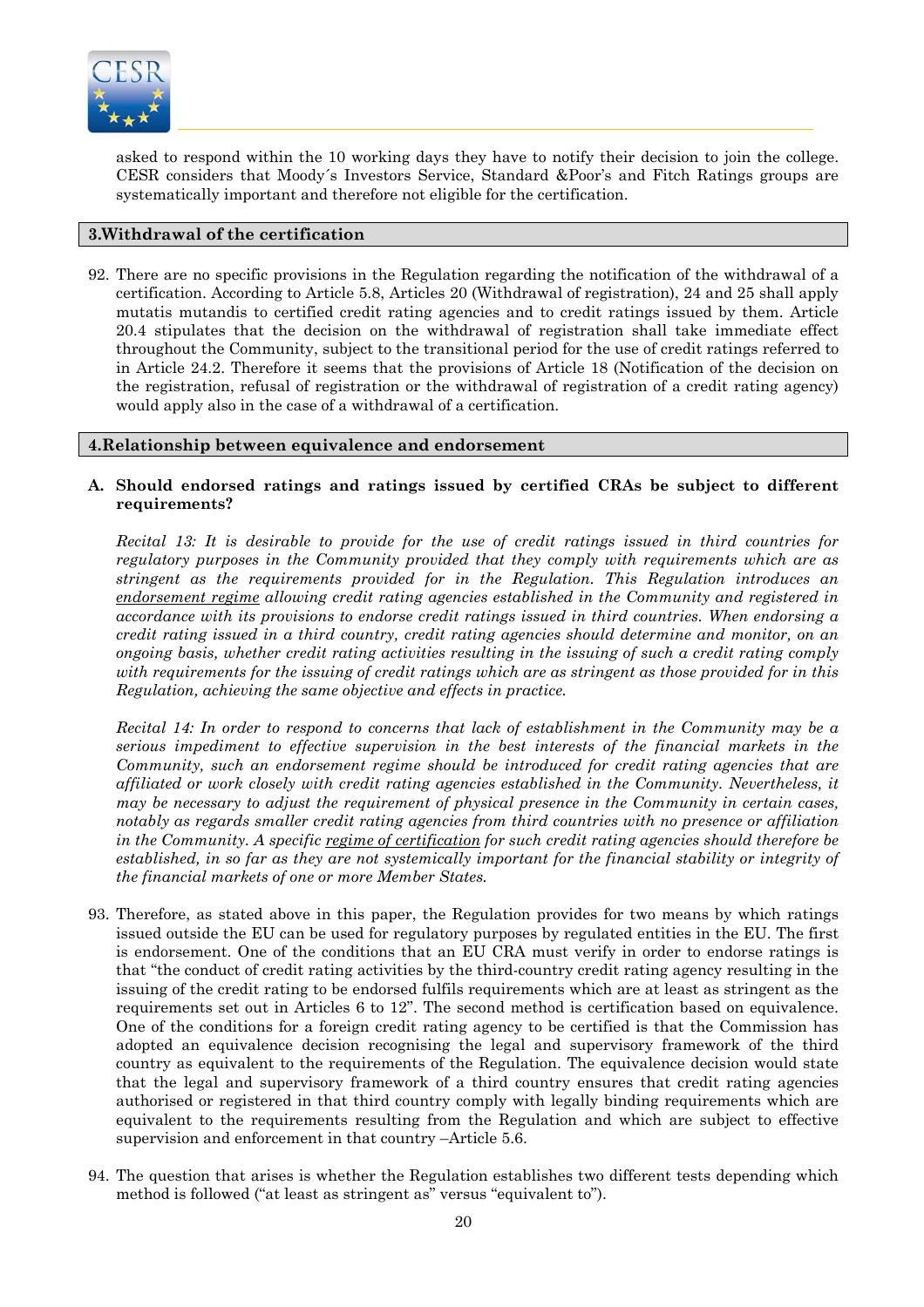asked to respond within the 10 working days they have to notify their decision to join the college. CESR considers that Moody´s Investors Service, Standard &Poor's and Fitch Ratings groups are systematically important and therefore not eligible for the certification.

## 3.Withdrawal of the certification

92. There are no specific provisions in the Regulation regarding the notification of the withdrawal of a certification. According to Article 5.8, Articles 20 (Withdrawal of registration), 24 and 25 shall apply mutatis mutandis to certified credit rating agencies and to credit ratings issued by them. Article 20.4 stipulates that the decision on the withdrawal of registration shall take immediate effect throughout the Community, subject to the transitional period for the use of credit ratings referred to in Article 24.2. Therefore it seems that the provisions of Article 18 (Notification of the decision on the registration, refusal of registration or the withdrawal of registration of a credit rating agency) would apply also in the case of a withdrawal of a certification.

## 4.Relationship between equivalence and endorsement

### A. Should endorsed ratings and ratings issued by certified CRAs be subject to different requirements?

*Recital 13: It is desirable to provide for the use of credit ratings issued in third countries for regulatory purposes in the Community provided that they comply with requirements which are as stringent as the requirements provided for in the Regulation. This Regulation introduces an endorsement regime allowing credit rating agencies established in the Community and registered in accordance with its provisions to endorse credit ratings issued in third countries. When endorsing a credit rating issued in a third country, credit rating agencies should determine and monitor, on an ongoing basis, whether credit rating activities resulting in the issuing of such a credit rating comply with requirements for the issuing of credit ratings which are as stringent as those provided for in this Regulation, achieving the same objective and effects in practice.*

*Recital 14: In order to respond to concerns that lack of establishment in the Community may be a serious impediment to effective supervision in the best interests of the financial markets in the Community, such an endorsement regime should be introduced for credit rating agencies that are affiliated or work closely with credit rating agencies established in the Community. Nevertheless, it may be necessary to adjust the requirement of physical presence in the Community in certain cases, notably as regards smaller credit rating agencies from third countries with no presence or affiliation in the Community. A specific regime of certification for such credit rating agencies should therefore be established, in so far as they are not systemically important for the financial stability or integrity of the financial markets of one or more Member States.*

93. Therefore, as stated above in this paper, the Regulation provides for two means by which ratings issued outside the EU can be used for regulatory purposes by regulated entities in the EU. The first is endorsement. One of the conditions that an EU CRA must verify in order to endorse ratings is that "the conduct of credit rating activities by the third-country credit rating agency resulting in the issuing of the credit rating to be endorsed fulfils requirements which are at least as stringent as the requirements set out in Articles 6 to 12". The second method is certification based on equivalence. One of the conditions for a foreign credit rating agency to be certified is that the Commission has adopted an equivalence decision recognising the legal and supervisory framework of the third country as equivalent to the requirements of the Regulation. The equivalence decision would state that the legal and supervisory framework of a third country ensures that credit rating agencies authorised or registered in that third country comply with legally binding requirements which are equivalent to the requirements resulting from the Regulation and which are subject to effective supervision and enforcement in that country –Article 5.6.

94. The question that arises is whether the Regulation establishes two different tests depending which method is followed ("at least as stringent as" versus "equivalent to").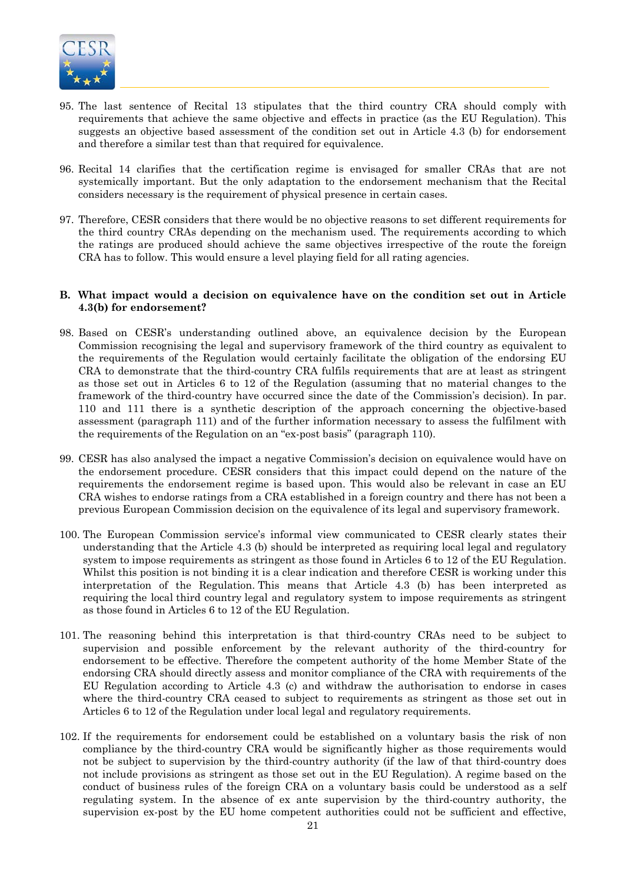95. The last sentence of Recital 13 stipulates that the third country CRA should comply with requirements that achieve the same objective and effects in practice (as the EU Regulation). This suggests an objective based assessment of the condition set out in Article 4.3 (b) for endorsement and therefore a similar test than that required for equivalence.

96. Recital 14 clarifies that the certification regime is envisaged for smaller CRAs that are not systemically important. But the only adaptation to the endorsement mechanism that the Recital considers necessary is the requirement of physical presence in certain cases.

97. Therefore, CESR considers that there would be no objective reasons to set different requirements for the third country CRAs depending on the mechanism used. The requirements according to which the ratings are produced should achieve the same objectives irrespective of the route the foreign CRA has to follow. This would ensure a level playing field for all rating agencies.

**B. What impact would a decision on equivalence have on the condition set out in Article 4.3(b) for endorsement?**

98. Based on CESR's understanding outlined above, an equivalence decision by the European Commission recognising the legal and supervisory framework of the third country as equivalent to the requirements of the Regulation would certainly facilitate the obligation of the endorsing EU CRA to demonstrate that the third-country CRA fulfils requirements that are at least as stringent as those set out in Articles 6 to 12 of the Regulation (assuming that no material changes to the framework of the third-country have occurred since the date of the Commission's decision). In par. 110 and 111 there is a synthetic description of the approach concerning the objective-based assessment (paragraph 111) and of the further information necessary to assess the fulfilment with the requirements of the Regulation on an "ex-post basis" (paragraph 110).

99. CESR has also analysed the impact a negative Commission's decision on equivalence would have on the endorsement procedure. CESR considers that this impact could depend on the nature of the requirements the endorsement regime is based upon. This would also be relevant in case an EU CRA wishes to endorse ratings from a CRA established in a foreign country and there has not been a previous European Commission decision on the equivalence of its legal and supervisory framework.

100. The European Commission service's informal view communicated to CESR clearly states their understanding that the Article 4.3 (b) should be interpreted as requiring local legal and regulatory system to impose requirements as stringent as those found in Articles 6 to 12 of the EU Regulation. Whilst this position is not binding it is a clear indication and therefore CESR is working under this interpretation of the Regulation. This means that Article 4.3 (b) has been interpreted as requiring the local third country legal and regulatory system to impose requirements as stringent as those found in Articles 6 to 12 of the EU Regulation.

101. The reasoning behind this interpretation is that third-country CRAs need to be subject to supervision and possible enforcement by the relevant authority of the third-country for endorsement to be effective. Therefore the competent authority of the home Member State of the endorsing CRA should directly assess and monitor compliance of the CRA with requirements of the EU Regulation according to Article 4.3 (c) and withdraw the authorisation to endorse in cases where the third-country CRA ceased to subject to requirements as stringent as those set out in Articles 6 to 12 of the Regulation under local legal and regulatory requirements.

102. If the requirements for endorsement could be established on a voluntary basis the risk of non compliance by the third-country CRA would be significantly higher as those requirements would not be subject to supervision by the third-country authority (if the law of that third-country does not include provisions as stringent as those set out in the EU Regulation). A regime based on the conduct of business rules of the foreign CRA on a voluntary basis could be understood as a self regulating system. In the absence of ex ante supervision by the third-country authority, the supervision ex-post by the EU home competent authorities could not be sufficient and effective,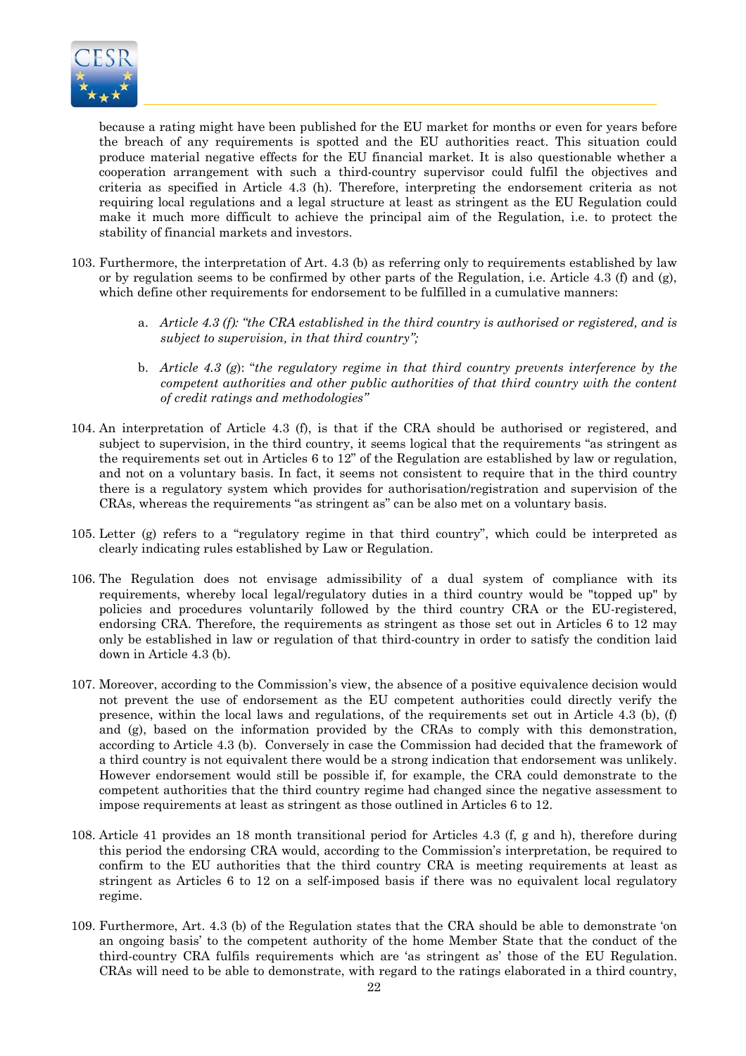because a rating might have been published for the EU market for months or even for years before the breach of any requirements is spotted and the EU authorities react. This situation could produce material negative effects for the EU financial market. It is also questionable whether a cooperation arrangement with such a third-country supervisor could fulfil the objectives and criteria as specified in Article 4.3 (h). Therefore, interpreting the endorsement criteria as not requiring local regulations and a legal structure at least as stringent as the EU Regulation could make it much more difficult to achieve the principal aim of the Regulation, i.e. to protect the stability of financial markets and investors.

103. Furthermore, the interpretation of Art. 4.3 (b) as referring only to requirements established by law or by regulation seems to be confirmed by other parts of the Regulation, i.e. Article 4.3 (f) and (g), which define other requirements for endorsement to be fulfilled in a cumulative manners:

    a. *Article 4.3 (f): "the CRA established in the third country is authorised or registered, and is subject to supervision, in that third country";*

    b. *Article 4.3 (g)*: "*the regulatory regime in that third country prevents interference by the competent authorities and other public authorities of that third country with the content of credit ratings and methodologies"*

104. An interpretation of Article 4.3 (f), is that if the CRA should be authorised or registered, and subject to supervision, in the third country, it seems logical that the requirements "as stringent as the requirements set out in Articles 6 to 12" of the Regulation are established by law or regulation, and not on a voluntary basis. In fact, it seems not consistent to require that in the third country there is a regulatory system which provides for authorisation/registration and supervision of the CRAs, whereas the requirements "as stringent as" can be also met on a voluntary basis.

105. Letter (g) refers to a "regulatory regime in that third country", which could be interpreted as clearly indicating rules established by Law or Regulation.

106. The Regulation does not envisage admissibility of a dual system of compliance with its requirements, whereby local legal/regulatory duties in a third country would be "topped up" by policies and procedures voluntarily followed by the third country CRA or the EU-registered, endorsing CRA. Therefore, the requirements as stringent as those set out in Articles 6 to 12 may only be established in law or regulation of that third-country in order to satisfy the condition laid down in Article 4.3 (b).

107. Moreover, according to the Commission's view, the absence of a positive equivalence decision would not prevent the use of endorsement as the EU competent authorities could directly verify the presence, within the local laws and regulations, of the requirements set out in Article 4.3 (b), (f) and (g), based on the information provided by the CRAs to comply with this demonstration, according to Article 4.3 (b). Conversely in case the Commission had decided that the framework of a third country is not equivalent there would be a strong indication that endorsement was unlikely. However endorsement would still be possible if, for example, the CRA could demonstrate to the competent authorities that the third country regime had changed since the negative assessment to impose requirements at least as stringent as those outlined in Articles 6 to 12.

108. Article 41 provides an 18 month transitional period for Articles 4.3 (f, g and h), therefore during this period the endorsing CRA would, according to the Commission's interpretation, be required to confirm to the EU authorities that the third country CRA is meeting requirements at least as stringent as Articles 6 to 12 on a self-imposed basis if there was no equivalent local regulatory regime.

109. Furthermore, Art. 4.3 (b) of the Regulation states that the CRA should be able to demonstrate 'on an ongoing basis' to the competent authority of the home Member State that the conduct of the third-country CRA fulfils requirements which are 'as stringent as' those of the EU Regulation. CRAs will need to be able to demonstrate, with regard to the ratings elaborated in a third country,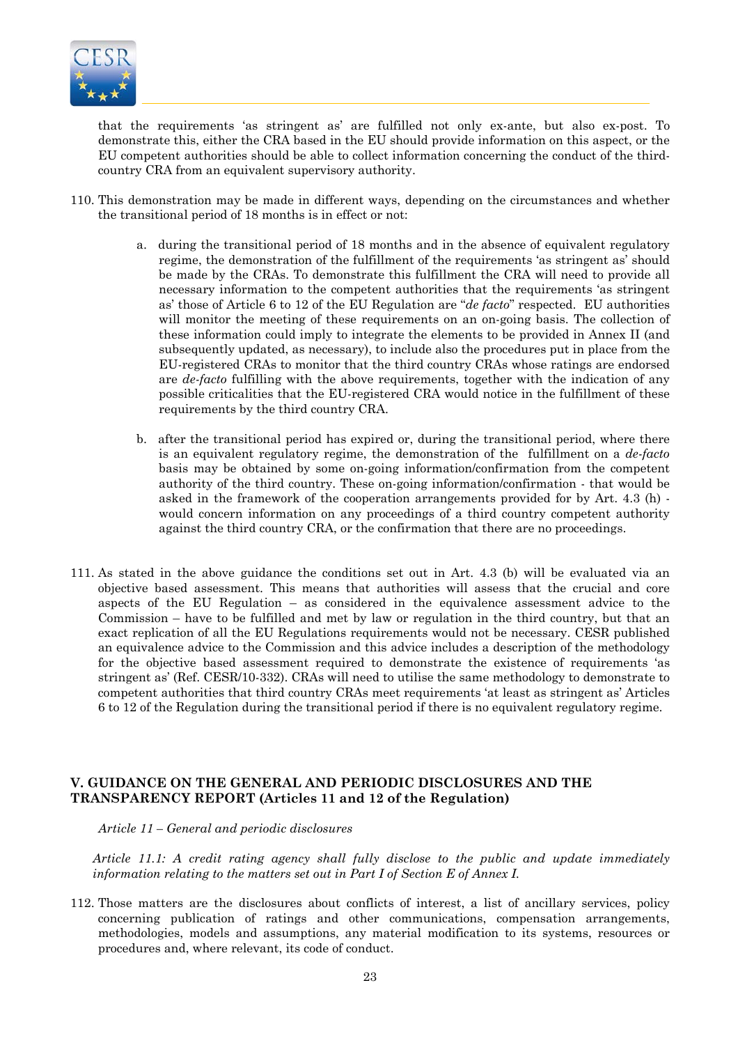that the requirements 'as stringent as' are fulfilled not only ex-ante, but also ex-post. To demonstrate this, either the CRA based in the EU should provide information on this aspect, or the EU competent authorities should be able to collect information concerning the conduct of the third-country CRA from an equivalent supervisory authority.

110. This demonstration may be made in different ways, depending on the circumstances and whether the transitional period of 18 months is in effect or not:

    a. during the transitional period of 18 months and in the absence of equivalent regulatory regime, the demonstration of the fulfillment of the requirements 'as stringent as' should be made by the CRAs. To demonstrate this fulfillment the CRA will need to provide all necessary information to the competent authorities that the requirements 'as stringent as' those of Article 6 to 12 of the EU Regulation are "*de facto*" respected. EU authorities will monitor the meeting of these requirements on an on-going basis. The collection of these information could imply to integrate the elements to be provided in Annex II (and subsequently updated, as necessary), to include also the procedures put in place from the EU-registered CRAs to monitor that the third country CRAs whose ratings are endorsed are *de-facto* fulfilling with the above requirements, together with the indication of any possible criticalities that the EU-registered CRA would notice in the fulfillment of these requirements by the third country CRA.

    b. after the transitional period has expired or, during the transitional period, where there is an equivalent regulatory regime, the demonstration of the fulfillment on a *de-facto* basis may be obtained by some on-going information/confirmation from the competent authority of the third country. These on-going information/confirmation - that would be asked in the framework of the cooperation arrangements provided for by Art. 4.3 (h) - would concern information on any proceedings of a third country competent authority against the third country CRA, or the confirmation that there are no proceedings.

111. As stated in the above guidance the conditions set out in Art. 4.3 (b) will be evaluated via an objective based assessment. This means that authorities will assess that the crucial and core aspects of the EU Regulation – as considered in the equivalence assessment advice to the Commission – have to be fulfilled and met by law or regulation in the third country, but that an exact replication of all the EU Regulations requirements would not be necessary. CESR published an equivalence advice to the Commission and this advice includes a description of the methodology for the objective based assessment required to demonstrate the existence of requirements 'as stringent as' (Ref. CESR/10-332). CRAs will need to utilise the same methodology to demonstrate to competent authorities that third country CRAs meet requirements 'at least as stringent as' Articles 6 to 12 of the Regulation during the transitional period if there is no equivalent regulatory regime.

## V. GUIDANCE ON THE GENERAL AND PERIODIC DISCLOSURES AND THE TRANSPARENCY REPORT (Articles 11 and 12 of the Regulation)

*Article 11 – General and periodic disclosures*

*Article 11.1: A credit rating agency shall fully disclose to the public and update immediately information relating to the matters set out in Part I of Section E of Annex I.*

112. Those matters are the disclosures about conflicts of interest, a list of ancillary services, policy concerning publication of ratings and other communications, compensation arrangements, methodologies, models and assumptions, any material modification to its systems, resources or procedures and, where relevant, its code of conduct.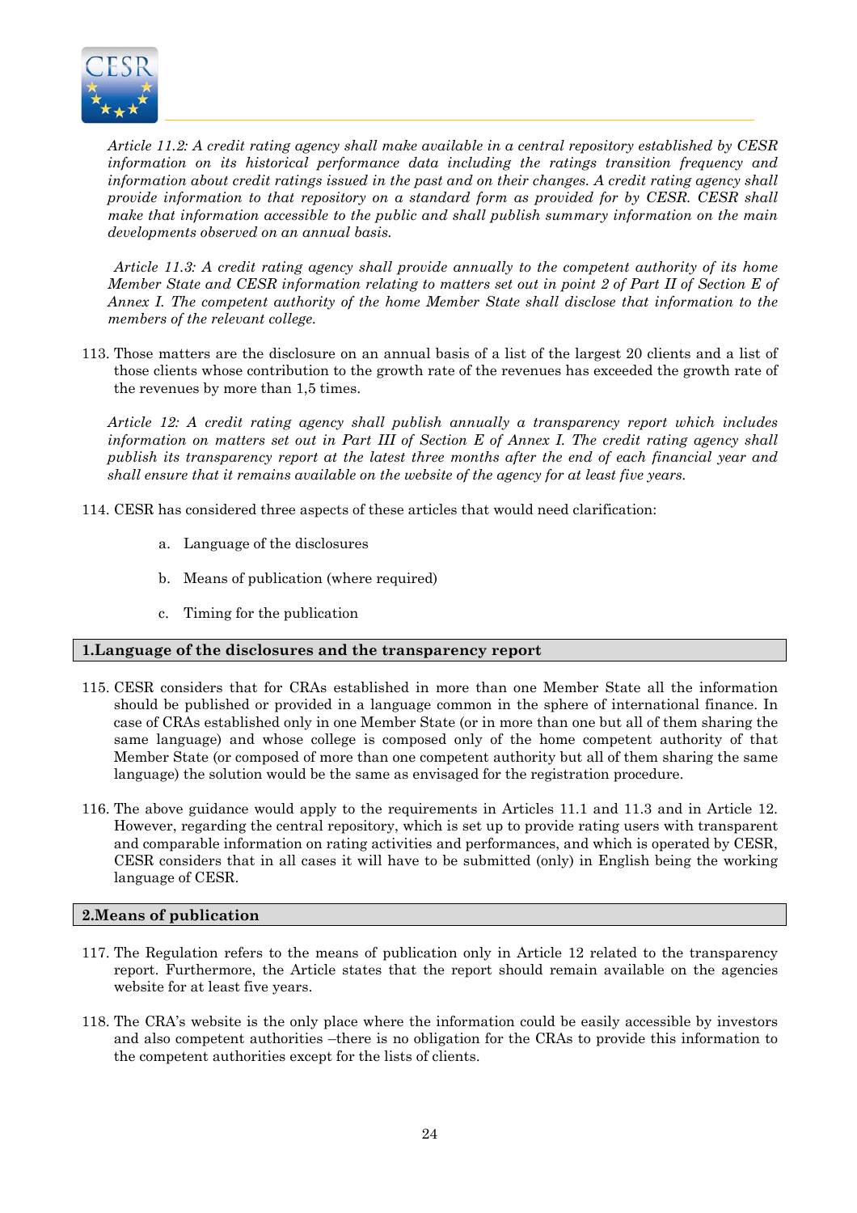*Article 11.2: A credit rating agency shall make available in a central repository established by CESR information on its historical performance data including the ratings transition frequency and information about credit ratings issued in the past and on their changes. A credit rating agency shall provide information to that repository on a standard form as provided for by CESR. CESR shall make that information accessible to the public and shall publish summary information on the main developments observed on an annual basis.*

*Article 11.3: A credit rating agency shall provide annually to the competent authority of its home Member State and CESR information relating to matters set out in point 2 of Part II of Section E of Annex I. The competent authority of the home Member State shall disclose that information to the members of the relevant college.*

113. Those matters are the disclosure on an annual basis of a list of the largest 20 clients and a list of those clients whose contribution to the growth rate of the revenues has exceeded the growth rate of the revenues by more than 1,5 times.

*Article 12: A credit rating agency shall publish annually a transparency report which includes information on matters set out in Part III of Section E of Annex I. The credit rating agency shall publish its transparency report at the latest three months after the end of each financial year and shall ensure that it remains available on the website of the agency for at least five years.*

114. CESR has considered three aspects of these articles that would need clarification:

   a. Language of the disclosures

   b. Means of publication (where required)

   c. Timing for the publication

## 1.Language of the disclosures and the transparency report

115. CESR considers that for CRAs established in more than one Member State all the information should be published or provided in a language common in the sphere of international finance. In case of CRAs established only in one Member State (or in more than one but all of them sharing the same language) and whose college is composed only of the home competent authority of that Member State (or composed of more than one competent authority but all of them sharing the same language) the solution would be the same as envisaged for the registration procedure.

116. The above guidance would apply to the requirements in Articles 11.1 and 11.3 and in Article 12. However, regarding the central repository, which is set up to provide rating users with transparent and comparable information on rating activities and performances, and which is operated by CESR, CESR considers that in all cases it will have to be submitted (only) in English being the working language of CESR.

## 2.Means of publication

117. The Regulation refers to the means of publication only in Article 12 related to the transparency report. Furthermore, the Article states that the report should remain available on the agencies website for at least five years.

118. The CRA's website is the only place where the information could be easily accessible by investors and also competent authorities –there is no obligation for the CRAs to provide this information to the competent authorities except for the lists of clients.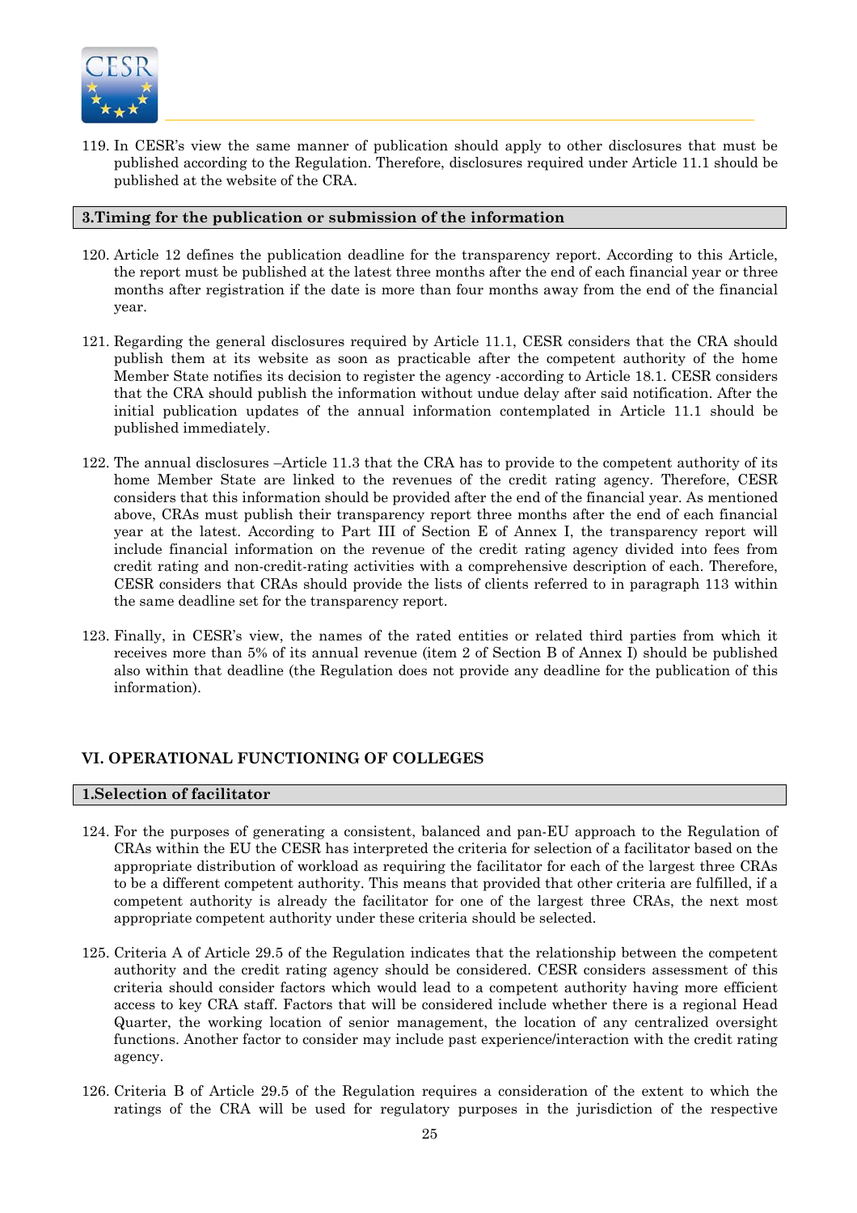119. In CESR's view the same manner of publication should apply to other disclosures that must be published according to the Regulation. Therefore, disclosures required under Article 11.1 should be published at the website of the CRA.

### 3.Timing for the publication or submission of the information

120. Article 12 defines the publication deadline for the transparency report. According to this Article, the report must be published at the latest three months after the end of each financial year or three months after registration if the date is more than four months away from the end of the financial year.

121. Regarding the general disclosures required by Article 11.1, CESR considers that the CRA should publish them at its website as soon as practicable after the competent authority of the home Member State notifies its decision to register the agency -according to Article 18.1. CESR considers that the CRA should publish the information without undue delay after said notification. After the initial publication updates of the annual information contemplated in Article 11.1 should be published immediately.

122. The annual disclosures –Article 11.3 that the CRA has to provide to the competent authority of its home Member State are linked to the revenues of the credit rating agency. Therefore, CESR considers that this information should be provided after the end of the financial year. As mentioned above, CRAs must publish their transparency report three months after the end of each financial year at the latest. According to Part III of Section E of Annex I, the transparency report will include financial information on the revenue of the credit rating agency divided into fees from credit rating and non-credit-rating activities with a comprehensive description of each. Therefore, CESR considers that CRAs should provide the lists of clients referred to in paragraph 113 within the same deadline set for the transparency report.

123. Finally, in CESR's view, the names of the rated entities or related third parties from which it receives more than 5% of its annual revenue (item 2 of Section B of Annex I) should be published also within that deadline (the Regulation does not provide any deadline for the publication of this information).

## VI. OPERATIONAL FUNCTIONING OF COLLEGES

### 1.Selection of facilitator

124. For the purposes of generating a consistent, balanced and pan-EU approach to the Regulation of CRAs within the EU the CESR has interpreted the criteria for selection of a facilitator based on the appropriate distribution of workload as requiring the facilitator for each of the largest three CRAs to be a different competent authority. This means that provided that other criteria are fulfilled, if a competent authority is already the facilitator for one of the largest three CRAs, the next most appropriate competent authority under these criteria should be selected.

125. Criteria A of Article 29.5 of the Regulation indicates that the relationship between the competent authority and the credit rating agency should be considered. CESR considers assessment of this criteria should consider factors which would lead to a competent authority having more efficient access to key CRA staff. Factors that will be considered include whether there is a regional Head Quarter, the working location of senior management, the location of any centralized oversight functions. Another factor to consider may include past experience/interaction with the credit rating agency.

126. Criteria B of Article 29.5 of the Regulation requires a consideration of the extent to which the ratings of the CRA will be used for regulatory purposes in the jurisdiction of the respective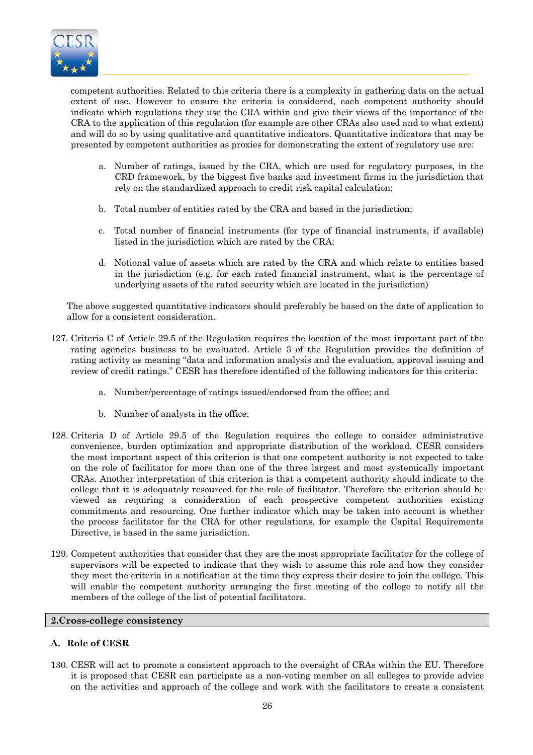competent authorities. Related to this criteria there is a complexity in gathering data on the actual extent of use. However to ensure the criteria is considered, each competent authority should indicate which regulations they use the CRA within and give their views of the importance of the CRA to the application of this regulation (for example are other CRAs also used and to what extent) and will do so by using qualitative and quantitative indicators. Quantitative indicators that may be presented by competent authorities as proxies for demonstrating the extent of regulatory use are:

a. Number of ratings, issued by the CRA, which are used for regulatory purposes, in the CRD framework, by the biggest five banks and investment firms in the jurisdiction that rely on the standardized approach to credit risk capital calculation;

b. Total number of entities rated by the CRA and based in the jurisdiction;

c. Total number of financial instruments (for type of financial instruments, if available) listed in the jurisdiction which are rated by the CRA;

d. Notional value of assets which are rated by the CRA and which relate to entities based in the jurisdiction (e.g. for each rated financial instrument, what is the percentage of underlying assets of the rated security which are located in the jurisdiction)

The above suggested quantitative indicators should preferably be based on the date of application to allow for a consistent consideration.

127. Criteria C of Article 29.5 of the Regulation requires the location of the most important part of the rating agencies business to be evaluated. Article 3 of the Regulation provides the definition of rating activity as meaning "data and information analysis and the evaluation, approval issuing and review of credit ratings." CESR has therefore identified of the following indicators for this criteria:

    a. Number/percentage of ratings issued/endorsed from the office; and

    b. Number of analysts in the office;

128. Criteria D of Article 29.5 of the Regulation requires the college to consider administrative convenience, burden optimization and appropriate distribution of the workload. CESR considers the most important aspect of this criterion is that one competent authority is not expected to take on the role of facilitator for more than one of the three largest and most systemically important CRAs. Another interpretation of this criterion is that a competent authority should indicate to the college that it is adequately resourced for the role of facilitator. Therefore the criterion should be viewed as requiring a consideration of each prospective competent authorities existing commitments and resourcing. One further indicator which may be taken into account is whether the process facilitator for the CRA for other regulations, for example the Capital Requirements Directive, is based in the same jurisdiction.

129. Competent authorities that consider that they are the most appropriate facilitator for the college of supervisors will be expected to indicate that they wish to assume this role and how they consider they meet the criteria in a notification at the time they express their desire to join the college. This will enable the competent authority arranging the first meeting of the college to notify all the members of the college of the list of potential facilitators.

## 2.Cross-college consistency

### A. Role of CESR

130. CESR will act to promote a consistent approach to the oversight of CRAs within the EU. Therefore it is proposed that CESR can participate as a non-voting member on all colleges to provide advice on the activities and approach of the college and work with the facilitators to create a consistent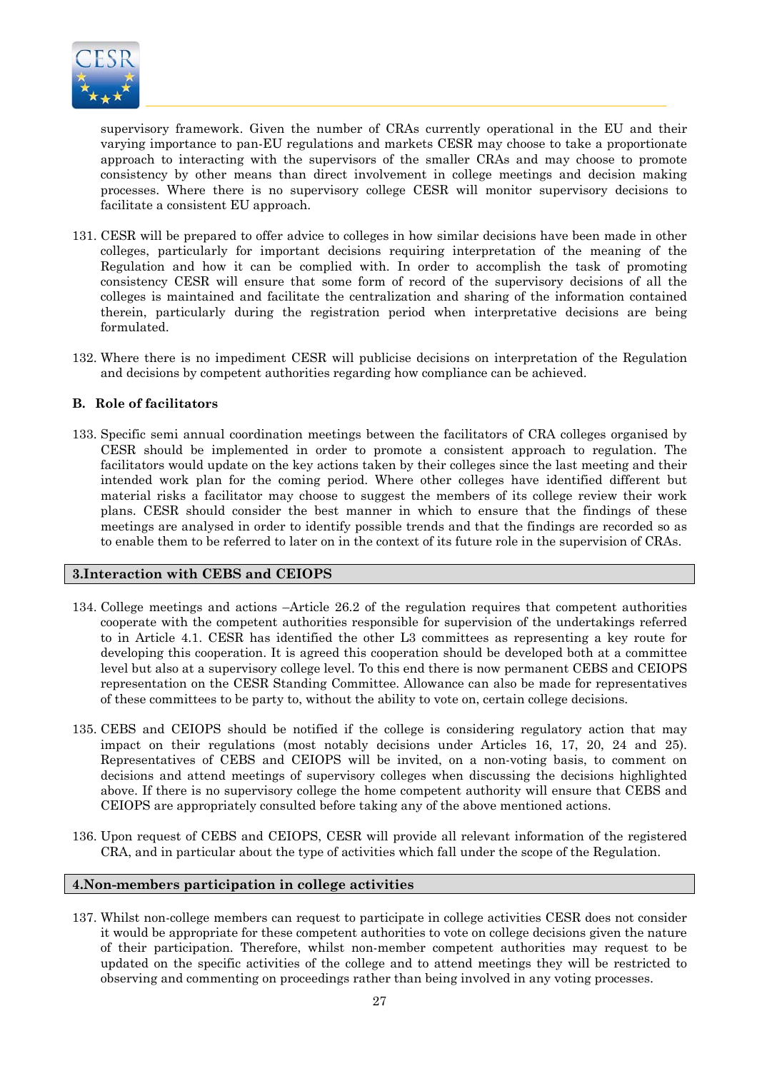supervisory framework. Given the number of CRAs currently operational in the EU and their varying importance to pan-EU regulations and markets CESR may choose to take a proportionate approach to interacting with the supervisors of the smaller CRAs and may choose to promote consistency by other means than direct involvement in college meetings and decision making processes. Where there is no supervisory college CESR will monitor supervisory decisions to facilitate a consistent EU approach.

131. CESR will be prepared to offer advice to colleges in how similar decisions have been made in other colleges, particularly for important decisions requiring interpretation of the meaning of the Regulation and how it can be complied with. In order to accomplish the task of promoting consistency CESR will ensure that some form of record of the supervisory decisions of all the colleges is maintained and facilitate the centralization and sharing of the information contained therein, particularly during the registration period when interpretative decisions are being formulated.

132. Where there is no impediment CESR will publicise decisions on interpretation of the Regulation and decisions by competent authorities regarding how compliance can be achieved.

**B. Role of facilitators**

133. Specific semi annual coordination meetings between the facilitators of CRA colleges organised by CESR should be implemented in order to promote a consistent approach to regulation. The facilitators would update on the key actions taken by their colleges since the last meeting and their intended work plan for the coming period. Where other colleges have identified different but material risks a facilitator may choose to suggest the members of its college review their work plans. CESR should consider the best manner in which to ensure that the findings of these meetings are analysed in order to identify possible trends and that the findings are recorded so as to enable them to be referred to later on in the context of its future role in the supervision of CRAs.

## 3.Interaction with CEBS and CEIOPS

134. College meetings and actions –Article 26.2 of the regulation requires that competent authorities cooperate with the competent authorities responsible for supervision of the undertakings referred to in Article 4.1. CESR has identified the other L3 committees as representing a key route for developing this cooperation. It is agreed this cooperation should be developed both at a committee level but also at a supervisory college level. To this end there is now permanent CEBS and CEIOPS representation on the CESR Standing Committee. Allowance can also be made for representatives of these committees to be party to, without the ability to vote on, certain college decisions.

135. CEBS and CEIOPS should be notified if the college is considering regulatory action that may impact on their regulations (most notably decisions under Articles 16, 17, 20, 24 and 25). Representatives of CEBS and CEIOPS will be invited, on a non-voting basis, to comment on decisions and attend meetings of supervisory colleges when discussing the decisions highlighted above. If there is no supervisory college the home competent authority will ensure that CEBS and CEIOPS are appropriately consulted before taking any of the above mentioned actions.

136. Upon request of CEBS and CEIOPS, CESR will provide all relevant information of the registered CRA, and in particular about the type of activities which fall under the scope of the Regulation.

## 4.Non-members participation in college activities

137. Whilst non-college members can request to participate in college activities CESR does not consider it would be appropriate for these competent authorities to vote on college decisions given the nature of their participation. Therefore, whilst non-member competent authorities may request to be updated on the specific activities of the college and to attend meetings they will be restricted to observing and commenting on proceedings rather than being involved in any voting processes.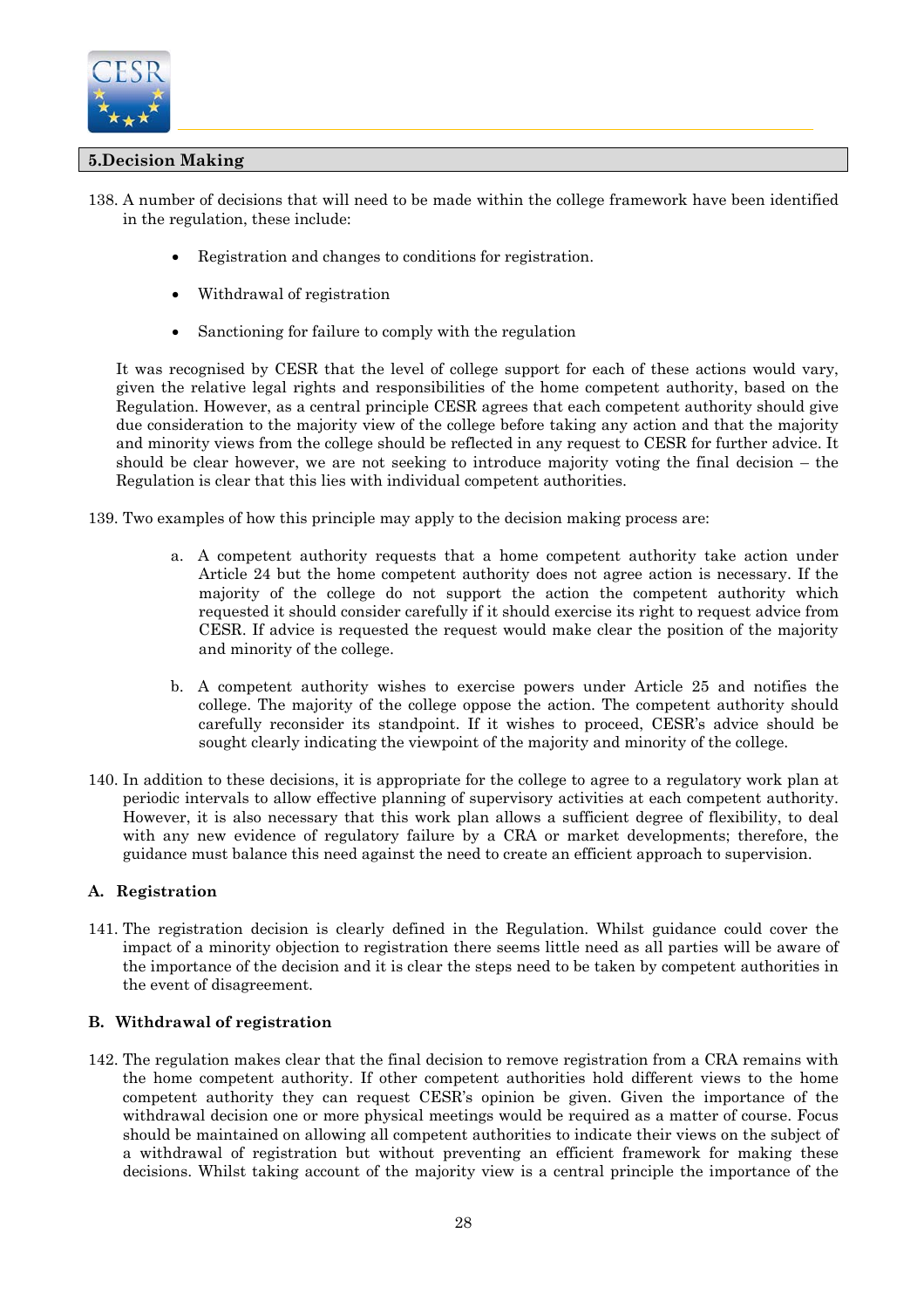## 5.Decision Making

138. A number of decisions that will need to be made within the college framework have been identified in the regulation, these include:

- Registration and changes to conditions for registration.
- Withdrawal of registration
- Sanctioning for failure to comply with the regulation

It was recognised by CESR that the level of college support for each of these actions would vary, given the relative legal rights and responsibilities of the home competent authority, based on the Regulation. However, as a central principle CESR agrees that each competent authority should give due consideration to the majority view of the college before taking any action and that the majority and minority views from the college should be reflected in any request to CESR for further advice. It should be clear however, we are not seeking to introduce majority voting the final decision – the Regulation is clear that this lies with individual competent authorities.

139. Two examples of how this principle may apply to the decision making process are:

a. A competent authority requests that a home competent authority take action under Article 24 but the home competent authority does not agree action is necessary. If the majority of the college do not support the action the competent authority which requested it should consider carefully if it should exercise its right to request advice from CESR. If advice is requested the request would make clear the position of the majority and minority of the college.

b. A competent authority wishes to exercise powers under Article 25 and notifies the college. The majority of the college oppose the action. The competent authority should carefully reconsider its standpoint. If it wishes to proceed, CESR's advice should be sought clearly indicating the viewpoint of the majority and minority of the college.

140. In addition to these decisions, it is appropriate for the college to agree to a regulatory work plan at periodic intervals to allow effective planning of supervisory activities at each competent authority. However, it is also necessary that this work plan allows a sufficient degree of flexibility, to deal with any new evidence of regulatory failure by a CRA or market developments; therefore, the guidance must balance this need against the need to create an efficient approach to supervision.

### A. Registration

141. The registration decision is clearly defined in the Regulation. Whilst guidance could cover the impact of a minority objection to registration there seems little need as all parties will be aware of the importance of the decision and it is clear the steps need to be taken by competent authorities in the event of disagreement.

### B. Withdrawal of registration

142. The regulation makes clear that the final decision to remove registration from a CRA remains with the home competent authority. If other competent authorities hold different views to the home competent authority they can request CESR's opinion be given. Given the importance of the withdrawal decision one or more physical meetings would be required as a matter of course. Focus should be maintained on allowing all competent authorities to indicate their views on the subject of a withdrawal of registration but without preventing an efficient framework for making these decisions. Whilst taking account of the majority view is a central principle the importance of the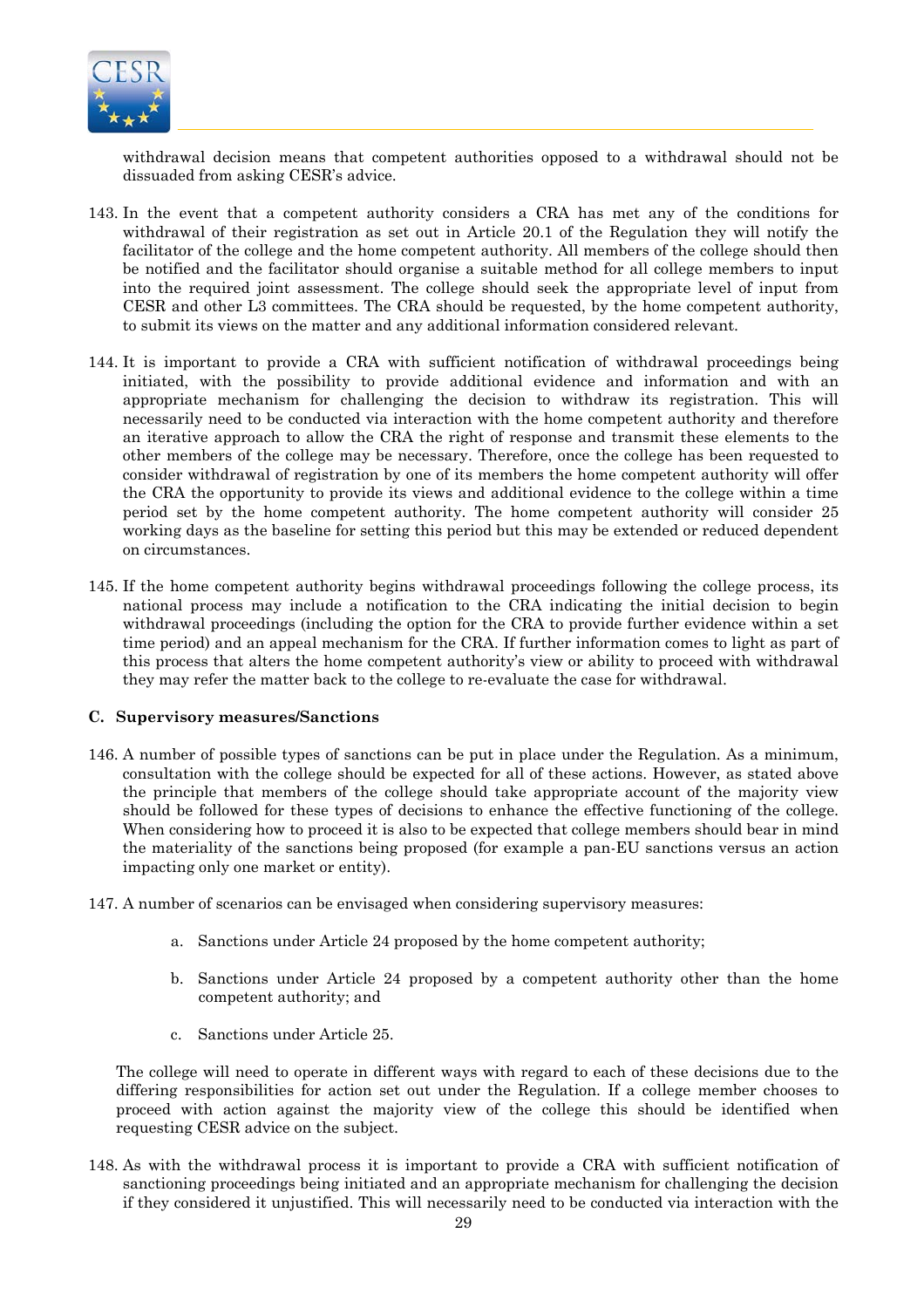withdrawal decision means that competent authorities opposed to a withdrawal should not be dissuaded from asking CESR's advice.

143. In the event that a competent authority considers a CRA has met any of the conditions for withdrawal of their registration as set out in Article 20.1 of the Regulation they will notify the facilitator of the college and the home competent authority. All members of the college should then be notified and the facilitator should organise a suitable method for all college members to input into the required joint assessment. The college should seek the appropriate level of input from CESR and other L3 committees. The CRA should be requested, by the home competent authority, to submit its views on the matter and any additional information considered relevant.

144. It is important to provide a CRA with sufficient notification of withdrawal proceedings being initiated, with the possibility to provide additional evidence and information and with an appropriate mechanism for challenging the decision to withdraw its registration. This will necessarily need to be conducted via interaction with the home competent authority and therefore an iterative approach to allow the CRA the right of response and transmit these elements to the other members of the college may be necessary. Therefore, once the college has been requested to consider withdrawal of registration by one of its members the home competent authority will offer the CRA the opportunity to provide its views and additional evidence to the college within a time period set by the home competent authority. The home competent authority will consider 25 working days as the baseline for setting this period but this may be extended or reduced dependent on circumstances.

145. If the home competent authority begins withdrawal proceedings following the college process, its national process may include a notification to the CRA indicating the initial decision to begin withdrawal proceedings (including the option for the CRA to provide further evidence within a set time period) and an appeal mechanism for the CRA. If further information comes to light as part of this process that alters the home competent authority's view or ability to proceed with withdrawal they may refer the matter back to the college to re-evaluate the case for withdrawal.

### C. Supervisory measures/Sanctions

146. A number of possible types of sanctions can be put in place under the Regulation. As a minimum, consultation with the college should be expected for all of these actions. However, as stated above the principle that members of the college should take appropriate account of the majority view should be followed for these types of decisions to enhance the effective functioning of the college. When considering how to proceed it is also to be expected that college members should bear in mind the materiality of the sanctions being proposed (for example a pan-EU sanctions versus an action impacting only one market or entity).

147. A number of scenarios can be envisaged when considering supervisory measures:

    a. Sanctions under Article 24 proposed by the home competent authority;

    b. Sanctions under Article 24 proposed by a competent authority other than the home competent authority; and

    c. Sanctions under Article 25.

    The college will need to operate in different ways with regard to each of these decisions due to the differing responsibilities for action set out under the Regulation. If a college member chooses to proceed with action against the majority view of the college this should be identified when requesting CESR advice on the subject.

148. As with the withdrawal process it is important to provide a CRA with sufficient notification of sanctioning proceedings being initiated and an appropriate mechanism for challenging the decision if they considered it unjustified. This will necessarily need to be conducted via interaction with the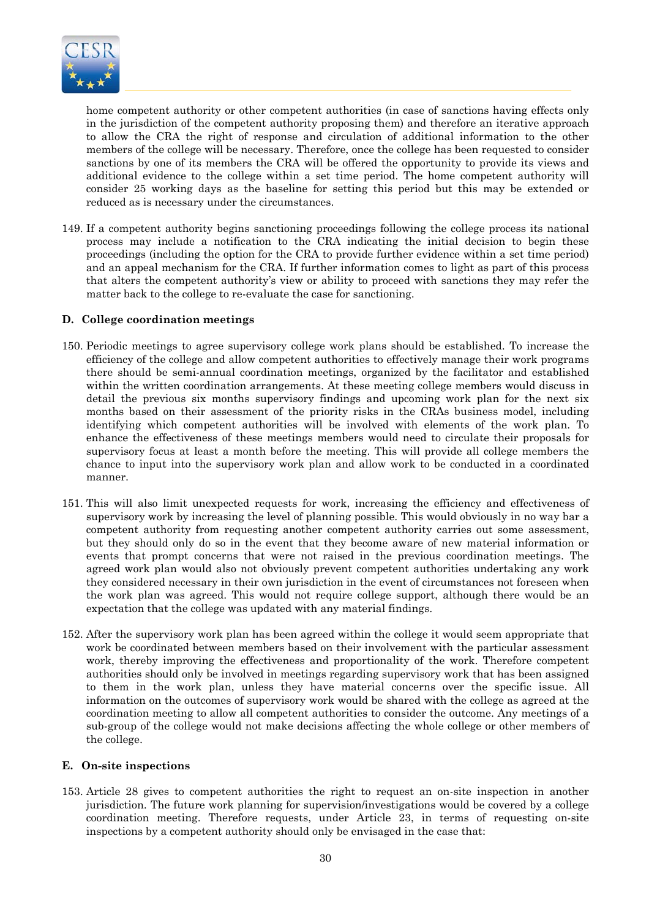home competent authority or other competent authorities (in case of sanctions having effects only in the jurisdiction of the competent authority proposing them) and therefore an iterative approach to allow the CRA the right of response and circulation of additional information to the other members of the college will be necessary. Therefore, once the college has been requested to consider sanctions by one of its members the CRA will be offered the opportunity to provide its views and additional evidence to the college within a set time period. The home competent authority will consider 25 working days as the baseline for setting this period but this may be extended or reduced as is necessary under the circumstances.

149. If a competent authority begins sanctioning proceedings following the college process its national process may include a notification to the CRA indicating the initial decision to begin these proceedings (including the option for the CRA to provide further evidence within a set time period) and an appeal mechanism for the CRA. If further information comes to light as part of this process that alters the competent authority's view or ability to proceed with sanctions they may refer the matter back to the college to re-evaluate the case for sanctioning.

### D. College coordination meetings

150. Periodic meetings to agree supervisory college work plans should be established. To increase the efficiency of the college and allow competent authorities to effectively manage their work programs there should be semi-annual coordination meetings, organized by the facilitator and established within the written coordination arrangements. At these meeting college members would discuss in detail the previous six months supervisory findings and upcoming work plan for the next six months based on their assessment of the priority risks in the CRAs business model, including identifying which competent authorities will be involved with elements of the work plan. To enhance the effectiveness of these meetings members would need to circulate their proposals for supervisory focus at least a month before the meeting. This will provide all college members the chance to input into the supervisory work plan and allow work to be conducted in a coordinated manner.

151. This will also limit unexpected requests for work, increasing the efficiency and effectiveness of supervisory work by increasing the level of planning possible. This would obviously in no way bar a competent authority from requesting another competent authority carries out some assessment, but they should only do so in the event that they become aware of new material information or events that prompt concerns that were not raised in the previous coordination meetings. The agreed work plan would also not obviously prevent competent authorities undertaking any work they considered necessary in their own jurisdiction in the event of circumstances not foreseen when the work plan was agreed. This would not require college support, although there would be an expectation that the college was updated with any material findings.

152. After the supervisory work plan has been agreed within the college it would seem appropriate that work be coordinated between members based on their involvement with the particular assessment work, thereby improving the effectiveness and proportionality of the work. Therefore competent authorities should only be involved in meetings regarding supervisory work that has been assigned to them in the work plan, unless they have material concerns over the specific issue. All information on the outcomes of supervisory work would be shared with the college as agreed at the coordination meeting to allow all competent authorities to consider the outcome. Any meetings of a sub-group of the college would not make decisions affecting the whole college or other members of the college.

### E. On-site inspections

153. Article 28 gives to competent authorities the right to request an on-site inspection in another jurisdiction. The future work planning for supervision/investigations would be covered by a college coordination meeting. Therefore requests, under Article 23, in terms of requesting on-site inspections by a competent authority should only be envisaged in the case that: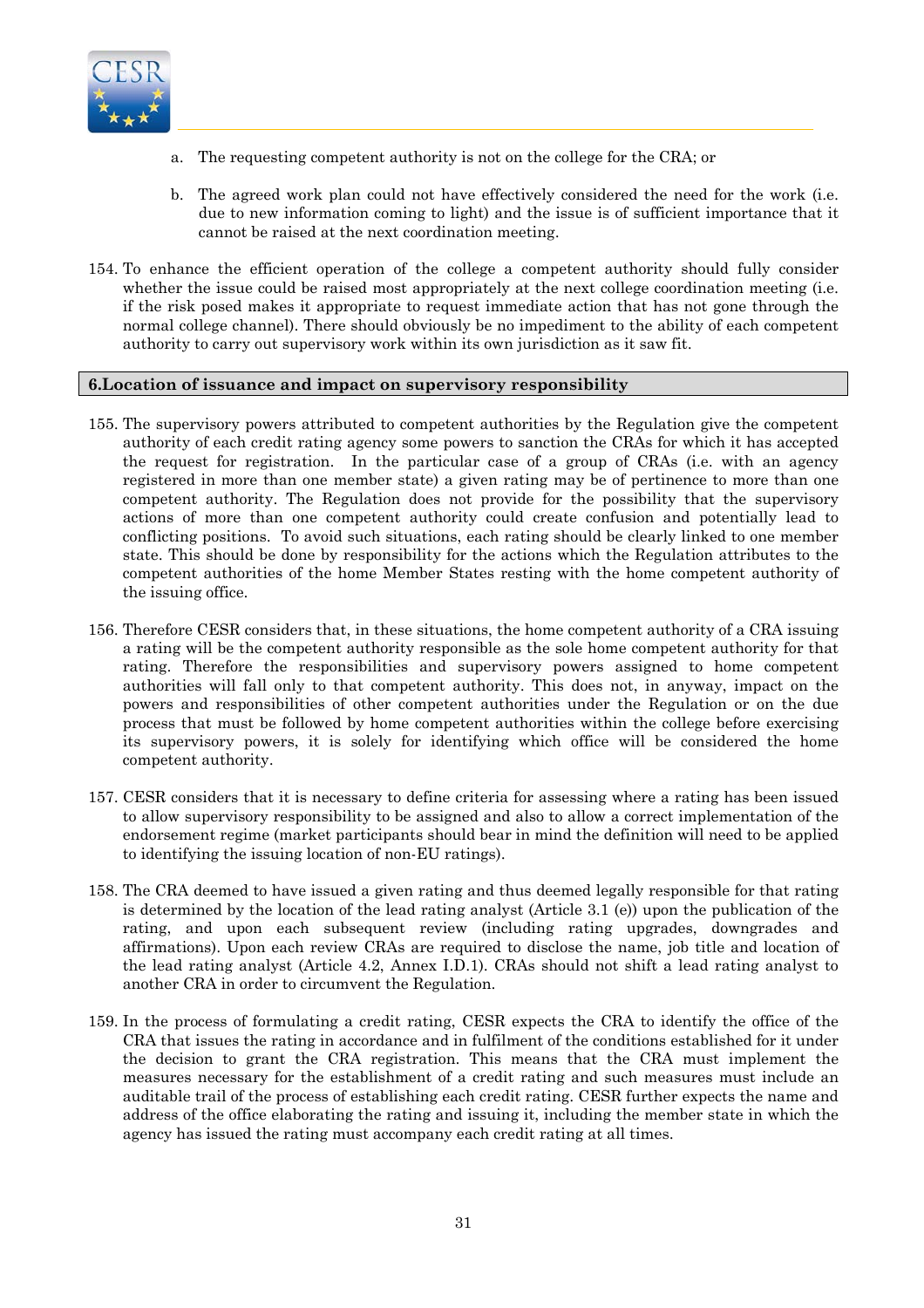a. The requesting competent authority is not on the college for the CRA; or

b. The agreed work plan could not have effectively considered the need for the work (i.e. due to new information coming to light) and the issue is of sufficient importance that it cannot be raised at the next coordination meeting.

154. To enhance the efficient operation of the college a competent authority should fully consider whether the issue could be raised most appropriately at the next college coordination meeting (i.e. if the risk posed makes it appropriate to request immediate action that has not gone through the normal college channel). There should obviously be no impediment to the ability of each competent authority to carry out supervisory work within its own jurisdiction as it saw fit.

## 6.Location of issuance and impact on supervisory responsibility

155. The supervisory powers attributed to competent authorities by the Regulation give the competent authority of each credit rating agency some powers to sanction the CRAs for which it has accepted the request for registration. In the particular case of a group of CRAs (i.e. with an agency registered in more than one member state) a given rating may be of pertinence to more than one competent authority. The Regulation does not provide for the possibility that the supervisory actions of more than one competent authority could create confusion and potentially lead to conflicting positions. To avoid such situations, each rating should be clearly linked to one member state. This should be done by responsibility for the actions which the Regulation attributes to the competent authorities of the home Member States resting with the home competent authority of the issuing office.

156. Therefore CESR considers that, in these situations, the home competent authority of a CRA issuing a rating will be the competent authority responsible as the sole home competent authority for that rating. Therefore the responsibilities and supervisory powers assigned to home competent authorities will fall only to that competent authority. This does not, in anyway, impact on the powers and responsibilities of other competent authorities under the Regulation or on the due process that must be followed by home competent authorities within the college before exercising its supervisory powers, it is solely for identifying which office will be considered the home competent authority.

157. CESR considers that it is necessary to define criteria for assessing where a rating has been issued to allow supervisory responsibility to be assigned and also to allow a correct implementation of the endorsement regime (market participants should bear in mind the definition will need to be applied to identifying the issuing location of non-EU ratings).

158. The CRA deemed to have issued a given rating and thus deemed legally responsible for that rating is determined by the location of the lead rating analyst (Article 3.1 (e)) upon the publication of the rating, and upon each subsequent review (including rating upgrades, downgrades and affirmations). Upon each review CRAs are required to disclose the name, job title and location of the lead rating analyst (Article 4.2, Annex I.D.1). CRAs should not shift a lead rating analyst to another CRA in order to circumvent the Regulation.

159. In the process of formulating a credit rating, CESR expects the CRA to identify the office of the CRA that issues the rating in accordance and in fulfilment of the conditions established for it under the decision to grant the CRA registration. This means that the CRA must implement the measures necessary for the establishment of a credit rating and such measures must include an auditable trail of the process of establishing each credit rating. CESR further expects the name and address of the office elaborating the rating and issuing it, including the member state in which the agency has issued the rating must accompany each credit rating at all times.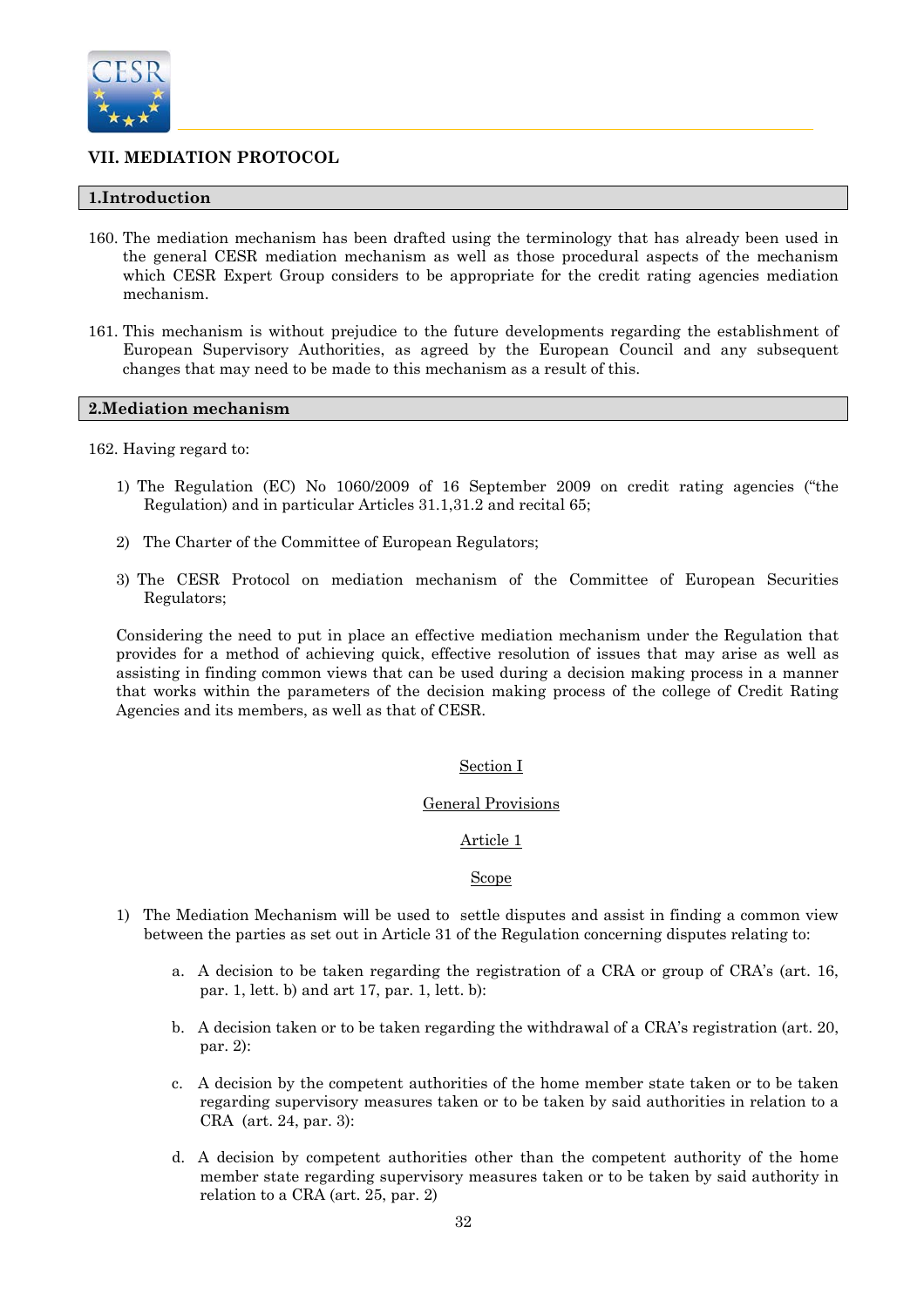## VII. MEDIATION PROTOCOL

### 1.Introduction

160. The mediation mechanism has been drafted using the terminology that has already been used in the general CESR mediation mechanism as well as those procedural aspects of the mechanism which CESR Expert Group considers to be appropriate for the credit rating agencies mediation mechanism.

161. This mechanism is without prejudice to the future developments regarding the establishment of European Supervisory Authorities, as agreed by the European Council and any subsequent changes that may need to be made to this mechanism as a result of this.

### 2.Mediation mechanism

162. Having regard to:

1) The Regulation (EC) No 1060/2009 of 16 September 2009 on credit rating agencies ("the Regulation) and in particular Articles 31.1,31.2 and recital 65;

2) The Charter of the Committee of European Regulators;

3) The CESR Protocol on mediation mechanism of the Committee of European Securities Regulators;

Considering the need to put in place an effective mediation mechanism under the Regulation that provides for a method of achieving quick, effective resolution of issues that may arise as well as assisting in finding common views that can be used during a decision making process in a manner that works within the parameters of the decision making process of the college of Credit Rating Agencies and its members, as well as that of CESR.

<u>Section I</u>

<u>General Provisions</u>

<u>Article 1</u>

<u>Scope</u>

1) The Mediation Mechanism will be used to settle disputes and assist in finding a common view between the parties as set out in Article 31 of the Regulation concerning disputes relating to:

   a. A decision to be taken regarding the registration of a CRA or group of CRA's (art. 16, par. 1, lett. b) and art 17, par. 1, lett. b):

   b. A decision taken or to be taken regarding the withdrawal of a CRA's registration (art. 20, par. 2):

   c. A decision by the competent authorities of the home member state taken or to be taken regarding supervisory measures taken or to be taken by said authorities in relation to a CRA (art. 24, par. 3):

   d. A decision by competent authorities other than the competent authority of the home member state regarding supervisory measures taken or to be taken by said authority in relation to a CRA (art. 25, par. 2)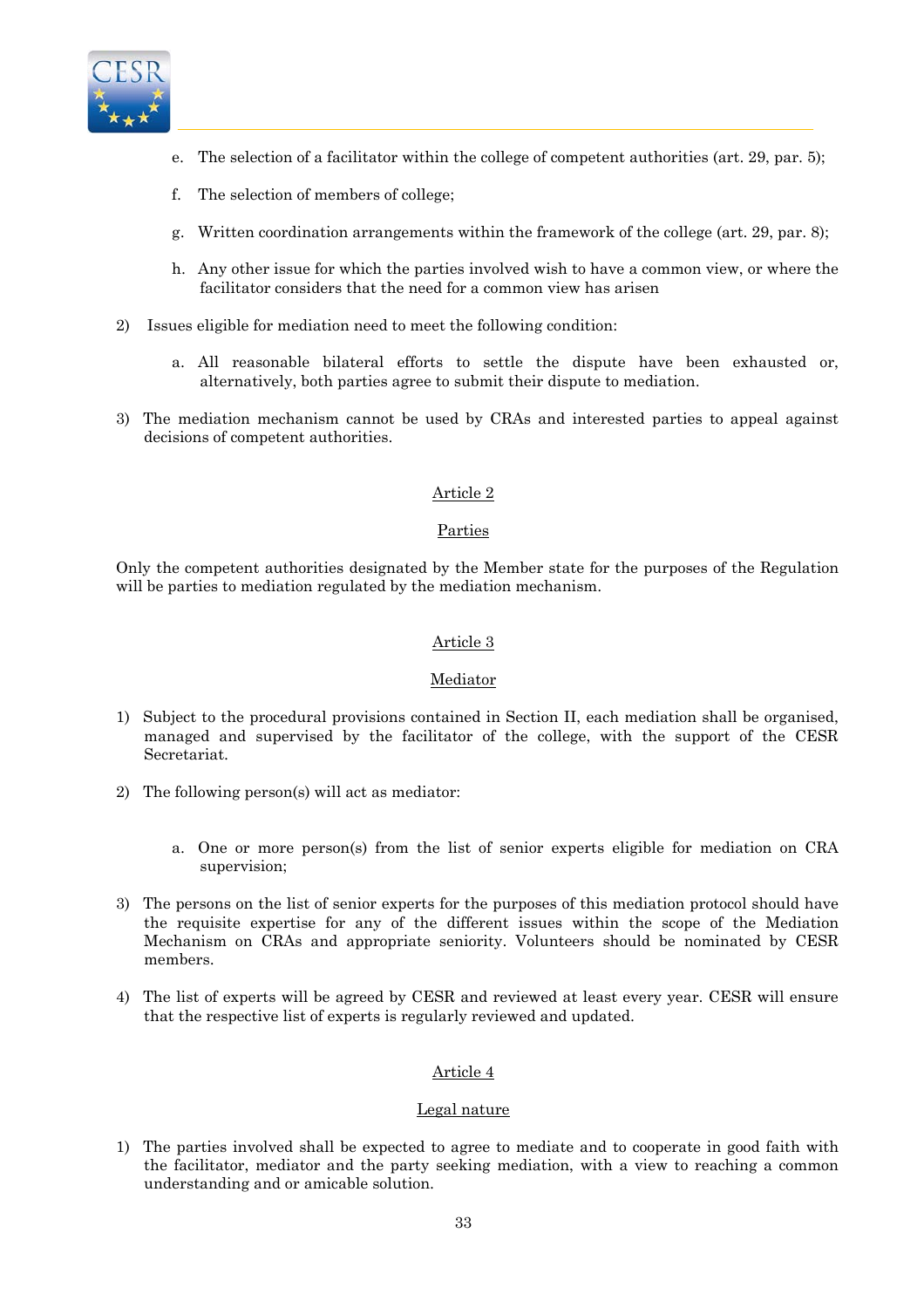e. The selection of a facilitator within the college of competent authorities (art. 29, par. 5);

f. The selection of members of college;

g. Written coordination arrangements within the framework of the college (art. 29, par. 8);

h. Any other issue for which the parties involved wish to have a common view, or where the facilitator considers that the need for a common view has arisen

2) Issues eligible for mediation need to meet the following condition:

a. All reasonable bilateral efforts to settle the dispute have been exhausted or, alternatively, both parties agree to submit their dispute to mediation.

3) The mediation mechanism cannot be used by CRAs and interested parties to appeal against decisions of competent authorities.

Article 2

Parties

Only the competent authorities designated by the Member state for the purposes of the Regulation will be parties to mediation regulated by the mediation mechanism.

Article 3

Mediator

1) Subject to the procedural provisions contained in Section II, each mediation shall be organised, managed and supervised by the facilitator of the college, with the support of the CESR Secretariat.

2) The following person(s) will act as mediator:

a. One or more person(s) from the list of senior experts eligible for mediation on CRA supervision;

3) The persons on the list of senior experts for the purposes of this mediation protocol should have the requisite expertise for any of the different issues within the scope of the Mediation Mechanism on CRAs and appropriate seniority. Volunteers should be nominated by CESR members.

4) The list of experts will be agreed by CESR and reviewed at least every year. CESR will ensure that the respective list of experts is regularly reviewed and updated.

Article 4

Legal nature

1) The parties involved shall be expected to agree to mediate and to cooperate in good faith with the facilitator, mediator and the party seeking mediation, with a view to reaching a common understanding and or amicable solution.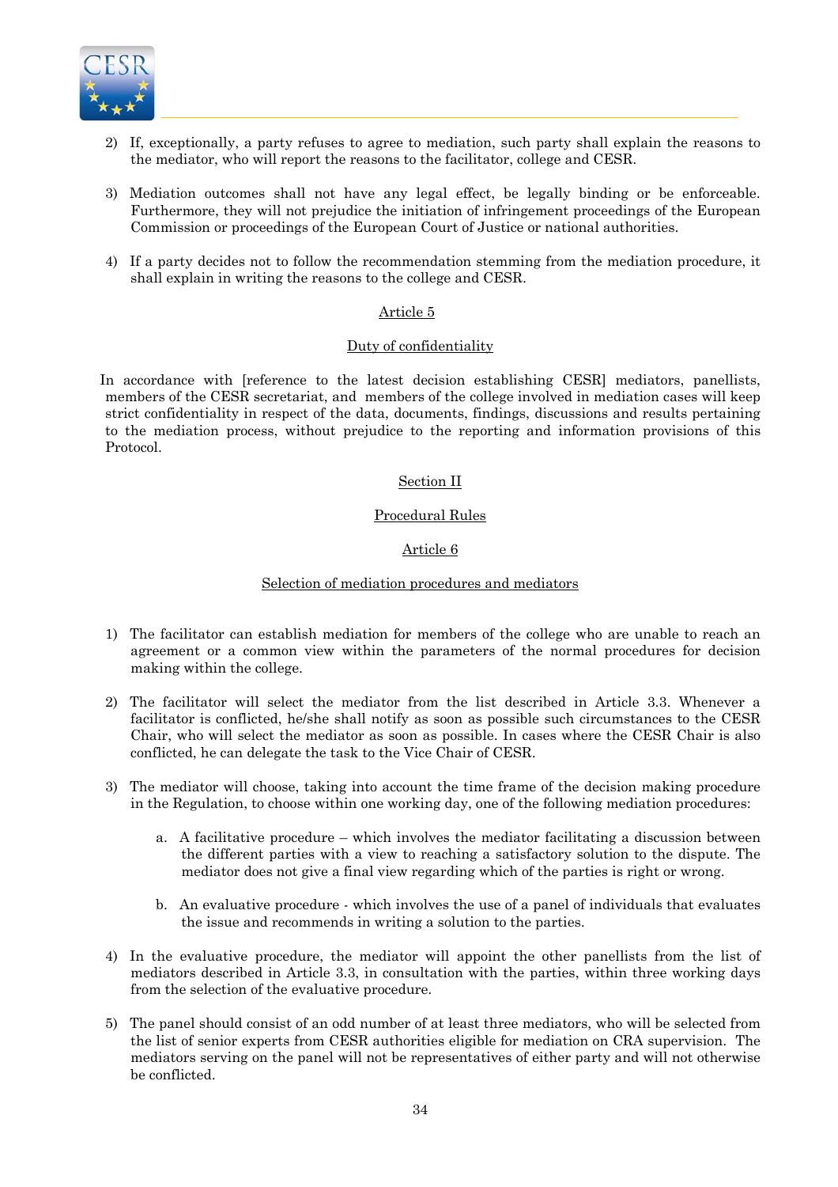2) If, exceptionally, a party refuses to agree to mediation, such party shall explain the reasons to the mediator, who will report the reasons to the facilitator, college and CESR.

3) Mediation outcomes shall not have any legal effect, be legally binding or be enforceable. Furthermore, they will not prejudice the initiation of infringement proceedings of the European Commission or proceedings of the European Court of Justice or national authorities.

4) If a party decides not to follow the recommendation stemming from the mediation procedure, it shall explain in writing the reasons to the college and CESR.

Article 5

Duty of confidentiality

In accordance with [reference to the latest decision establishing CESR] mediators, panellists, members of the CESR secretariat, and members of the college involved in mediation cases will keep strict confidentiality in respect of the data, documents, findings, discussions and results pertaining to the mediation process, without prejudice to the reporting and information provisions of this Protocol.

Section II

Procedural Rules

Article 6

Selection of mediation procedures and mediators

1) The facilitator can establish mediation for members of the college who are unable to reach an agreement or a common view within the parameters of the normal procedures for decision making within the college.

2) The facilitator will select the mediator from the list described in Article 3.3. Whenever a facilitator is conflicted, he/she shall notify as soon as possible such circumstances to the CESR Chair, who will select the mediator as soon as possible. In cases where the CESR Chair is also conflicted, he can delegate the task to the Vice Chair of CESR.

3) The mediator will choose, taking into account the time frame of the decision making procedure in the Regulation, to choose within one working day, one of the following mediation procedures:

   a. A facilitative procedure – which involves the mediator facilitating a discussion between the different parties with a view to reaching a satisfactory solution to the dispute. The mediator does not give a final view regarding which of the parties is right or wrong.

   b. An evaluative procedure - which involves the use of a panel of individuals that evaluates the issue and recommends in writing a solution to the parties.

4) In the evaluative procedure, the mediator will appoint the other panellists from the list of mediators described in Article 3.3, in consultation with the parties, within three working days from the selection of the evaluative procedure.

5) The panel should consist of an odd number of at least three mediators, who will be selected from the list of senior experts from CESR authorities eligible for mediation on CRA supervision. The mediators serving on the panel will not be representatives of either party and will not otherwise be conflicted.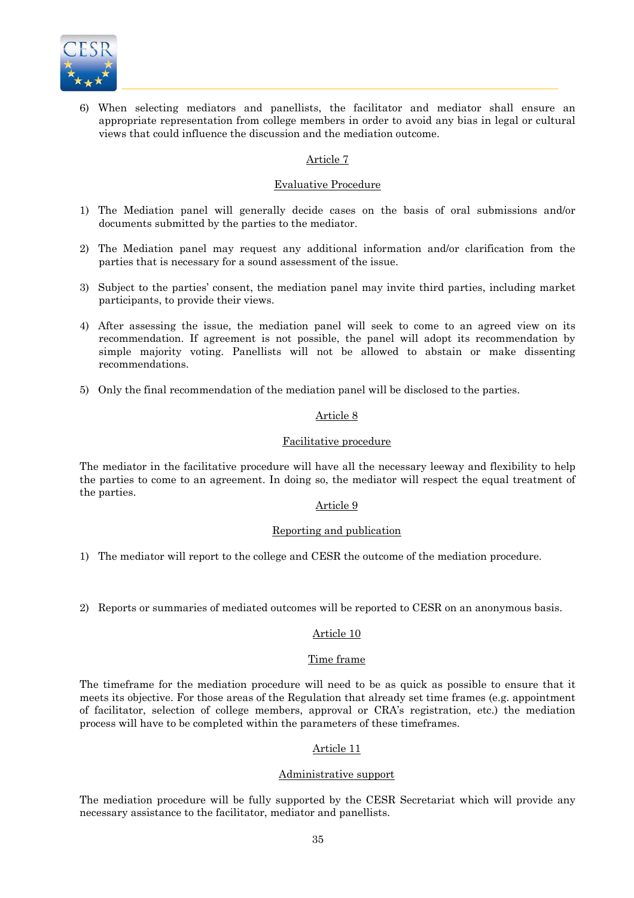6) When selecting mediators and panellists, the facilitator and mediator shall ensure an appropriate representation from college members in order to avoid any bias in legal or cultural views that could influence the discussion and the mediation outcome.

## Article 7

### Evaluative Procedure

1) The Mediation panel will generally decide cases on the basis of oral submissions and/or documents submitted by the parties to the mediator.

2) The Mediation panel may request any additional information and/or clarification from the parties that is necessary for a sound assessment of the issue.

3) Subject to the parties' consent, the mediation panel may invite third parties, including market participants, to provide their views.

4) After assessing the issue, the mediation panel will seek to come to an agreed view on its recommendation. If agreement is not possible, the panel will adopt its recommendation by simple majority voting. Panellists will not be allowed to abstain or make dissenting recommendations.

5) Only the final recommendation of the mediation panel will be disclosed to the parties.

## Article 8

### Facilitative procedure

The mediator in the facilitative procedure will have all the necessary leeway and flexibility to help the parties to come to an agreement. In doing so, the mediator will respect the equal treatment of the parties.

## Article 9

### Reporting and publication

1) The mediator will report to the college and CESR the outcome of the mediation procedure.

2) Reports or summaries of mediated outcomes will be reported to CESR on an anonymous basis.

## Article 10

### Time frame

The timeframe for the mediation procedure will need to be as quick as possible to ensure that it meets its objective. For those areas of the Regulation that already set time frames (e.g. appointment of facilitator, selection of college members, approval or CRA's registration, etc.) the mediation process will have to be completed within the parameters of these timeframes.

## Article 11

### Administrative support

The mediation procedure will be fully supported by the CESR Secretariat which will provide any necessary assistance to the facilitator, mediator and panellists.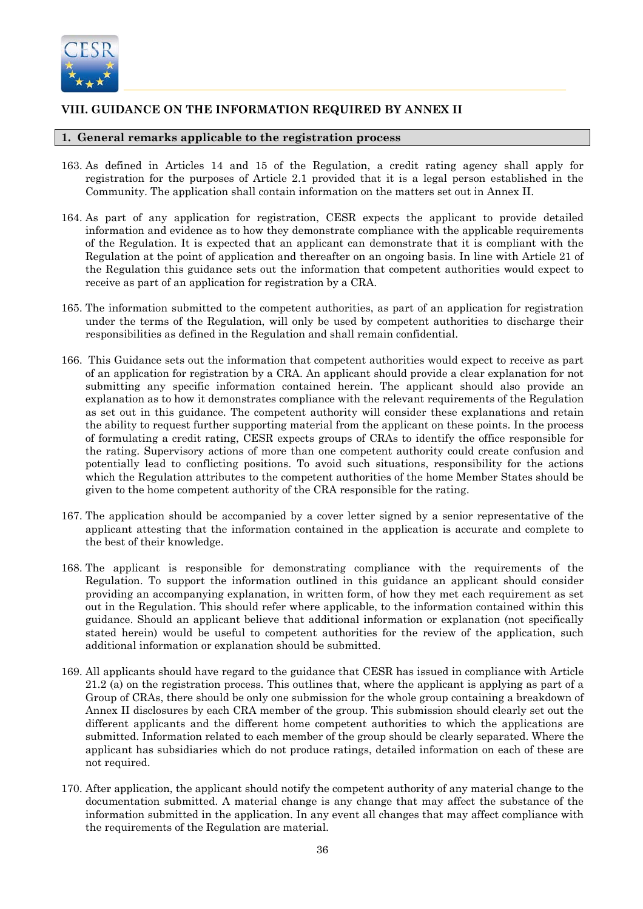## VIII. GUIDANCE ON THE INFORMATION REQUIRED BY ANNEX II

### 1. General remarks applicable to the registration process

163. As defined in Articles 14 and 15 of the Regulation, a credit rating agency shall apply for registration for the purposes of Article 2.1 provided that it is a legal person established in the Community. The application shall contain information on the matters set out in Annex II.

164. As part of any application for registration, CESR expects the applicant to provide detailed information and evidence as to how they demonstrate compliance with the applicable requirements of the Regulation. It is expected that an applicant can demonstrate that it is compliant with the Regulation at the point of application and thereafter on an ongoing basis. In line with Article 21 of the Regulation this guidance sets out the information that competent authorities would expect to receive as part of an application for registration by a CRA.

165. The information submitted to the competent authorities, as part of an application for registration under the terms of the Regulation, will only be used by competent authorities to discharge their responsibilities as defined in the Regulation and shall remain confidential.

166. This Guidance sets out the information that competent authorities would expect to receive as part of an application for registration by a CRA. An applicant should provide a clear explanation for not submitting any specific information contained herein. The applicant should also provide an explanation as to how it demonstrates compliance with the relevant requirements of the Regulation as set out in this guidance. The competent authority will consider these explanations and retain the ability to request further supporting material from the applicant on these points. In the process of formulating a credit rating, CESR expects groups of CRAs to identify the office responsible for the rating. Supervisory actions of more than one competent authority could create confusion and potentially lead to conflicting positions. To avoid such situations, responsibility for the actions which the Regulation attributes to the competent authorities of the home Member States should be given to the home competent authority of the CRA responsible for the rating.

167. The application should be accompanied by a cover letter signed by a senior representative of the applicant attesting that the information contained in the application is accurate and complete to the best of their knowledge.

168. The applicant is responsible for demonstrating compliance with the requirements of the Regulation. To support the information outlined in this guidance an applicant should consider providing an accompanying explanation, in written form, of how they met each requirement as set out in the Regulation. This should refer where applicable, to the information contained within this guidance. Should an applicant believe that additional information or explanation (not specifically stated herein) would be useful to competent authorities for the review of the application, such additional information or explanation should be submitted.

169. All applicants should have regard to the guidance that CESR has issued in compliance with Article 21.2 (a) on the registration process. This outlines that, where the applicant is applying as part of a Group of CRAs, there should be only one submission for the whole group containing a breakdown of Annex II disclosures by each CRA member of the group. This submission should clearly set out the different applicants and the different home competent authorities to which the applications are submitted. Information related to each member of the group should be clearly separated. Where the applicant has subsidiaries which do not produce ratings, detailed information on each of these are not required.

170. After application, the applicant should notify the competent authority of any material change to the documentation submitted. A material change is any change that may affect the substance of the information submitted in the application. In any event all changes that may affect compliance with the requirements of the Regulation are material.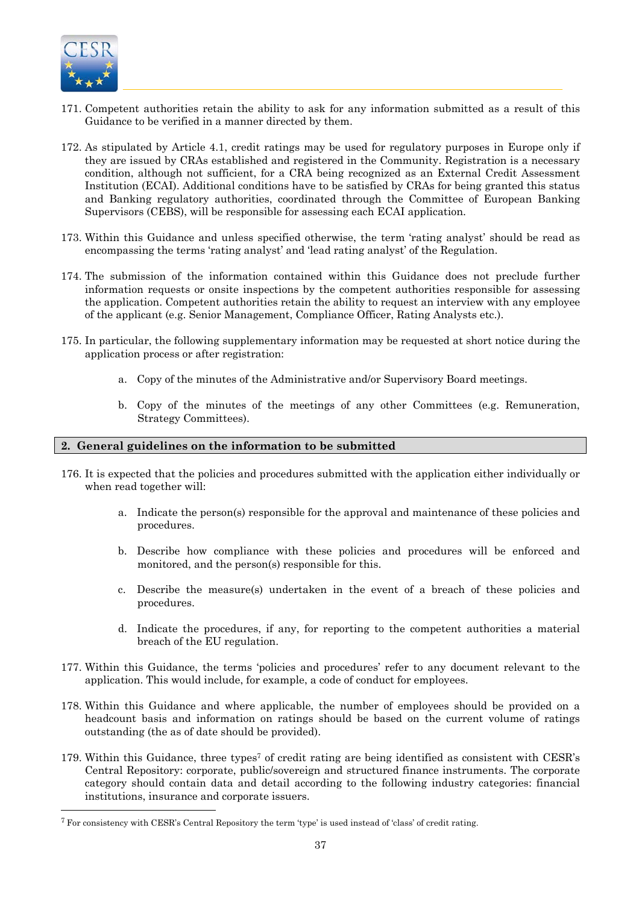171. Competent authorities retain the ability to ask for any information submitted as a result of this Guidance to be verified in a manner directed by them.

172. As stipulated by Article 4.1, credit ratings may be used for regulatory purposes in Europe only if they are issued by CRAs established and registered in the Community. Registration is a necessary condition, although not sufficient, for a CRA being recognized as an External Credit Assessment Institution (ECAI). Additional conditions have to be satisfied by CRAs for being granted this status and Banking regulatory authorities, coordinated through the Committee of European Banking Supervisors (CEBS), will be responsible for assessing each ECAI application.

173. Within this Guidance and unless specified otherwise, the term 'rating analyst' should be read as encompassing the terms 'rating analyst' and 'lead rating analyst' of the Regulation.

174. The submission of the information contained within this Guidance does not preclude further information requests or onsite inspections by the competent authorities responsible for assessing the application. Competent authorities retain the ability to request an interview with any employee of the applicant (e.g. Senior Management, Compliance Officer, Rating Analysts etc.).

175. In particular, the following supplementary information may be requested at short notice during the application process or after registration:

  a. Copy of the minutes of the Administrative and/or Supervisory Board meetings.

  b. Copy of the minutes of the meetings of any other Committees (e.g. Remuneration, Strategy Committees).

## 2. General guidelines on the information to be submitted

176. It is expected that the policies and procedures submitted with the application either individually or when read together will:

  a. Indicate the person(s) responsible for the approval and maintenance of these policies and procedures.

  b. Describe how compliance with these policies and procedures will be enforced and monitored, and the person(s) responsible for this.

  c. Describe the measure(s) undertaken in the event of a breach of these policies and procedures.

  d. Indicate the procedures, if any, for reporting to the competent authorities a material breach of the EU regulation.

177. Within this Guidance, the terms 'policies and procedures' refer to any document relevant to the application. This would include, for example, a code of conduct for employees.

178. Within this Guidance and where applicable, the number of employees should be provided on a headcount basis and information on ratings should be based on the current volume of ratings outstanding (the as of date should be provided).

179. Within this Guidance, three types[7] of credit rating are being identified as consistent with CESR's Central Repository: corporate, public/sovereign and structured finance instruments. The corporate category should contain data and detail according to the following industry categories: financial institutions, insurance and corporate issuers.

[7] For consistency with CESR's Central Repository the term 'type' is used instead of 'class' of credit rating.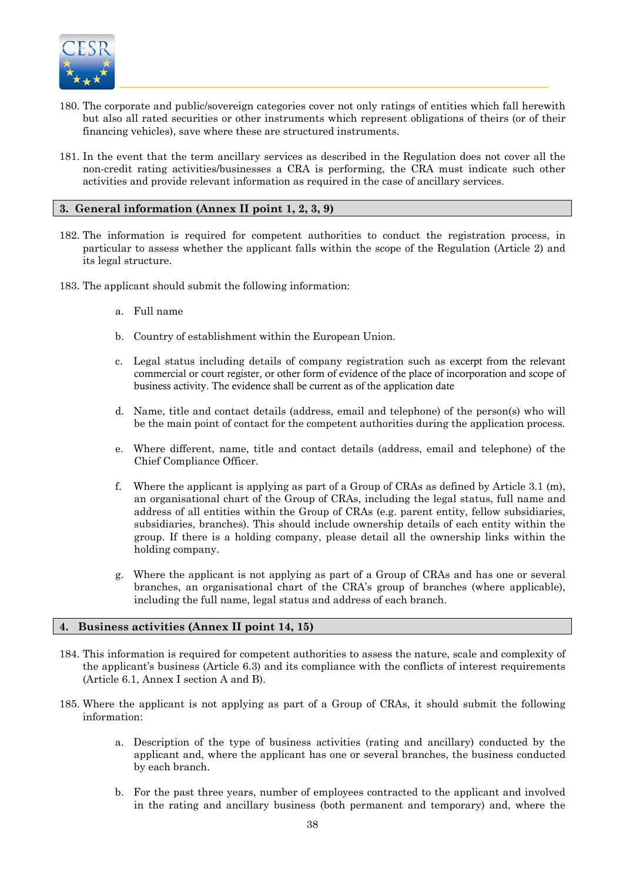180. The corporate and public/sovereign categories cover not only ratings of entities which fall herewith but also all rated securities or other instruments which represent obligations of theirs (or of their financing vehicles), save where these are structured instruments.

181. In the event that the term ancillary services as described in the Regulation does not cover all the non-credit rating activities/businesses a CRA is performing, the CRA must indicate such other activities and provide relevant information as required in the case of ancillary services.

## 3. General information (Annex II point 1, 2, 3, 9)

182. The information is required for competent authorities to conduct the registration process, in particular to assess whether the applicant falls within the scope of the Regulation (Article 2) and its legal structure.

183. The applicant should submit the following information:

   a. Full name

   b. Country of establishment within the European Union.

   c. Legal status including details of company registration such as excerpt from the relevant commercial or court register, or other form of evidence of the place of incorporation and scope of business activity. The evidence shall be current as of the application date

   d. Name, title and contact details (address, email and telephone) of the person(s) who will be the main point of contact for the competent authorities during the application process.

   e. Where different, name, title and contact details (address, email and telephone) of the Chief Compliance Officer.

   f. Where the applicant is applying as part of a Group of CRAs as defined by Article 3.1 (m), an organisational chart of the Group of CRAs, including the legal status, full name and address of all entities within the Group of CRAs (e.g. parent entity, fellow subsidiaries, subsidiaries, branches). This should include ownership details of each entity within the group. If there is a holding company, please detail all the ownership links within the holding company.

   g. Where the applicant is not applying as part of a Group of CRAs and has one or several branches, an organisational chart of the CRA's group of branches (where applicable), including the full name, legal status and address of each branch.

## 4. Business activities (Annex II point 14, 15)

184. This information is required for competent authorities to assess the nature, scale and complexity of the applicant's business (Article 6.3) and its compliance with the conflicts of interest requirements (Article 6.1, Annex I section A and B).

185. Where the applicant is not applying as part of a Group of CRAs, it should submit the following information:

   a. Description of the type of business activities (rating and ancillary) conducted by the applicant and, where the applicant has one or several branches, the business conducted by each branch.

   b. For the past three years, number of employees contracted to the applicant and involved in the rating and ancillary business (both permanent and temporary) and, where the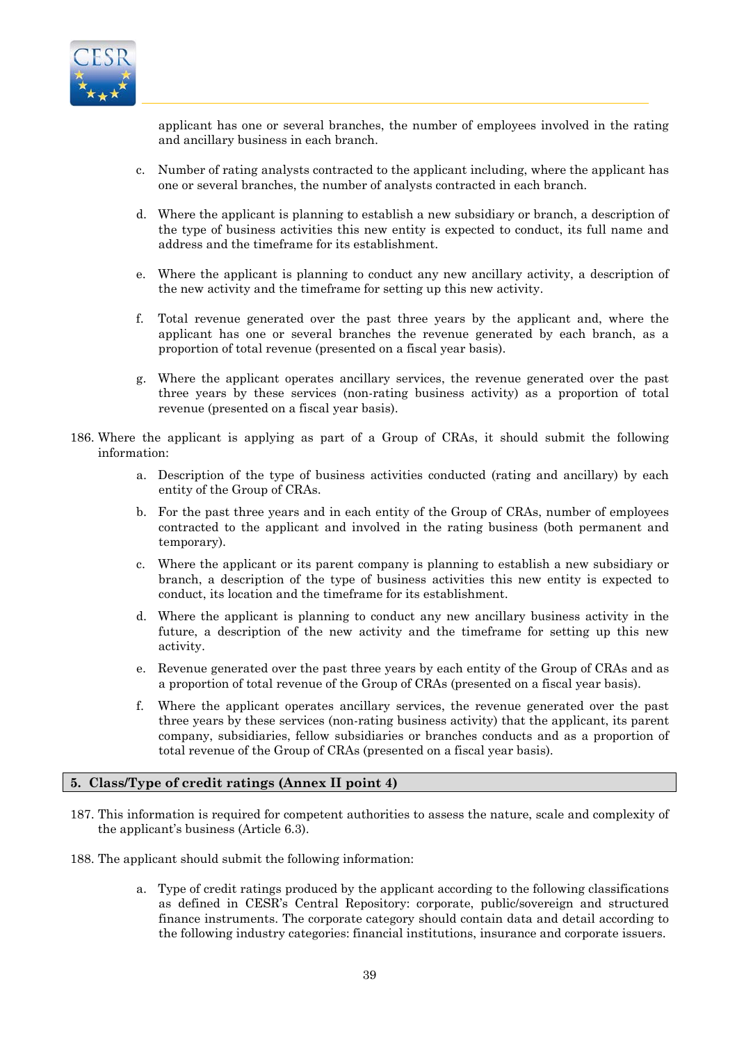applicant has one or several branches, the number of employees involved in the rating and ancillary business in each branch.

c. Number of rating analysts contracted to the applicant including, where the applicant has one or several branches, the number of analysts contracted in each branch.

d. Where the applicant is planning to establish a new subsidiary or branch, a description of the type of business activities this new entity is expected to conduct, its full name and address and the timeframe for its establishment.

e. Where the applicant is planning to conduct any new ancillary activity, a description of the new activity and the timeframe for setting up this new activity.

f. Total revenue generated over the past three years by the applicant and, where the applicant has one or several branches the revenue generated by each branch, as a proportion of total revenue (presented on a fiscal year basis).

g. Where the applicant operates ancillary services, the revenue generated over the past three years by these services (non-rating business activity) as a proportion of total revenue (presented on a fiscal year basis).

186. Where the applicant is applying as part of a Group of CRAs, it should submit the following information:

a. Description of the type of business activities conducted (rating and ancillary) by each entity of the Group of CRAs.

b. For the past three years and in each entity of the Group of CRAs, number of employees contracted to the applicant and involved in the rating business (both permanent and temporary).

c. Where the applicant or its parent company is planning to establish a new subsidiary or branch, a description of the type of business activities this new entity is expected to conduct, its location and the timeframe for its establishment.

d. Where the applicant is planning to conduct any new ancillary business activity in the future, a description of the new activity and the timeframe for setting up this new activity.

e. Revenue generated over the past three years by each entity of the Group of CRAs and as a proportion of total revenue of the Group of CRAs (presented on a fiscal year basis).

f. Where the applicant operates ancillary services, the revenue generated over the past three years by these services (non-rating business activity) that the applicant, its parent company, subsidiaries, fellow subsidiaries or branches conducts and as a proportion of total revenue of the Group of CRAs (presented on a fiscal year basis).

## 5. Class/Type of credit ratings (Annex II point 4)

187. This information is required for competent authorities to assess the nature, scale and complexity of the applicant's business (Article 6.3).

188. The applicant should submit the following information:

a. Type of credit ratings produced by the applicant according to the following classifications as defined in CESR's Central Repository: corporate, public/sovereign and structured finance instruments. The corporate category should contain data and detail according to the following industry categories: financial institutions, insurance and corporate issuers.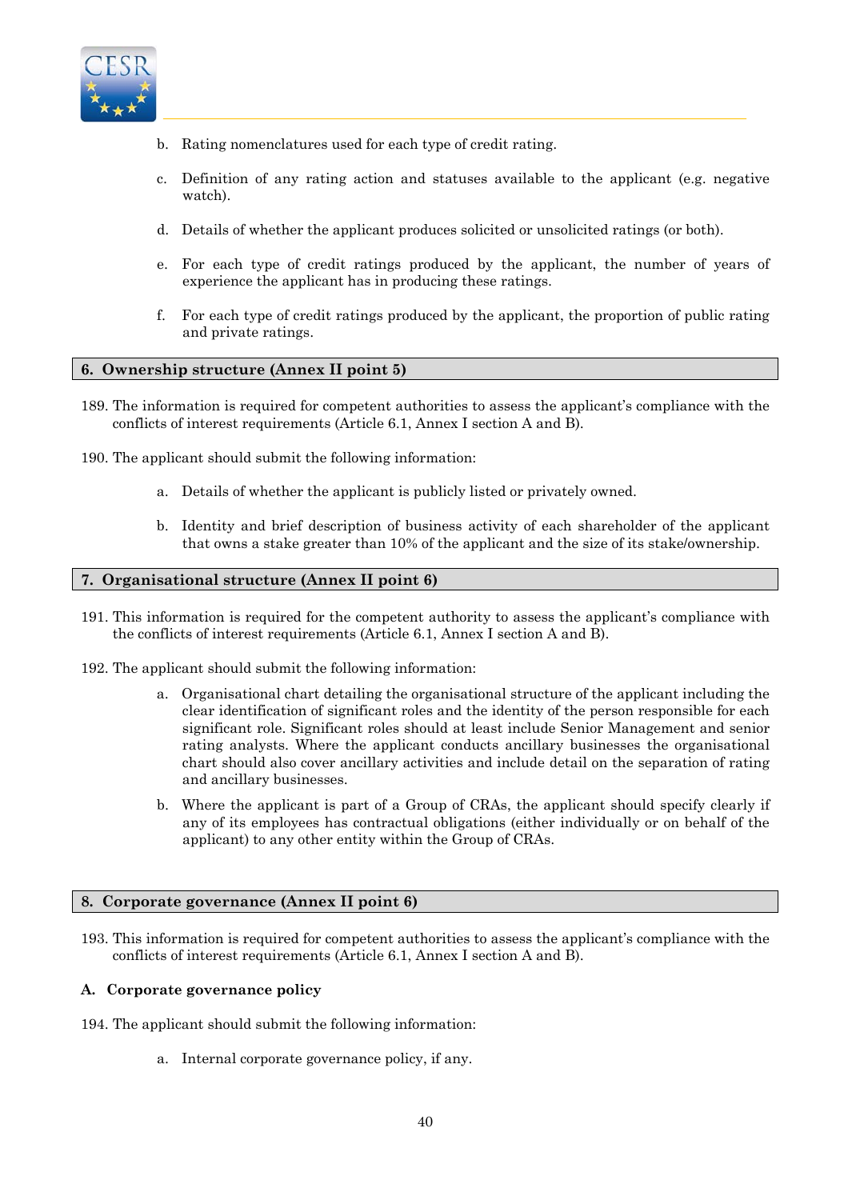b. Rating nomenclatures used for each type of credit rating.

c. Definition of any rating action and statuses available to the applicant (e.g. negative watch).

d. Details of whether the applicant produces solicited or unsolicited ratings (or both).

e. For each type of credit ratings produced by the applicant, the number of years of experience the applicant has in producing these ratings.

f. For each type of credit ratings produced by the applicant, the proportion of public rating and private ratings.

## 6. Ownership structure (Annex II point 5)

189. The information is required for competent authorities to assess the applicant's compliance with the conflicts of interest requirements (Article 6.1, Annex I section A and B).

190. The applicant should submit the following information:

a. Details of whether the applicant is publicly listed or privately owned.

b. Identity and brief description of business activity of each shareholder of the applicant that owns a stake greater than 10% of the applicant and the size of its stake/ownership.

## 7. Organisational structure (Annex II point 6)

191. This information is required for the competent authority to assess the applicant's compliance with the conflicts of interest requirements (Article 6.1, Annex I section A and B).

192. The applicant should submit the following information:

a. Organisational chart detailing the organisational structure of the applicant including the clear identification of significant roles and the identity of the person responsible for each significant role. Significant roles should at least include Senior Management and senior rating analysts. Where the applicant conducts ancillary businesses the organisational chart should also cover ancillary activities and include detail on the separation of rating and ancillary businesses.

b. Where the applicant is part of a Group of CRAs, the applicant should specify clearly if any of its employees has contractual obligations (either individually or on behalf of the applicant) to any other entity within the Group of CRAs.

## 8. Corporate governance (Annex II point 6)

193. This information is required for competent authorities to assess the applicant's compliance with the conflicts of interest requirements (Article 6.1, Annex I section A and B).

### A. Corporate governance policy

194. The applicant should submit the following information:

a. Internal corporate governance policy, if any.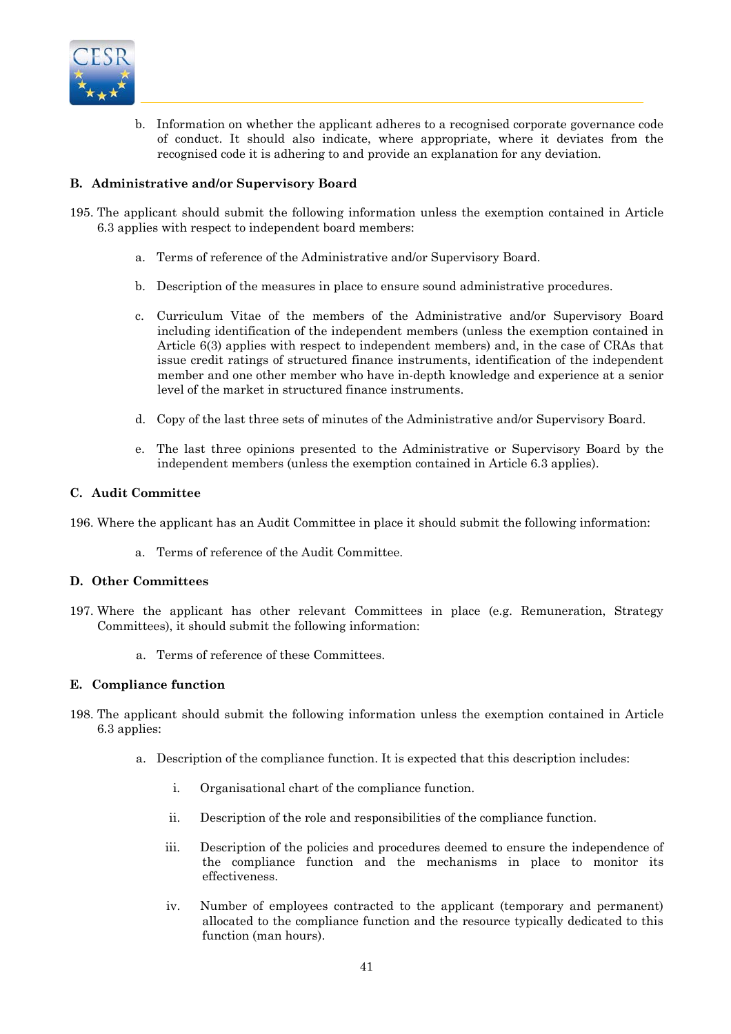b. Information on whether the applicant adheres to a recognised corporate governance code of conduct. It should also indicate, where appropriate, where it deviates from the recognised code it is adhering to and provide an explanation for any deviation.

**B. Administrative and/or Supervisory Board**

195. The applicant should submit the following information unless the exemption contained in Article 6.3 applies with respect to independent board members:

   a. Terms of reference of the Administrative and/or Supervisory Board.

   b. Description of the measures in place to ensure sound administrative procedures.

   c. Curriculum Vitae of the members of the Administrative and/or Supervisory Board including identification of the independent members (unless the exemption contained in Article 6(3) applies with respect to independent members) and, in the case of CRAs that issue credit ratings of structured finance instruments, identification of the independent member and one other member who have in-depth knowledge and experience at a senior level of the market in structured finance instruments.

   d. Copy of the last three sets of minutes of the Administrative and/or Supervisory Board.

   e. The last three opinions presented to the Administrative or Supervisory Board by the independent members (unless the exemption contained in Article 6.3 applies).

**C. Audit Committee**

196. Where the applicant has an Audit Committee in place it should submit the following information:

   a. Terms of reference of the Audit Committee.

**D. Other Committees**

197. Where the applicant has other relevant Committees in place (e.g. Remuneration, Strategy Committees), it should submit the following information:

   a. Terms of reference of these Committees.

**E. Compliance function**

198. The applicant should submit the following information unless the exemption contained in Article 6.3 applies:

   a. Description of the compliance function. It is expected that this description includes:

      i. Organisational chart of the compliance function.

      ii. Description of the role and responsibilities of the compliance function.

      iii. Description of the policies and procedures deemed to ensure the independence of the compliance function and the mechanisms in place to monitor its effectiveness.

      iv. Number of employees contracted to the applicant (temporary and permanent) allocated to the compliance function and the resource typically dedicated to this function (man hours).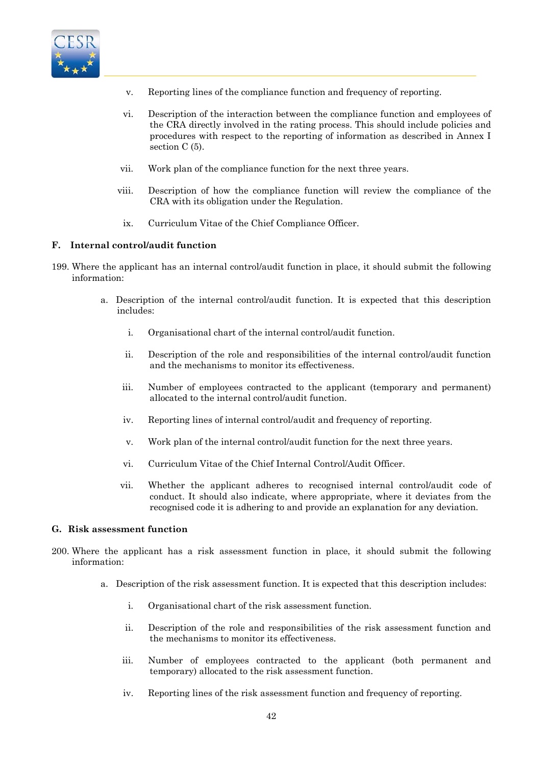v. Reporting lines of the compliance function and frequency of reporting.

vi. Description of the interaction between the compliance function and employees of the CRA directly involved in the rating process. This should include policies and procedures with respect to the reporting of information as described in Annex I section C (5).

vii. Work plan of the compliance function for the next three years.

viii. Description of how the compliance function will review the compliance of the CRA with its obligation under the Regulation.

ix. Curriculum Vitae of the Chief Compliance Officer.

### F. Internal control/audit function

199. Where the applicant has an internal control/audit function in place, it should submit the following information:

a. Description of the internal control/audit function. It is expected that this description includes:

i. Organisational chart of the internal control/audit function.

ii. Description of the role and responsibilities of the internal control/audit function and the mechanisms to monitor its effectiveness.

iii. Number of employees contracted to the applicant (temporary and permanent) allocated to the internal control/audit function.

iv. Reporting lines of internal control/audit and frequency of reporting.

v. Work plan of the internal control/audit function for the next three years.

vi. Curriculum Vitae of the Chief Internal Control/Audit Officer.

vii. Whether the applicant adheres to recognised internal control/audit code of conduct. It should also indicate, where appropriate, where it deviates from the recognised code it is adhering to and provide an explanation for any deviation.

### G. Risk assessment function

200. Where the applicant has a risk assessment function in place, it should submit the following information:

a. Description of the risk assessment function. It is expected that this description includes:

i. Organisational chart of the risk assessment function.

ii. Description of the role and responsibilities of the risk assessment function and the mechanisms to monitor its effectiveness.

iii. Number of employees contracted to the applicant (both permanent and temporary) allocated to the risk assessment function.

iv. Reporting lines of the risk assessment function and frequency of reporting.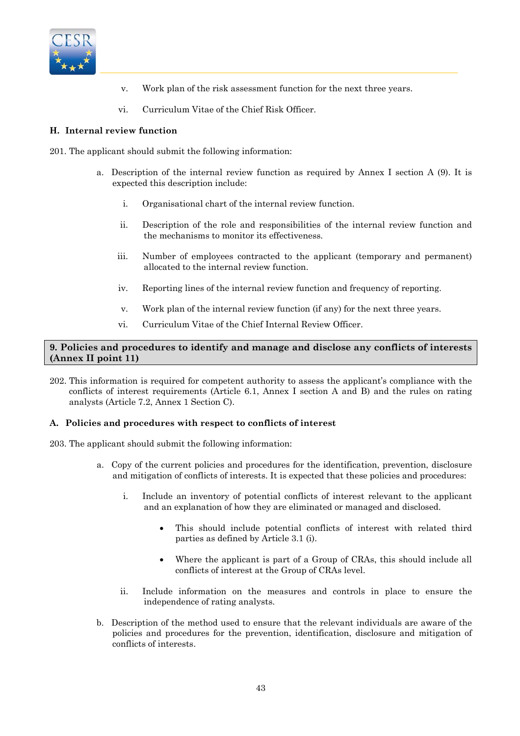v. Work plan of the risk assessment function for the next three years.

vi. Curriculum Vitae of the Chief Risk Officer.

### H. Internal review function

201. The applicant should submit the following information:

a. Description of the internal review function as required by Annex I section A (9). It is expected this description include:

   i. Organisational chart of the internal review function.

   ii. Description of the role and responsibilities of the internal review function and the mechanisms to monitor its effectiveness.

   iii. Number of employees contracted to the applicant (temporary and permanent) allocated to the internal review function.

   iv. Reporting lines of the internal review function and frequency of reporting.

   v. Work plan of the internal review function (if any) for the next three years.

   vi. Curriculum Vitae of the Chief Internal Review Officer.

## 9. Policies and procedures to identify and manage and disclose any conflicts of interests (Annex II point 11)

202. This information is required for competent authority to assess the applicant's compliance with the conflicts of interest requirements (Article 6.1, Annex I section A and B) and the rules on rating analysts (Article 7.2, Annex 1 Section C).

### A. Policies and procedures with respect to conflicts of interest

203. The applicant should submit the following information:

a. Copy of the current policies and procedures for the identification, prevention, disclosure and mitigation of conflicts of interests. It is expected that these policies and procedures:

   i. Include an inventory of potential conflicts of interest relevant to the applicant and an explanation of how they are eliminated or managed and disclosed.

      - This should include potential conflicts of interest with related third parties as defined by Article 3.1 (i).
      - Where the applicant is part of a Group of CRAs, this should include all conflicts of interest at the Group of CRAs level.

   ii. Include information on the measures and controls in place to ensure the independence of rating analysts.

b. Description of the method used to ensure that the relevant individuals are aware of the policies and procedures for the prevention, identification, disclosure and mitigation of conflicts of interests.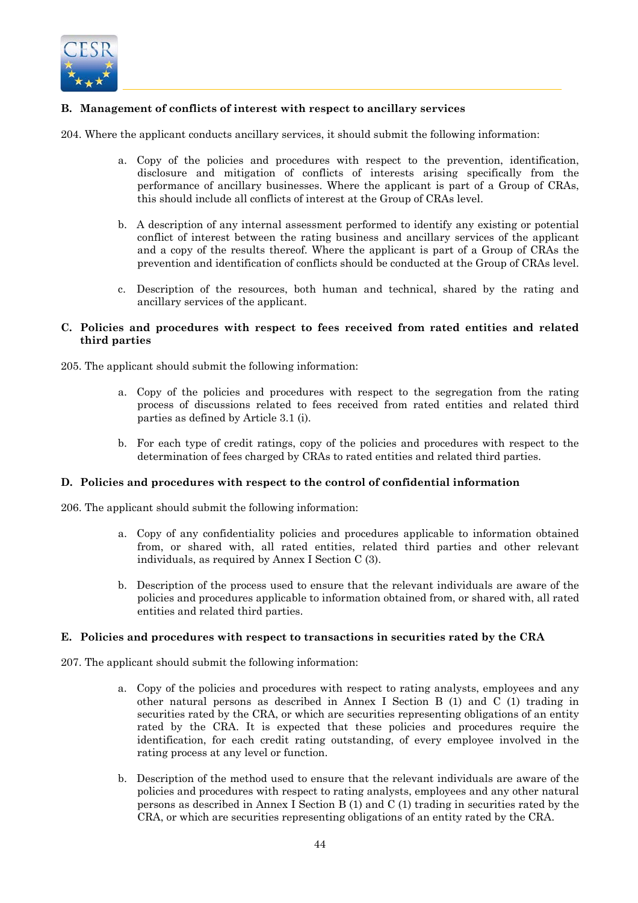### B. Management of conflicts of interest with respect to ancillary services

204. Where the applicant conducts ancillary services, it should submit the following information:

a. Copy of the policies and procedures with respect to the prevention, identification, disclosure and mitigation of conflicts of interests arising specifically from the performance of ancillary businesses. Where the applicant is part of a Group of CRAs, this should include all conflicts of interest at the Group of CRAs level.

b. A description of any internal assessment performed to identify any existing or potential conflict of interest between the rating business and ancillary services of the applicant and a copy of the results thereof. Where the applicant is part of a Group of CRAs the prevention and identification of conflicts should be conducted at the Group of CRAs level.

c. Description of the resources, both human and technical, shared by the rating and ancillary services of the applicant.

### C. Policies and procedures with respect to fees received from rated entities and related third parties

205. The applicant should submit the following information:

a. Copy of the policies and procedures with respect to the segregation from the rating process of discussions related to fees received from rated entities and related third parties as defined by Article 3.1 (i).

b. For each type of credit ratings, copy of the policies and procedures with respect to the determination of fees charged by CRAs to rated entities and related third parties.

### D. Policies and procedures with respect to the control of confidential information

206. The applicant should submit the following information:

a. Copy of any confidentiality policies and procedures applicable to information obtained from, or shared with, all rated entities, related third parties and other relevant individuals, as required by Annex I Section C (3).

b. Description of the process used to ensure that the relevant individuals are aware of the policies and procedures applicable to information obtained from, or shared with, all rated entities and related third parties.

### E. Policies and procedures with respect to transactions in securities rated by the CRA

207. The applicant should submit the following information:

a. Copy of the policies and procedures with respect to rating analysts, employees and any other natural persons as described in Annex I Section B (1) and C (1) trading in securities rated by the CRA, or which are securities representing obligations of an entity rated by the CRA. It is expected that these policies and procedures require the identification, for each credit rating outstanding, of every employee involved in the rating process at any level or function.

b. Description of the method used to ensure that the relevant individuals are aware of the policies and procedures with respect to rating analysts, employees and any other natural persons as described in Annex I Section B (1) and C (1) trading in securities rated by the CRA, or which are securities representing obligations of an entity rated by the CRA.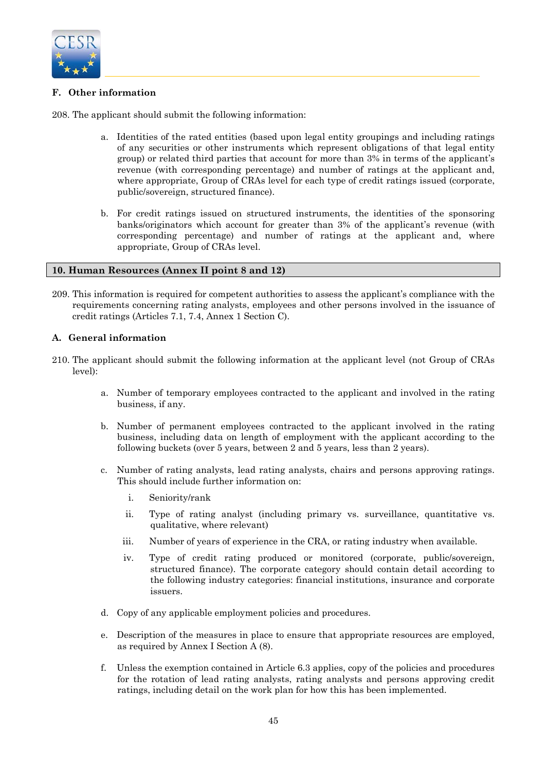### F. Other information

208. The applicant should submit the following information:

   a. Identities of the rated entities (based upon legal entity groupings and including ratings of any securities or other instruments which represent obligations of that legal entity group) or related third parties that account for more than 3% in terms of the applicant's revenue (with corresponding percentage) and number of ratings at the applicant and, where appropriate, Group of CRAs level for each type of credit ratings issued (corporate, public/sovereign, structured finance).

   b. For credit ratings issued on structured instruments, the identities of the sponsoring banks/originators which account for greater than 3% of the applicant's revenue (with corresponding percentage) and number of ratings at the applicant and, where appropriate, Group of CRAs level.

## 10. Human Resources (Annex II point 8 and 12)

209. This information is required for competent authorities to assess the applicant's compliance with the requirements concerning rating analysts, employees and other persons involved in the issuance of credit ratings (Articles 7.1, 7.4, Annex 1 Section C).

### A. General information

210. The applicant should submit the following information at the applicant level (not Group of CRAs level):

   a. Number of temporary employees contracted to the applicant and involved in the rating business, if any.

   b. Number of permanent employees contracted to the applicant involved in the rating business, including data on length of employment with the applicant according to the following buckets (over 5 years, between 2 and 5 years, less than 2 years).

   c. Number of rating analysts, lead rating analysts, chairs and persons approving ratings. This should include further information on:

      i. Seniority/rank

      ii. Type of rating analyst (including primary vs. surveillance, quantitative vs. qualitative, where relevant)

      iii. Number of years of experience in the CRA, or rating industry when available.

      iv. Type of credit rating produced or monitored (corporate, public/sovereign, structured finance). The corporate category should contain detail according to the following industry categories: financial institutions, insurance and corporate issuers.

   d. Copy of any applicable employment policies and procedures.

   e. Description of the measures in place to ensure that appropriate resources are employed, as required by Annex I Section A (8).

   f. Unless the exemption contained in Article 6.3 applies, copy of the policies and procedures for the rotation of lead rating analysts, rating analysts and persons approving credit ratings, including detail on the work plan for how this has been implemented.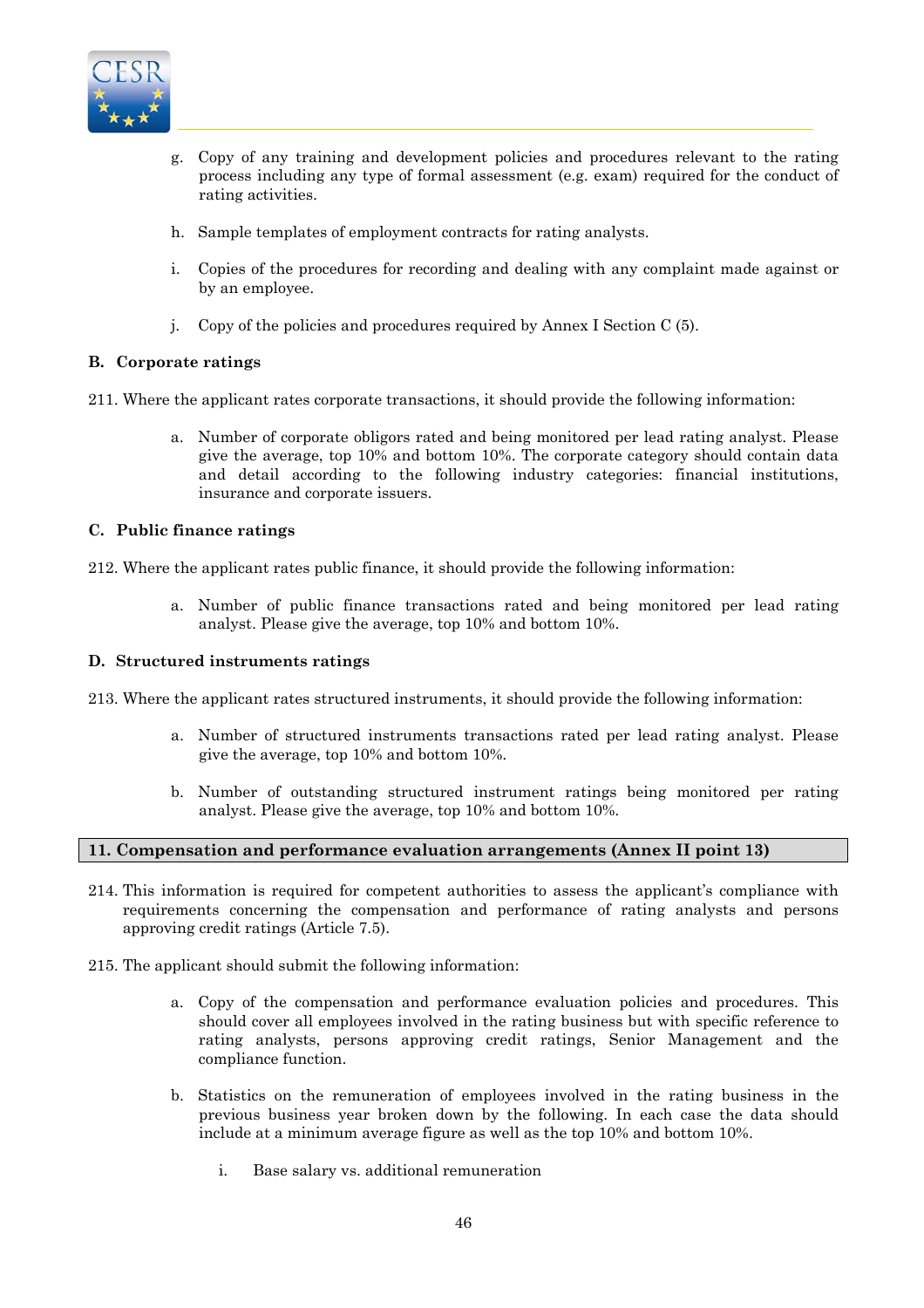g. Copy of any training and development policies and procedures relevant to the rating process including any type of formal assessment (e.g. exam) required for the conduct of rating activities.

h. Sample templates of employment contracts for rating analysts.

i. Copies of the procedures for recording and dealing with any complaint made against or by an employee.

j. Copy of the policies and procedures required by Annex I Section C (5).

### B. Corporate ratings

211. Where the applicant rates corporate transactions, it should provide the following information:

a. Number of corporate obligors rated and being monitored per lead rating analyst. Please give the average, top 10% and bottom 10%. The corporate category should contain data and detail according to the following industry categories: financial institutions, insurance and corporate issuers.

### C. Public finance ratings

212. Where the applicant rates public finance, it should provide the following information:

a. Number of public finance transactions rated and being monitored per lead rating analyst. Please give the average, top 10% and bottom 10%.

### D. Structured instruments ratings

213. Where the applicant rates structured instruments, it should provide the following information:

a. Number of structured instruments transactions rated per lead rating analyst. Please give the average, top 10% and bottom 10%.

b. Number of outstanding structured instrument ratings being monitored per rating analyst. Please give the average, top 10% and bottom 10%.

## 11. Compensation and performance evaluation arrangements (Annex II point 13)

214. This information is required for competent authorities to assess the applicant's compliance with requirements concerning the compensation and performance of rating analysts and persons approving credit ratings (Article 7.5).

215. The applicant should submit the following information:

a. Copy of the compensation and performance evaluation policies and procedures. This should cover all employees involved in the rating business but with specific reference to rating analysts, persons approving credit ratings, Senior Management and the compliance function.

b. Statistics on the remuneration of employees involved in the rating business in the previous business year broken down by the following. In each case the data should include at a minimum average figure as well as the top 10% and bottom 10%.

   i. Base salary vs. additional remuneration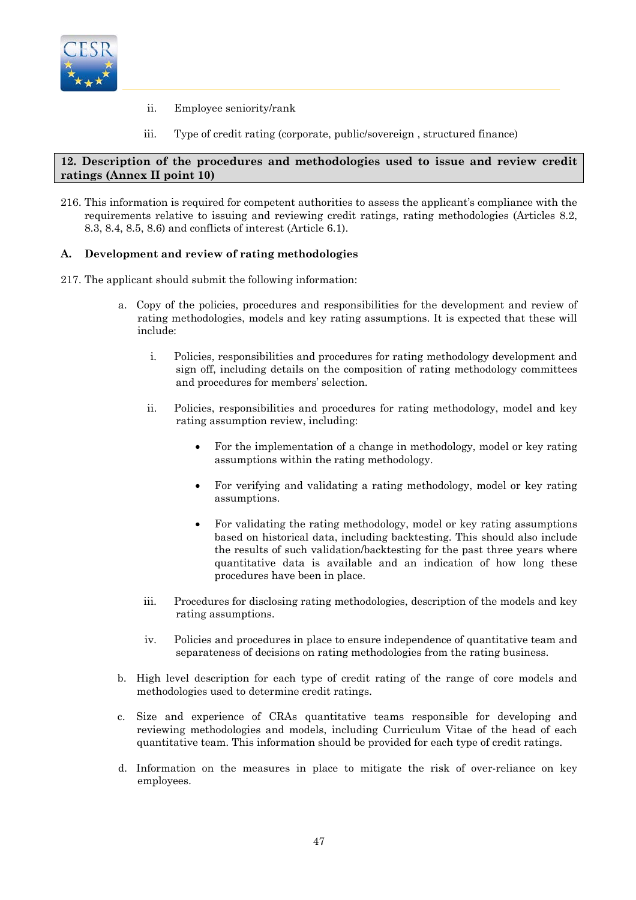ii. Employee seniority/rank

   iii. Type of credit rating (corporate, public/sovereign , structured finance)

## 12. Description of the procedures and methodologies used to issue and review credit ratings (Annex II point 10)

216. This information is required for competent authorities to assess the applicant's compliance with the requirements relative to issuing and reviewing credit ratings, rating methodologies (Articles 8.2, 8.3, 8.4, 8.5, 8.6) and conflicts of interest (Article 6.1).

### A. Development and review of rating methodologies

217. The applicant should submit the following information:

   a. Copy of the policies, procedures and responsibilities for the development and review of rating methodologies, models and key rating assumptions. It is expected that these will include:

      i. Policies, responsibilities and procedures for rating methodology development and sign off, including details on the composition of rating methodology committees and procedures for members' selection.

      ii. Policies, responsibilities and procedures for rating methodology, model and key rating assumption review, including:

         - For the implementation of a change in methodology, model or key rating assumptions within the rating methodology.
         - For verifying and validating a rating methodology, model or key rating assumptions.
         - For validating the rating methodology, model or key rating assumptions based on historical data, including backtesting. This should also include the results of such validation/backtesting for the past three years where quantitative data is available and an indication of how long these procedures have been in place.

      iii. Procedures for disclosing rating methodologies, description of the models and key rating assumptions.

      iv. Policies and procedures in place to ensure independence of quantitative team and separateness of decisions on rating methodologies from the rating business.

   b. High level description for each type of credit rating of the range of core models and methodologies used to determine credit ratings.

   c. Size and experience of CRAs quantitative teams responsible for developing and reviewing methodologies and models, including Curriculum Vitae of the head of each quantitative team. This information should be provided for each type of credit ratings.

   d. Information on the measures in place to mitigate the risk of over-reliance on key employees.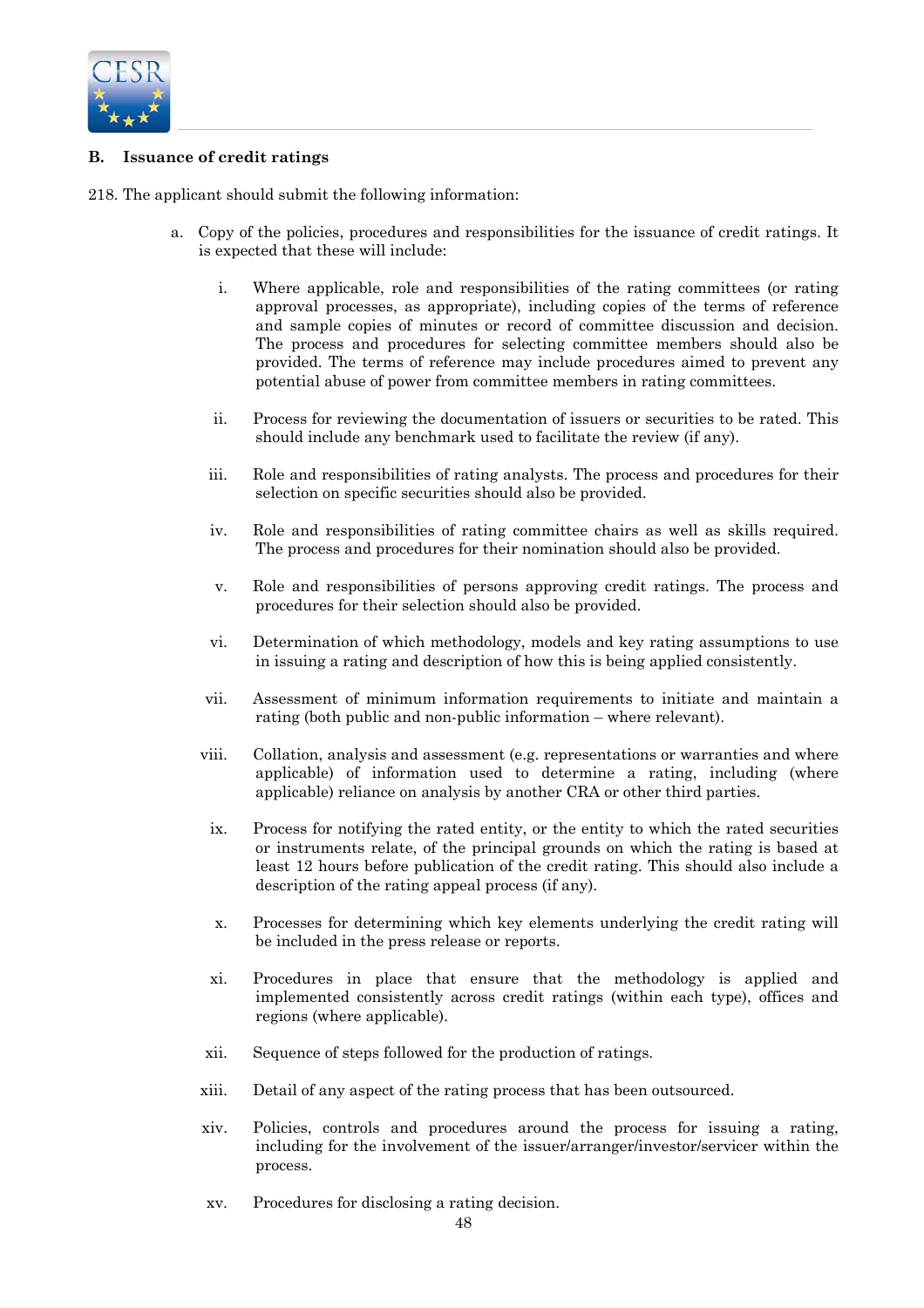## B. Issuance of credit ratings

218. The applicant should submit the following information:

   a. Copy of the policies, procedures and responsibilities for the issuance of credit ratings. It is expected that these will include:

      i. Where applicable, role and responsibilities of the rating committees (or rating approval processes, as appropriate), including copies of the terms of reference and sample copies of minutes or record of committee discussion and decision. The process and procedures for selecting committee members should also be provided. The terms of reference may include procedures aimed to prevent any potential abuse of power from committee members in rating committees.

      ii. Process for reviewing the documentation of issuers or securities to be rated. This should include any benchmark used to facilitate the review (if any).

      iii. Role and responsibilities of rating analysts. The process and procedures for their selection on specific securities should also be provided.

      iv. Role and responsibilities of rating committee chairs as well as skills required. The process and procedures for their nomination should also be provided.

      v. Role and responsibilities of persons approving credit ratings. The process and procedures for their selection should also be provided.

      vi. Determination of which methodology, models and key rating assumptions to use in issuing a rating and description of how this is being applied consistently.

      vii. Assessment of minimum information requirements to initiate and maintain a rating (both public and non-public information – where relevant).

      viii. Collation, analysis and assessment (e.g. representations or warranties and where applicable) of information used to determine a rating, including (where applicable) reliance on analysis by another CRA or other third parties.

      ix. Process for notifying the rated entity, or the entity to which the rated securities or instruments relate, of the principal grounds on which the rating is based at least 12 hours before publication of the credit rating. This should also include a description of the rating appeal process (if any).

      x. Processes for determining which key elements underlying the credit rating will be included in the press release or reports.

      xi. Procedures in place that ensure that the methodology is applied and implemented consistently across credit ratings (within each type), offices and regions (where applicable).

      xii. Sequence of steps followed for the production of ratings.

      xiii. Detail of any aspect of the rating process that has been outsourced.

      xiv. Policies, controls and procedures around the process for issuing a rating, including for the involvement of the issuer/arranger/investor/servicer within the process.

      xv. Procedures for disclosing a rating decision.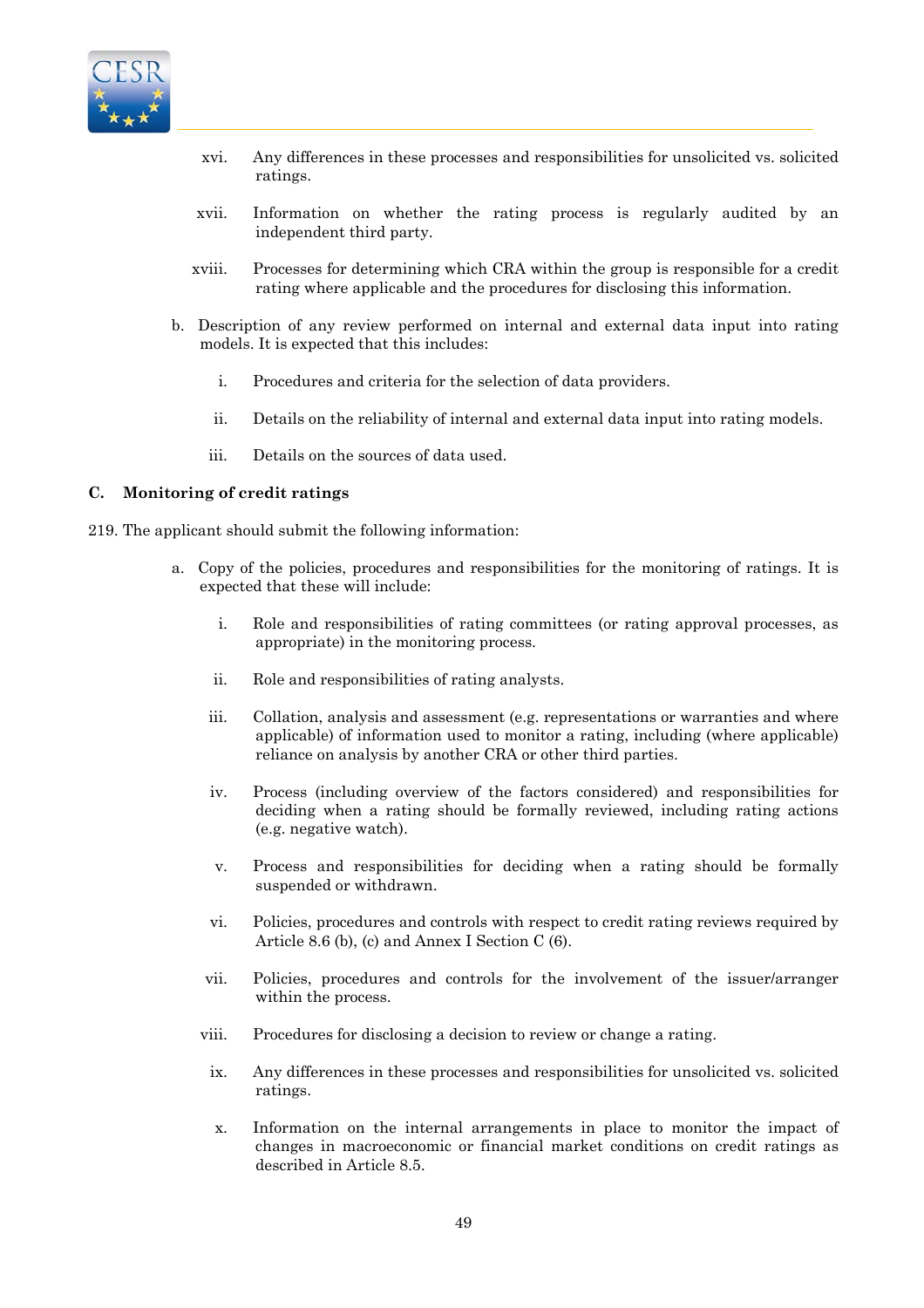xvi. Any differences in these processes and responsibilities for unsolicited vs. solicited ratings.

xvii. Information on whether the rating process is regularly audited by an independent third party.

xviii. Processes for determining which CRA within the group is responsible for a credit rating where applicable and the procedures for disclosing this information.

b. Description of any review performed on internal and external data input into rating models. It is expected that this includes:

i. Procedures and criteria for the selection of data providers.

ii. Details on the reliability of internal and external data input into rating models.

iii. Details on the sources of data used.

### C. Monitoring of credit ratings

219. The applicant should submit the following information:

a. Copy of the policies, procedures and responsibilities for the monitoring of ratings. It is expected that these will include:

i. Role and responsibilities of rating committees (or rating approval processes, as appropriate) in the monitoring process.

ii. Role and responsibilities of rating analysts.

iii. Collation, analysis and assessment (e.g. representations or warranties and where applicable) of information used to monitor a rating, including (where applicable) reliance on analysis by another CRA or other third parties.

iv. Process (including overview of the factors considered) and responsibilities for deciding when a rating should be formally reviewed, including rating actions (e.g. negative watch).

v. Process and responsibilities for deciding when a rating should be formally suspended or withdrawn.

vi. Policies, procedures and controls with respect to credit rating reviews required by Article 8.6 (b), (c) and Annex I Section C (6).

vii. Policies, procedures and controls for the involvement of the issuer/arranger within the process.

viii. Procedures for disclosing a decision to review or change a rating.

ix. Any differences in these processes and responsibilities for unsolicited vs. solicited ratings.

x. Information on the internal arrangements in place to monitor the impact of changes in macroeconomic or financial market conditions on credit ratings as described in Article 8.5.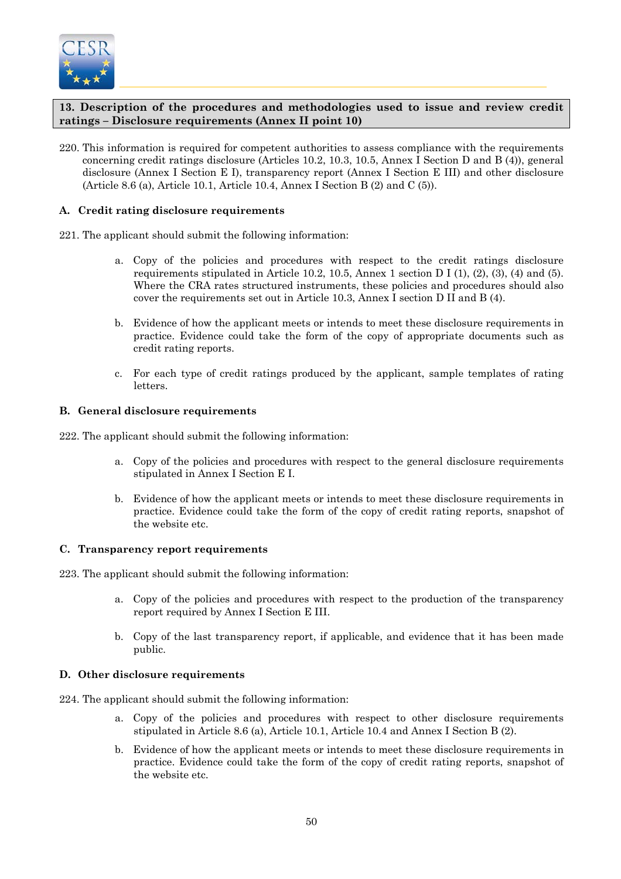## 13. Description of the procedures and methodologies used to issue and review credit ratings – Disclosure requirements (Annex II point 10)

220. This information is required for competent authorities to assess compliance with the requirements concerning credit ratings disclosure (Articles 10.2, 10.3, 10.5, Annex I Section D and B (4)), general disclosure (Annex I Section E I), transparency report (Annex I Section E III) and other disclosure (Article 8.6 (a), Article 10.1, Article 10.4, Annex I Section B (2) and C (5)).

### A. Credit rating disclosure requirements

221. The applicant should submit the following information:

a. Copy of the policies and procedures with respect to the credit ratings disclosure requirements stipulated in Article 10.2, 10.5, Annex 1 section D I (1), (2), (3), (4) and (5). Where the CRA rates structured instruments, these policies and procedures should also cover the requirements set out in Article 10.3, Annex I section D II and B (4).

b. Evidence of how the applicant meets or intends to meet these disclosure requirements in practice. Evidence could take the form of the copy of appropriate documents such as credit rating reports.

c. For each type of credit ratings produced by the applicant, sample templates of rating letters.

### B. General disclosure requirements

222. The applicant should submit the following information:

a. Copy of the policies and procedures with respect to the general disclosure requirements stipulated in Annex I Section E I.

b. Evidence of how the applicant meets or intends to meet these disclosure requirements in practice. Evidence could take the form of the copy of credit rating reports, snapshot of the website etc.

### C. Transparency report requirements

223. The applicant should submit the following information:

a. Copy of the policies and procedures with respect to the production of the transparency report required by Annex I Section E III.

b. Copy of the last transparency report, if applicable, and evidence that it has been made public.

### D. Other disclosure requirements

224. The applicant should submit the following information:

a. Copy of the policies and procedures with respect to other disclosure requirements stipulated in Article 8.6 (a), Article 10.1, Article 10.4 and Annex I Section B (2).

b. Evidence of how the applicant meets or intends to meet these disclosure requirements in practice. Evidence could take the form of the copy of credit rating reports, snapshot of the website etc.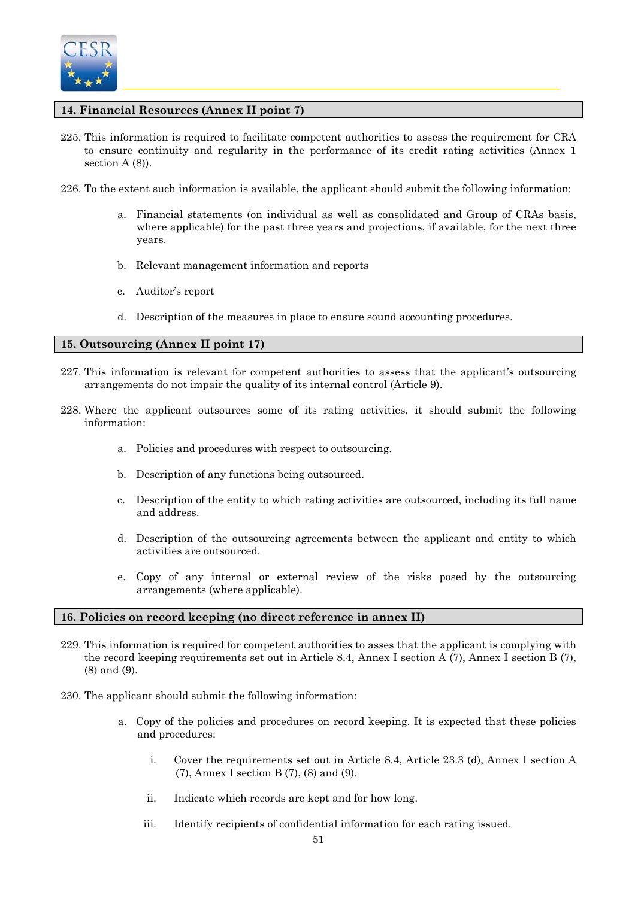## 14. Financial Resources (Annex II point 7)

225. This information is required to facilitate competent authorities to assess the requirement for CRA to ensure continuity and regularity in the performance of its credit rating activities (Annex 1 section A (8)).

226. To the extent such information is available, the applicant should submit the following information:

   a. Financial statements (on individual as well as consolidated and Group of CRAs basis, where applicable) for the past three years and projections, if available, for the next three years.

   b. Relevant management information and reports

   c. Auditor's report

   d. Description of the measures in place to ensure sound accounting procedures.

## 15. Outsourcing (Annex II point 17)

227. This information is relevant for competent authorities to assess that the applicant's outsourcing arrangements do not impair the quality of its internal control (Article 9).

228. Where the applicant outsources some of its rating activities, it should submit the following information:

   a. Policies and procedures with respect to outsourcing.

   b. Description of any functions being outsourced.

   c. Description of the entity to which rating activities are outsourced, including its full name and address.

   d. Description of the outsourcing agreements between the applicant and entity to which activities are outsourced.

   e. Copy of any internal or external review of the risks posed by the outsourcing arrangements (where applicable).

## 16. Policies on record keeping (no direct reference in annex II)

229. This information is required for competent authorities to asses that the applicant is complying with the record keeping requirements set out in Article 8.4, Annex I section A (7), Annex I section B (7), (8) and (9).

230. The applicant should submit the following information:

   a. Copy of the policies and procedures on record keeping. It is expected that these policies and procedures:

      i. Cover the requirements set out in Article 8.4, Article 23.3 (d), Annex I section A (7), Annex I section B (7), (8) and (9).

      ii. Indicate which records are kept and for how long.

      iii. Identify recipients of confidential information for each rating issued.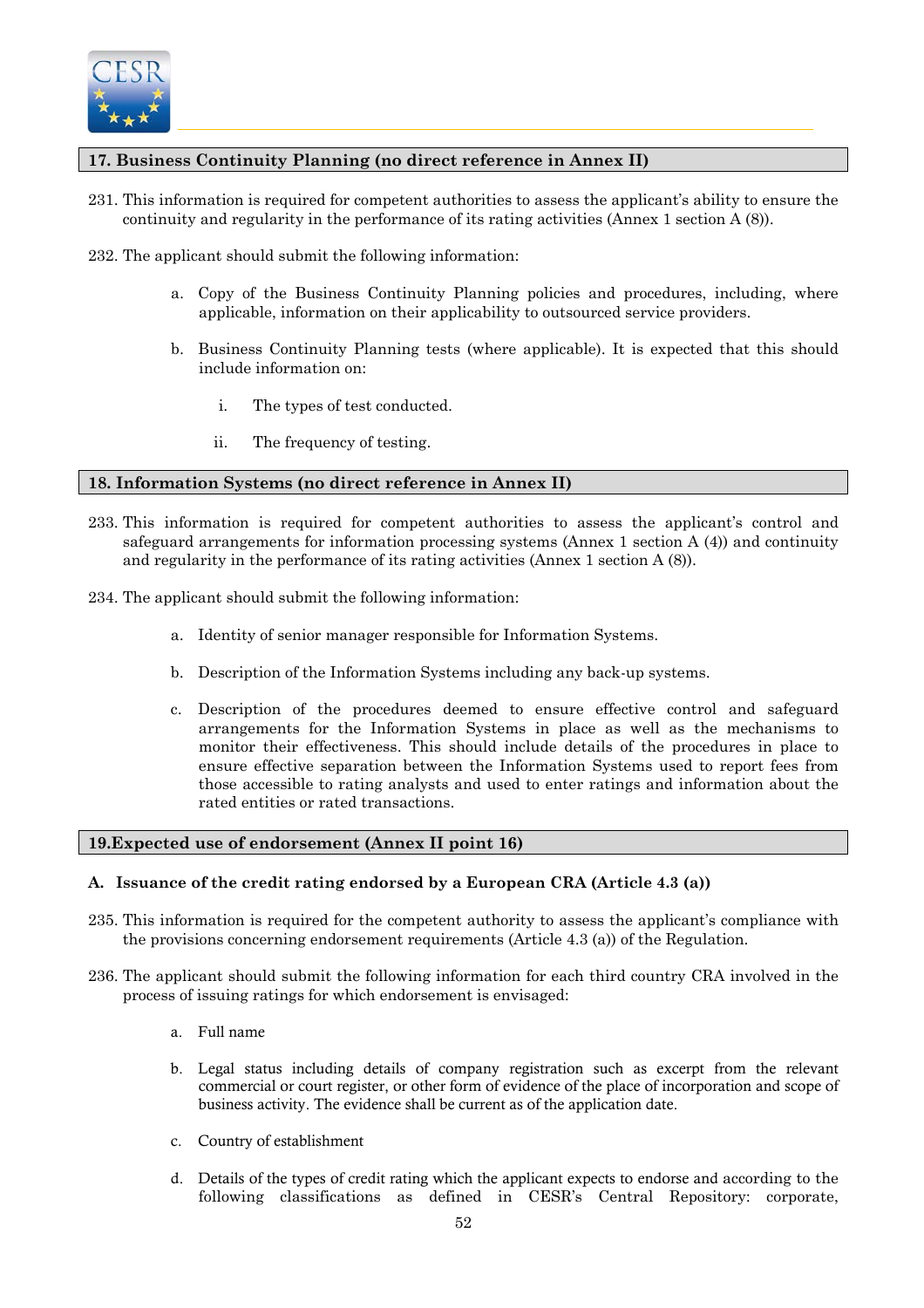## 17. Business Continuity Planning (no direct reference in Annex II)

231. This information is required for competent authorities to assess the applicant's ability to ensure the continuity and regularity in the performance of its rating activities (Annex 1 section A (8)).

232. The applicant should submit the following information:

    a. Copy of the Business Continuity Planning policies and procedures, including, where applicable, information on their applicability to outsourced service providers.

    b. Business Continuity Planning tests (where applicable). It is expected that this should include information on:

        i. The types of test conducted.

        ii. The frequency of testing.

## 18. Information Systems (no direct reference in Annex II)

233. This information is required for competent authorities to assess the applicant's control and safeguard arrangements for information processing systems (Annex 1 section A (4)) and continuity and regularity in the performance of its rating activities (Annex 1 section A (8)).

234. The applicant should submit the following information:

    a. Identity of senior manager responsible for Information Systems.

    b. Description of the Information Systems including any back-up systems.

    c. Description of the procedures deemed to ensure effective control and safeguard arrangements for the Information Systems in place as well as the mechanisms to monitor their effectiveness. This should include details of the procedures in place to ensure effective separation between the Information Systems used to report fees from those accessible to rating analysts and used to enter ratings and information about the rated entities or rated transactions.

## 19.Expected use of endorsement (Annex II point 16)

### A. Issuance of the credit rating endorsed by a European CRA (Article 4.3 (a))

235. This information is required for the competent authority to assess the applicant's compliance with the provisions concerning endorsement requirements (Article 4.3 (a)) of the Regulation.

236. The applicant should submit the following information for each third country CRA involved in the process of issuing ratings for which endorsement is envisaged:

    a. Full name

    b. Legal status including details of company registration such as excerpt from the relevant commercial or court register, or other form of evidence of the place of incorporation and scope of business activity. The evidence shall be current as of the application date.

    c. Country of establishment

    d. Details of the types of credit rating which the applicant expects to endorse and according to the following classifications as defined in CESR's Central Repository: corporate,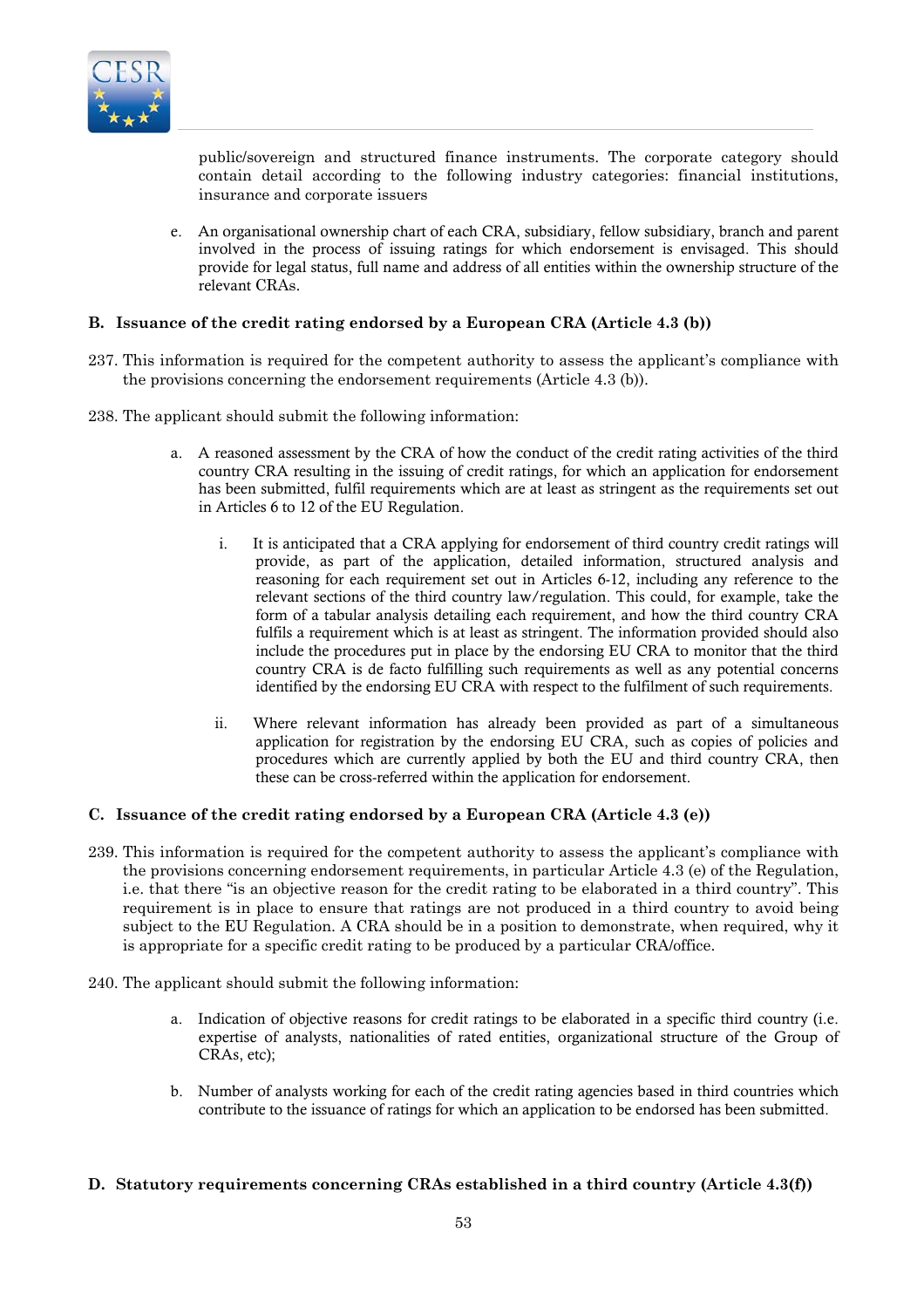public/sovereign and structured finance instruments. The corporate category should contain detail according to the following industry categories: financial institutions, insurance and corporate issuers

e. An organisational ownership chart of each CRA, subsidiary, fellow subsidiary, branch and parent involved in the process of issuing ratings for which endorsement is envisaged. This should provide for legal status, full name and address of all entities within the ownership structure of the relevant CRAs.

**B. Issuance of the credit rating endorsed by a European CRA (Article 4.3 (b))**

237. This information is required for the competent authority to assess the applicant's compliance with the provisions concerning the endorsement requirements (Article 4.3 (b)).

238. The applicant should submit the following information:

a. A reasoned assessment by the CRA of how the conduct of the credit rating activities of the third country CRA resulting in the issuing of credit ratings, for which an application for endorsement has been submitted, fulfil requirements which are at least as stringent as the requirements set out in Articles 6 to 12 of the EU Regulation.

   i. It is anticipated that a CRA applying for endorsement of third country credit ratings will provide, as part of the application, detailed information, structured analysis and reasoning for each requirement set out in Articles 6-12, including any reference to the relevant sections of the third country law/regulation. This could, for example, take the form of a tabular analysis detailing each requirement, and how the third country CRA fulfils a requirement which is at least as stringent. The information provided should also include the procedures put in place by the endorsing EU CRA to monitor that the third country CRA is de facto fulfilling such requirements as well as any potential concerns identified by the endorsing EU CRA with respect to the fulfilment of such requirements.

   ii. Where relevant information has already been provided as part of a simultaneous application for registration by the endorsing EU CRA, such as copies of policies and procedures which are currently applied by both the EU and third country CRA, then these can be cross-referred within the application for endorsement.

**C. Issuance of the credit rating endorsed by a European CRA (Article 4.3 (e))**

239. This information is required for the competent authority to assess the applicant's compliance with the provisions concerning endorsement requirements, in particular Article 4.3 (e) of the Regulation, i.e. that there "is an objective reason for the credit rating to be elaborated in a third country". This requirement is in place to ensure that ratings are not produced in a third country to avoid being subject to the EU Regulation. A CRA should be in a position to demonstrate, when required, why it is appropriate for a specific credit rating to be produced by a particular CRA/office.

240. The applicant should submit the following information:

a. Indication of objective reasons for credit ratings to be elaborated in a specific third country (i.e. expertise of analysts, nationalities of rated entities, organizational structure of the Group of CRAs, etc);

b. Number of analysts working for each of the credit rating agencies based in third countries which contribute to the issuance of ratings for which an application to be endorsed has been submitted.

**D. Statutory requirements concerning CRAs established in a third country (Article 4.3(f))**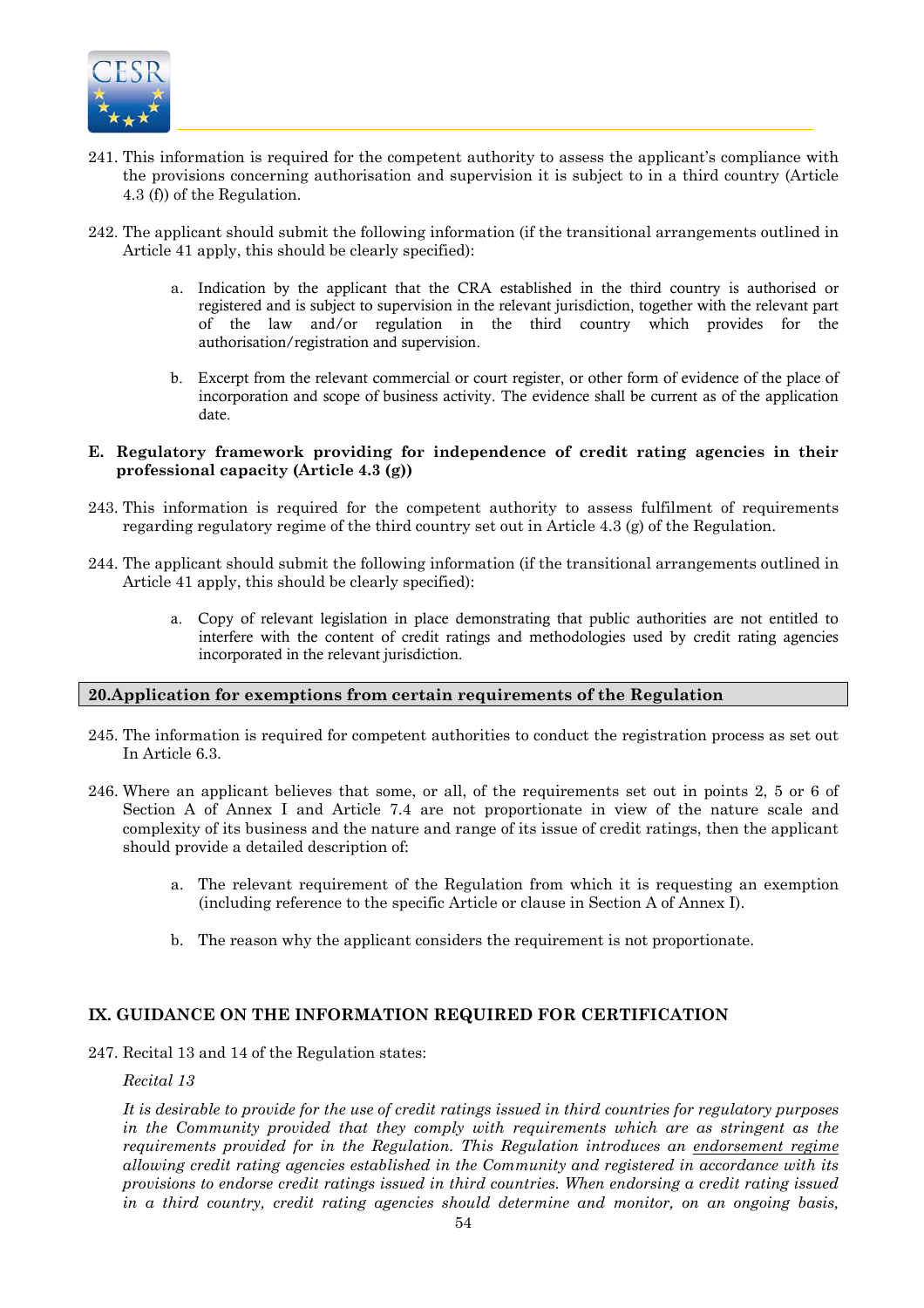241. This information is required for the competent authority to assess the applicant's compliance with the provisions concerning authorisation and supervision it is subject to in a third country (Article 4.3 (f)) of the Regulation.

242. The applicant should submit the following information (if the transitional arrangements outlined in Article 41 apply, this should be clearly specified):

   a. Indication by the applicant that the CRA established in the third country is authorised or registered and is subject to supervision in the relevant jurisdiction, together with the relevant part of the law and/or regulation in the third country which provides for the authorisation/registration and supervision.

   b. Excerpt from the relevant commercial or court register, or other form of evidence of the place of incorporation and scope of business activity. The evidence shall be current as of the application date.

**E. Regulatory framework providing for independence of credit rating agencies in their professional capacity (Article 4.3 (g))**

243. This information is required for the competent authority to assess fulfilment of requirements regarding regulatory regime of the third country set out in Article 4.3 (g) of the Regulation.

244. The applicant should submit the following information (if the transitional arrangements outlined in Article 41 apply, this should be clearly specified):

   a. Copy of relevant legislation in place demonstrating that public authorities are not entitled to interfere with the content of credit ratings and methodologies used by credit rating agencies incorporated in the relevant jurisdiction.

### 20.Application for exemptions from certain requirements of the Regulation

245. The information is required for competent authorities to conduct the registration process as set out In Article 6.3.

246. Where an applicant believes that some, or all, of the requirements set out in points 2, 5 or 6 of Section A of Annex I and Article 7.4 are not proportionate in view of the nature scale and complexity of its business and the nature and range of its issue of credit ratings, then the applicant should provide a detailed description of:

   a. The relevant requirement of the Regulation from which it is requesting an exemption (including reference to the specific Article or clause in Section A of Annex I).

   b. The reason why the applicant considers the requirement is not proportionate.

## IX. GUIDANCE ON THE INFORMATION REQUIRED FOR CERTIFICATION

247. Recital 13 and 14 of the Regulation states:

*Recital 13*

*It is desirable to provide for the use of credit ratings issued in third countries for regulatory purposes in the Community provided that they comply with requirements which are as stringent as the requirements provided for in the Regulation. This Regulation introduces an <u>endorsement regime</u> allowing credit rating agencies established in the Community and registered in accordance with its provisions to endorse credit ratings issued in third countries. When endorsing a credit rating issued in a third country, credit rating agencies should determine and monitor, on an ongoing basis,*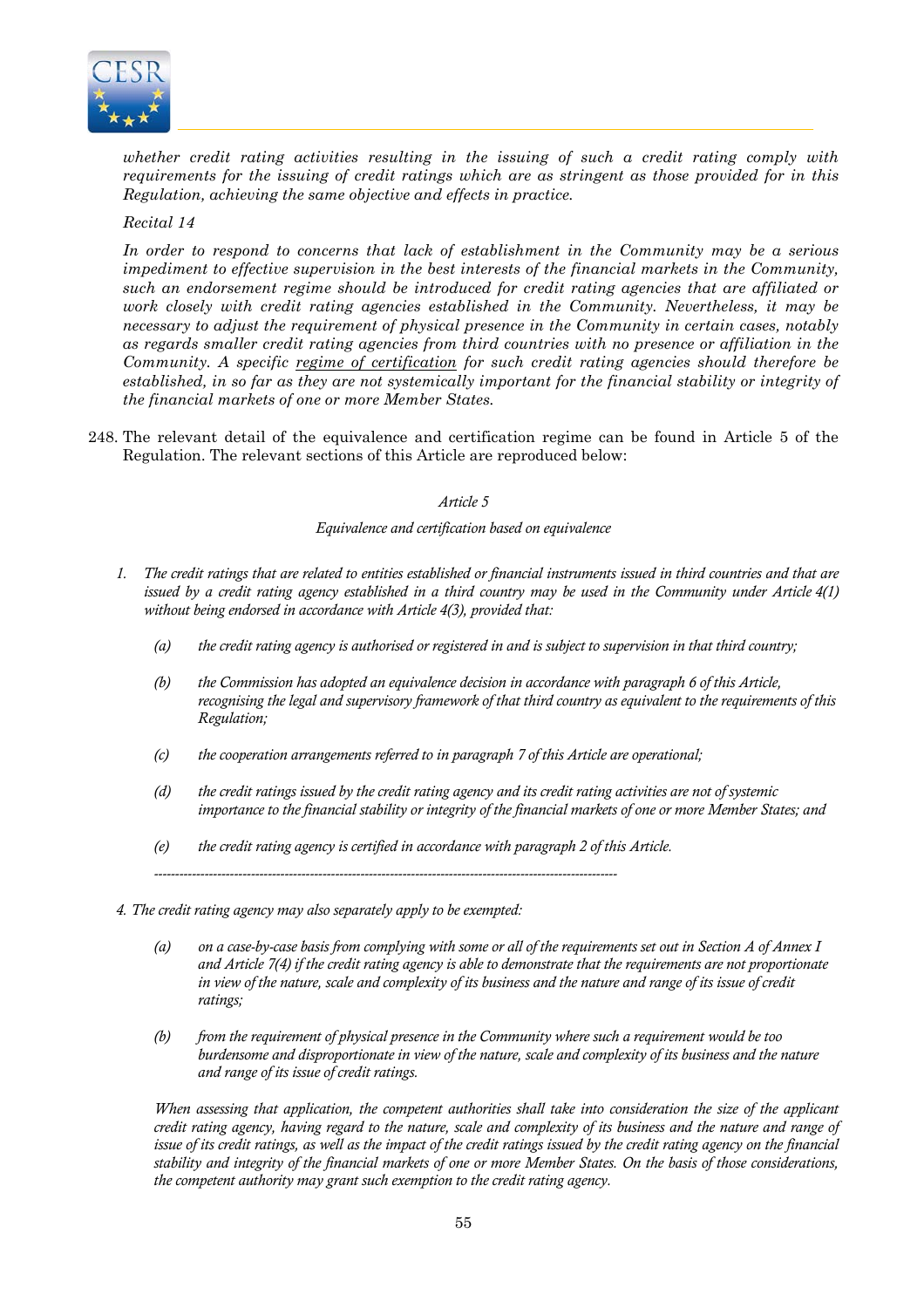*whether credit rating activities resulting in the issuing of such a credit rating comply with requirements for the issuing of credit ratings which are as stringent as those provided for in this Regulation, achieving the same objective and effects in practice.*

*Recital 14*

*In order to respond to concerns that lack of establishment in the Community may be a serious impediment to effective supervision in the best interests of the financial markets in the Community, such an endorsement regime should be introduced for credit rating agencies that are affiliated or work closely with credit rating agencies established in the Community. Nevertheless, it may be necessary to adjust the requirement of physical presence in the Community in certain cases, notably as regards smaller credit rating agencies from third countries with no presence or affiliation in the Community. A specific <u>regime of certification</u> for such credit rating agencies should therefore be established, in so far as they are not systemically important for the financial stability or integrity of the financial markets of one or more Member States.*

248. The relevant detail of the equivalence and certification regime can be found in Article 5 of the Regulation. The relevant sections of this Article are reproduced below:

*Article 5*

*Equivalence and certification based on equivalence*

1. *The credit ratings that are related to entities established or financial instruments issued in third countries and that are issued by a credit rating agency established in a third country may be used in the Community under Article 4(1) without being endorsed in accordance with Article 4(3), provided that:*

   (a) *the credit rating agency is authorised or registered in and is subject to supervision in that third country;*

   (b) *the Commission has adopted an equivalence decision in accordance with paragraph 6 of this Article, recognising the legal and supervisory framework of that third country as equivalent to the requirements of this Regulation;*

   (c) *the cooperation arrangements referred to in paragraph 7 of this Article are operational;*

   (d) *the credit ratings issued by the credit rating agency and its credit rating activities are not of systemic importance to the financial stability or integrity of the financial markets of one or more Member States; and*

   (e) *the credit rating agency is certified in accordance with paragraph 2 of this Article.*

---

4. *The credit rating agency may also separately apply to be exempted:*

   (a) *on a case-by-case basis from complying with some or all of the requirements set out in Section A of Annex I and Article 7(4) if the credit rating agency is able to demonstrate that the requirements are not proportionate in view of the nature, scale and complexity of its business and the nature and range of its issue of credit ratings;*

   (b) *from the requirement of physical presence in the Community where such a requirement would be too burdensome and disproportionate in view of the nature, scale and complexity of its business and the nature and range of its issue of credit ratings.*

   *When assessing that application, the competent authorities shall take into consideration the size of the applicant credit rating agency, having regard to the nature, scale and complexity of its business and the nature and range of issue of its credit ratings, as well as the impact of the credit ratings issued by the credit rating agency on the financial stability and integrity of the financial markets of one or more Member States. On the basis of those considerations, the competent authority may grant such exemption to the credit rating agency.*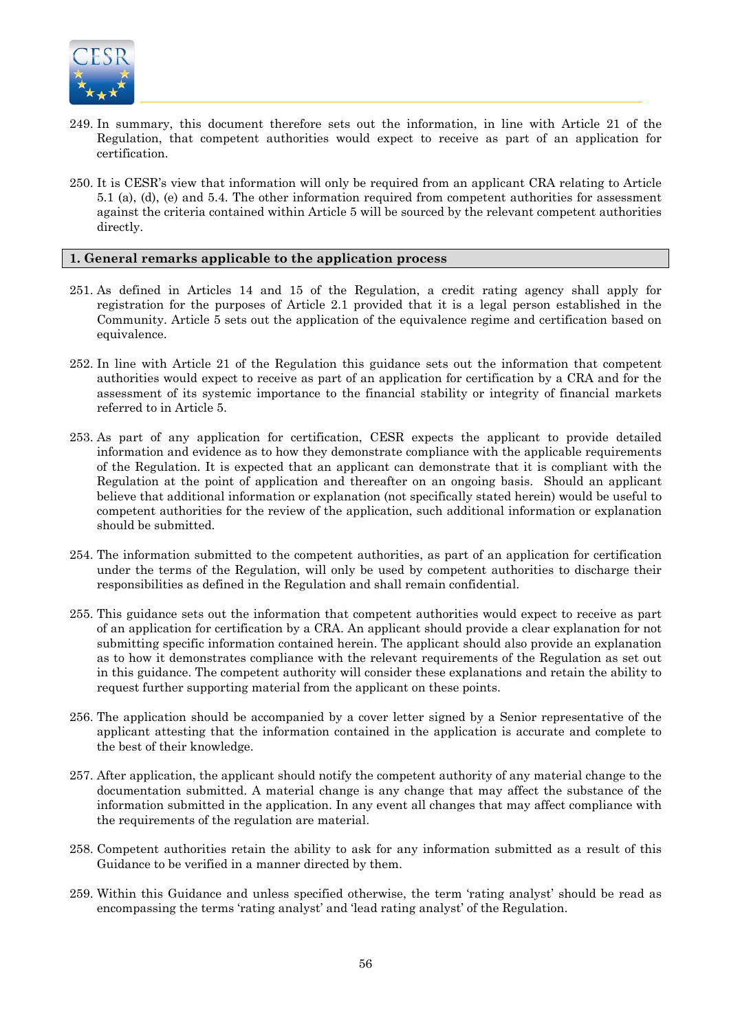249. In summary, this document therefore sets out the information, in line with Article 21 of the Regulation, that competent authorities would expect to receive as part of an application for certification.

250. It is CESR's view that information will only be required from an applicant CRA relating to Article 5.1 (a), (d), (e) and 5.4. The other information required from competent authorities for assessment against the criteria contained within Article 5 will be sourced by the relevant competent authorities directly.

## 1. General remarks applicable to the application process

251. As defined in Articles 14 and 15 of the Regulation, a credit rating agency shall apply for registration for the purposes of Article 2.1 provided that it is a legal person established in the Community. Article 5 sets out the application of the equivalence regime and certification based on equivalence.

252. In line with Article 21 of the Regulation this guidance sets out the information that competent authorities would expect to receive as part of an application for certification by a CRA and for the assessment of its systemic importance to the financial stability or integrity of financial markets referred to in Article 5.

253. As part of any application for certification, CESR expects the applicant to provide detailed information and evidence as to how they demonstrate compliance with the applicable requirements of the Regulation. It is expected that an applicant can demonstrate that it is compliant with the Regulation at the point of application and thereafter on an ongoing basis. Should an applicant believe that additional information or explanation (not specifically stated herein) would be useful to competent authorities for the review of the application, such additional information or explanation should be submitted.

254. The information submitted to the competent authorities, as part of an application for certification under the terms of the Regulation, will only be used by competent authorities to discharge their responsibilities as defined in the Regulation and shall remain confidential.

255. This guidance sets out the information that competent authorities would expect to receive as part of an application for certification by a CRA. An applicant should provide a clear explanation for not submitting specific information contained herein. The applicant should also provide an explanation as to how it demonstrates compliance with the relevant requirements of the Regulation as set out in this guidance. The competent authority will consider these explanations and retain the ability to request further supporting material from the applicant on these points.

256. The application should be accompanied by a cover letter signed by a Senior representative of the applicant attesting that the information contained in the application is accurate and complete to the best of their knowledge.

257. After application, the applicant should notify the competent authority of any material change to the documentation submitted. A material change is any change that may affect the substance of the information submitted in the application. In any event all changes that may affect compliance with the requirements of the regulation are material.

258. Competent authorities retain the ability to ask for any information submitted as a result of this Guidance to be verified in a manner directed by them.

259. Within this Guidance and unless specified otherwise, the term 'rating analyst' should be read as encompassing the terms 'rating analyst' and 'lead rating analyst' of the Regulation.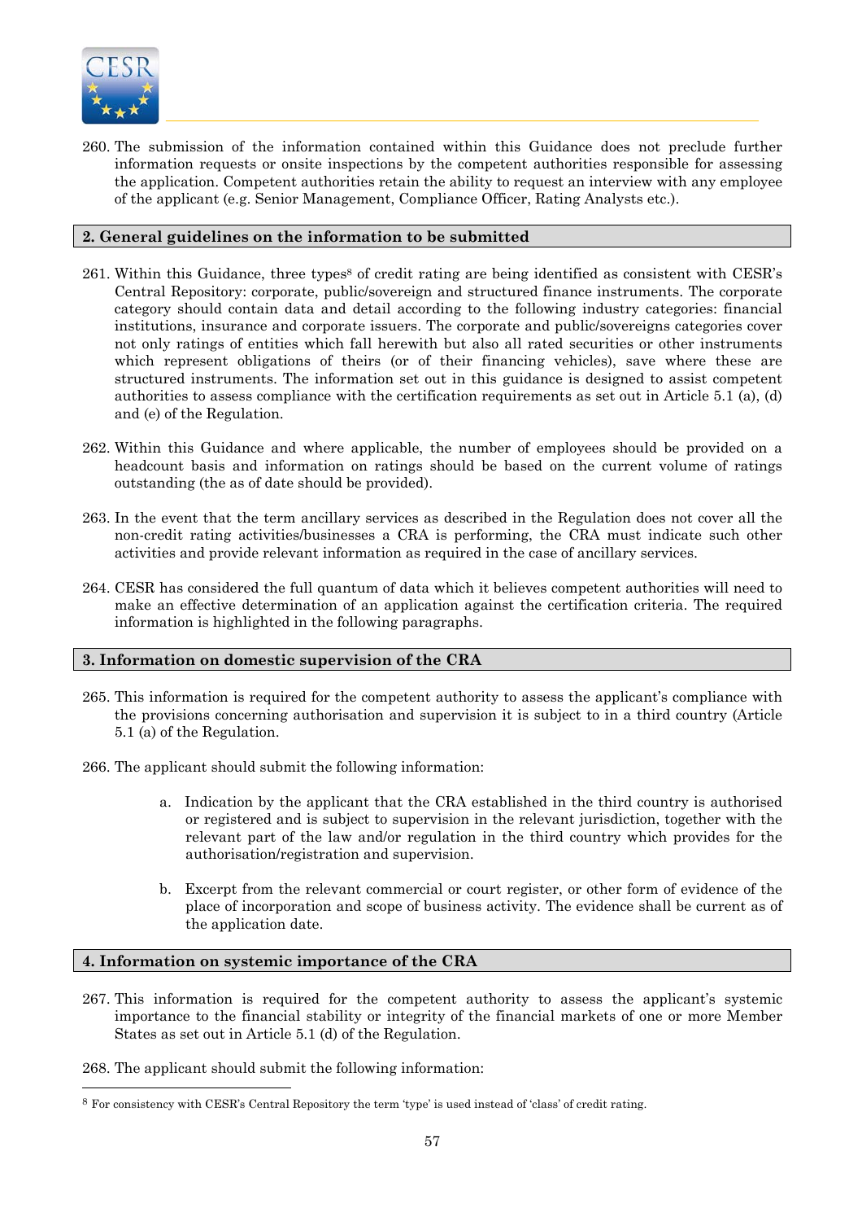260. The submission of the information contained within this Guidance does not preclude further information requests or onsite inspections by the competent authorities responsible for assessing the application. Competent authorities retain the ability to request an interview with any employee of the applicant (e.g. Senior Management, Compliance Officer, Rating Analysts etc.).

## 2. General guidelines on the information to be submitted

261. Within this Guidance, three types[8] of credit rating are being identified as consistent with CESR's Central Repository: corporate, public/sovereign and structured finance instruments. The corporate category should contain data and detail according to the following industry categories: financial institutions, insurance and corporate issuers. The corporate and public/sovereigns categories cover not only ratings of entities which fall herewith but also all rated securities or other instruments which represent obligations of theirs (or of their financing vehicles), save where these are structured instruments. The information set out in this guidance is designed to assist competent authorities to assess compliance with the certification requirements as set out in Article 5.1 (a), (d) and (e) of the Regulation.

262. Within this Guidance and where applicable, the number of employees should be provided on a headcount basis and information on ratings should be based on the current volume of ratings outstanding (the as of date should be provided).

263. In the event that the term ancillary services as described in the Regulation does not cover all the non-credit rating activities/businesses a CRA is performing, the CRA must indicate such other activities and provide relevant information as required in the case of ancillary services.

264. CESR has considered the full quantum of data which it believes competent authorities will need to make an effective determination of an application against the certification criteria. The required information is highlighted in the following paragraphs.

## 3. Information on domestic supervision of the CRA

265. This information is required for the competent authority to assess the applicant's compliance with the provisions concerning authorisation and supervision it is subject to in a third country (Article 5.1 (a) of the Regulation.

266. The applicant should submit the following information:

   a. Indication by the applicant that the CRA established in the third country is authorised or registered and is subject to supervision in the relevant jurisdiction, together with the relevant part of the law and/or regulation in the third country which provides for the authorisation/registration and supervision.

   b. Excerpt from the relevant commercial or court register, or other form of evidence of the place of incorporation and scope of business activity. The evidence shall be current as of the application date.

## 4. Information on systemic importance of the CRA

267. This information is required for the competent authority to assess the applicant's systemic importance to the financial stability or integrity of the financial markets of one or more Member States as set out in Article 5.1 (d) of the Regulation.

268. The applicant should submit the following information:

---

[8] For consistency with CESR's Central Repository the term 'type' is used instead of 'class' of credit rating.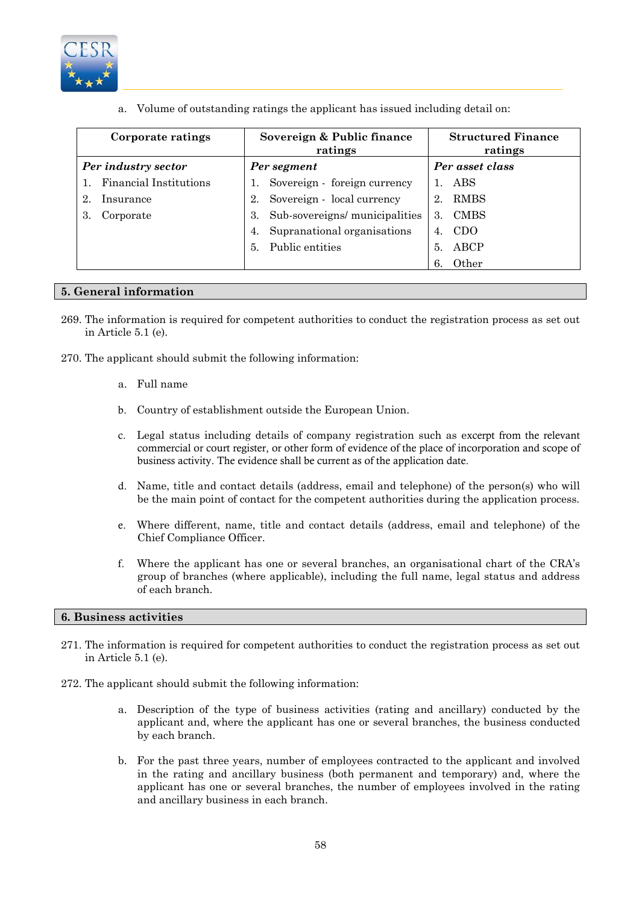a. Volume of outstanding ratings the applicant has issued including detail on:

| Corporate ratings | Sovereign & Public finance ratings | Structured Finance ratings |
|---|---|---|
| ***Per industry sector*** | ***Per segment*** | ***Per asset class*** |
| 1. Financial Institutions | 1. Sovereign - foreign currency | 1. ABS |
| 2. Insurance | 2. Sovereign - local currency | 2. RMBS |
| 3. Corporate | 3. Sub-sovereigns/ municipalities | 3. CMBS |
| | 4. Supranational organisations | 4. CDO |
| | 5. Public entities | 5. ABCP |
| | | 6. Other |

## 5. General information

269. The information is required for competent authorities to conduct the registration process as set out in Article 5.1 (e).

270. The applicant should submit the following information:

a. Full name

b. Country of establishment outside the European Union.

c. Legal status including details of company registration such as excerpt from the relevant commercial or court register, or other form of evidence of the place of incorporation and scope of business activity. The evidence shall be current as of the application date.

d. Name, title and contact details (address, email and telephone) of the person(s) who will be the main point of contact for the competent authorities during the application process.

e. Where different, name, title and contact details (address, email and telephone) of the Chief Compliance Officer.

f. Where the applicant has one or several branches, an organisational chart of the CRA's group of branches (where applicable), including the full name, legal status and address of each branch.

## 6. Business activities

271. The information is required for competent authorities to conduct the registration process as set out in Article 5.1 (e).

272. The applicant should submit the following information:

a. Description of the type of business activities (rating and ancillary) conducted by the applicant and, where the applicant has one or several branches, the business conducted by each branch.

b. For the past three years, number of employees contracted to the applicant and involved in the rating and ancillary business (both permanent and temporary) and, where the applicant has one or several branches, the number of employees involved in the rating and ancillary business in each branch.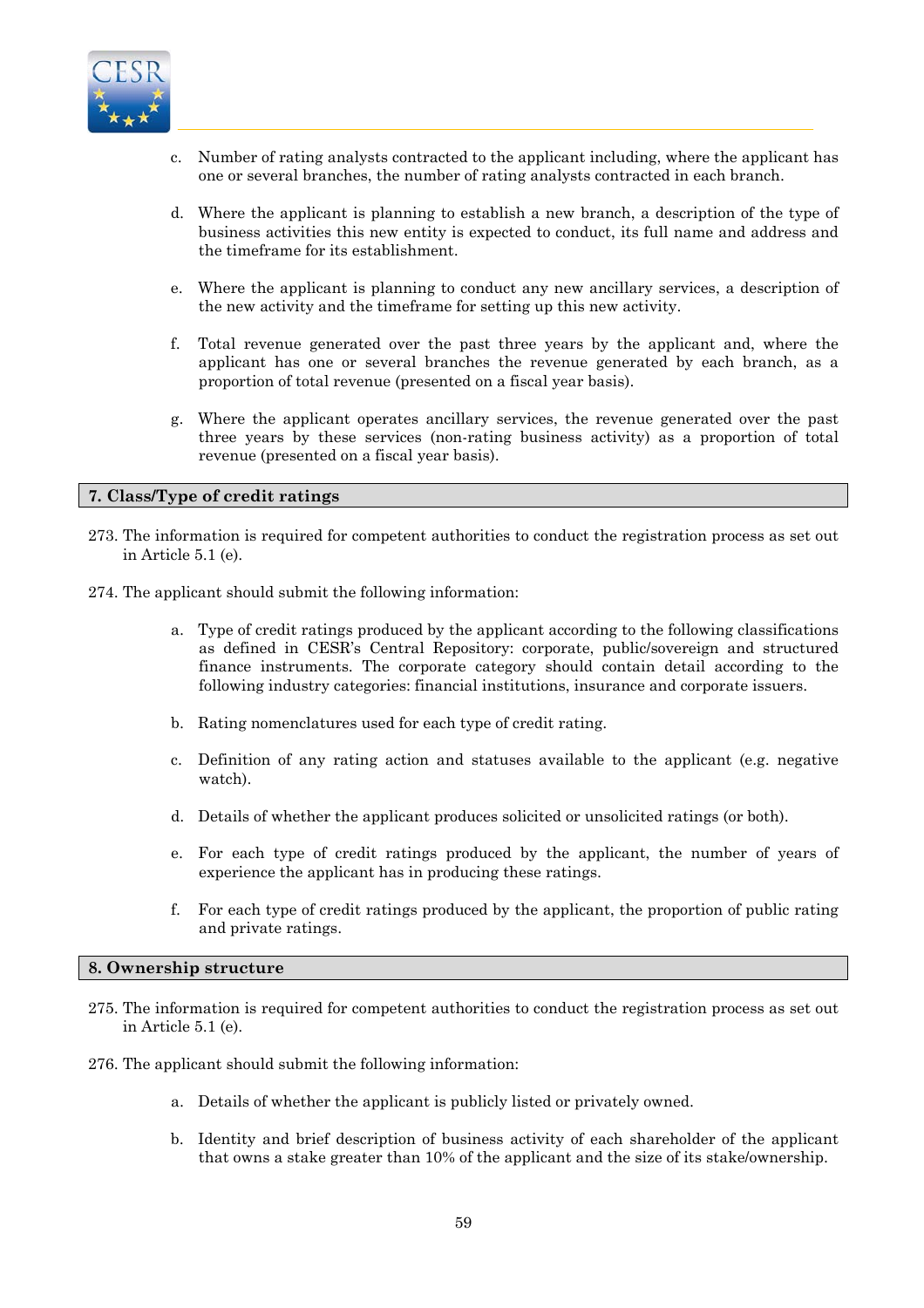c. Number of rating analysts contracted to the applicant including, where the applicant has one or several branches, the number of rating analysts contracted in each branch.

d. Where the applicant is planning to establish a new branch, a description of the type of business activities this new entity is expected to conduct, its full name and address and the timeframe for its establishment.

e. Where the applicant is planning to conduct any new ancillary services, a description of the new activity and the timeframe for setting up this new activity.

f. Total revenue generated over the past three years by the applicant and, where the applicant has one or several branches the revenue generated by each branch, as a proportion of total revenue (presented on a fiscal year basis).

g. Where the applicant operates ancillary services, the revenue generated over the past three years by these services (non-rating business activity) as a proportion of total revenue (presented on a fiscal year basis).

## 7. Class/Type of credit ratings

273. The information is required for competent authorities to conduct the registration process as set out in Article 5.1 (e).

274. The applicant should submit the following information:

a. Type of credit ratings produced by the applicant according to the following classifications as defined in CESR's Central Repository: corporate, public/sovereign and structured finance instruments. The corporate category should contain detail according to the following industry categories: financial institutions, insurance and corporate issuers.

b. Rating nomenclatures used for each type of credit rating.

c. Definition of any rating action and statuses available to the applicant (e.g. negative watch).

d. Details of whether the applicant produces solicited or unsolicited ratings (or both).

e. For each type of credit ratings produced by the applicant, the number of years of experience the applicant has in producing these ratings.

f. For each type of credit ratings produced by the applicant, the proportion of public rating and private ratings.

## 8. Ownership structure

275. The information is required for competent authorities to conduct the registration process as set out in Article 5.1 (e).

276. The applicant should submit the following information:

a. Details of whether the applicant is publicly listed or privately owned.

b. Identity and brief description of business activity of each shareholder of the applicant that owns a stake greater than 10% of the applicant and the size of its stake/ownership.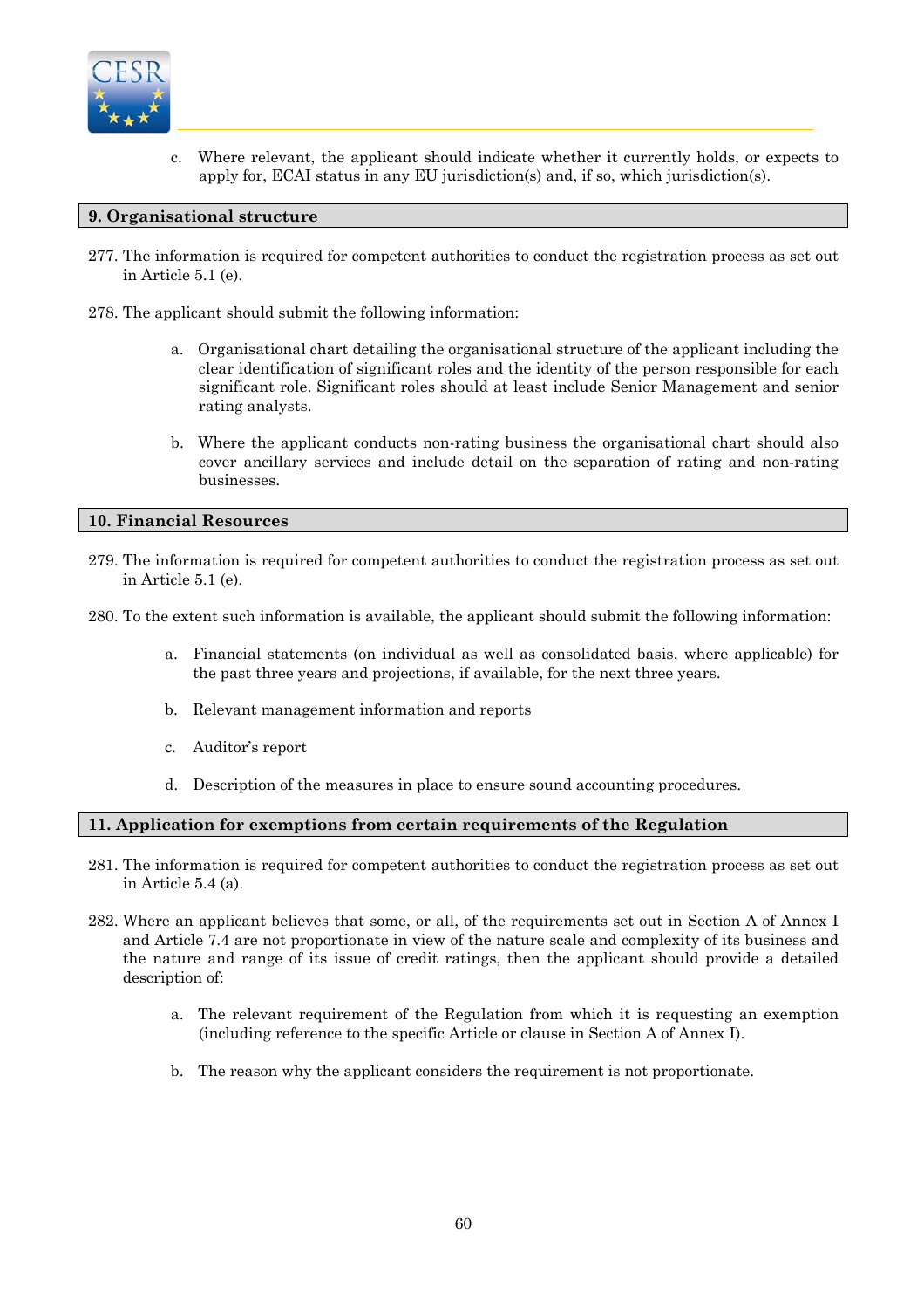c. Where relevant, the applicant should indicate whether it currently holds, or expects to apply for, ECAI status in any EU jurisdiction(s) and, if so, which jurisdiction(s).

## 9. Organisational structure

277. The information is required for competent authorities to conduct the registration process as set out in Article 5.1 (e).

278. The applicant should submit the following information:

a. Organisational chart detailing the organisational structure of the applicant including the clear identification of significant roles and the identity of the person responsible for each significant role. Significant roles should at least include Senior Management and senior rating analysts.

b. Where the applicant conducts non-rating business the organisational chart should also cover ancillary services and include detail on the separation of rating and non-rating businesses.

## 10. Financial Resources

279. The information is required for competent authorities to conduct the registration process as set out in Article 5.1 (e).

280. To the extent such information is available, the applicant should submit the following information:

a. Financial statements (on individual as well as consolidated basis, where applicable) for the past three years and projections, if available, for the next three years.

b. Relevant management information and reports

c. Auditor's report

d. Description of the measures in place to ensure sound accounting procedures.

## 11. Application for exemptions from certain requirements of the Regulation

281. The information is required for competent authorities to conduct the registration process as set out in Article 5.4 (a).

282. Where an applicant believes that some, or all, of the requirements set out in Section A of Annex I and Article 7.4 are not proportionate in view of the nature scale and complexity of its business and the nature and range of its issue of credit ratings, then the applicant should provide a detailed description of:

a. The relevant requirement of the Regulation from which it is requesting an exemption (including reference to the specific Article or clause in Section A of Annex I).

b. The reason why the applicant considers the requirement is not proportionate.